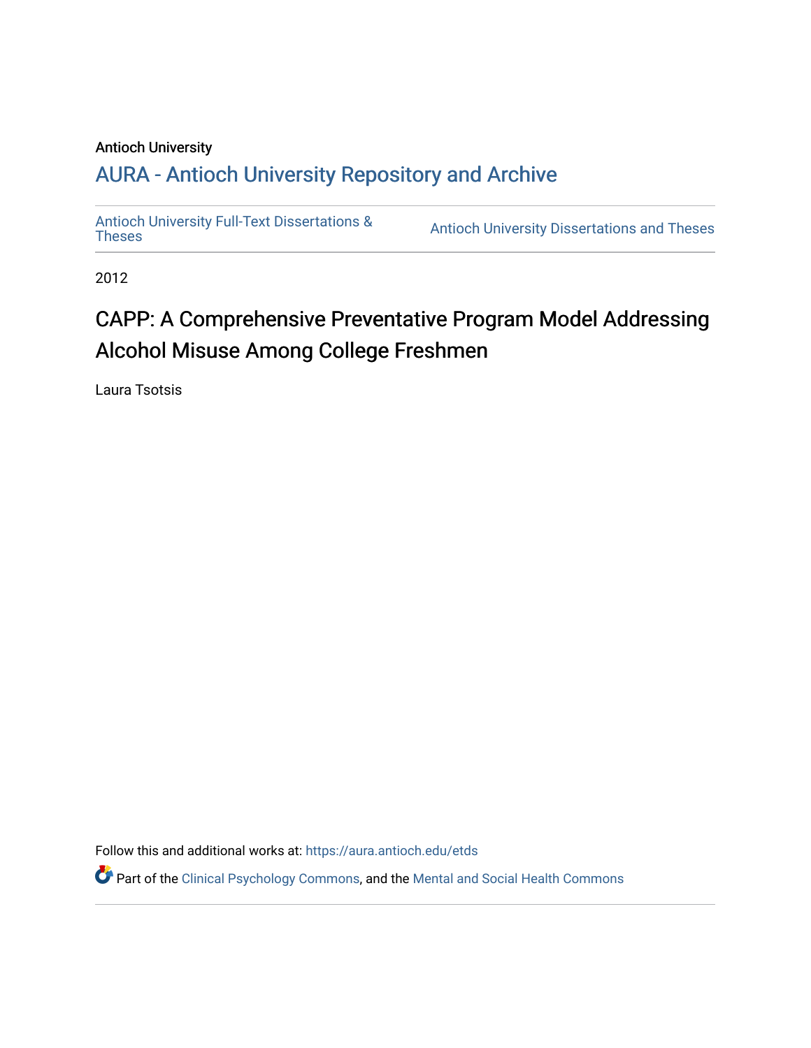Antioch University

# AURA - Antioch University Repository and Archive

Antioch University Full-Text Dissertations & Theses | Antioch University Dissertations and Theses

2012

# CAPP: A Comprehensive Preventative Program Model Addressing Alcohol Misuse Among College Freshmen

Laura Tsotsis

Follow this and additional works at: https://aura.antioch.edu/etds

Part of the Clinical Psychology Commons, and the Mental and Social Health Commons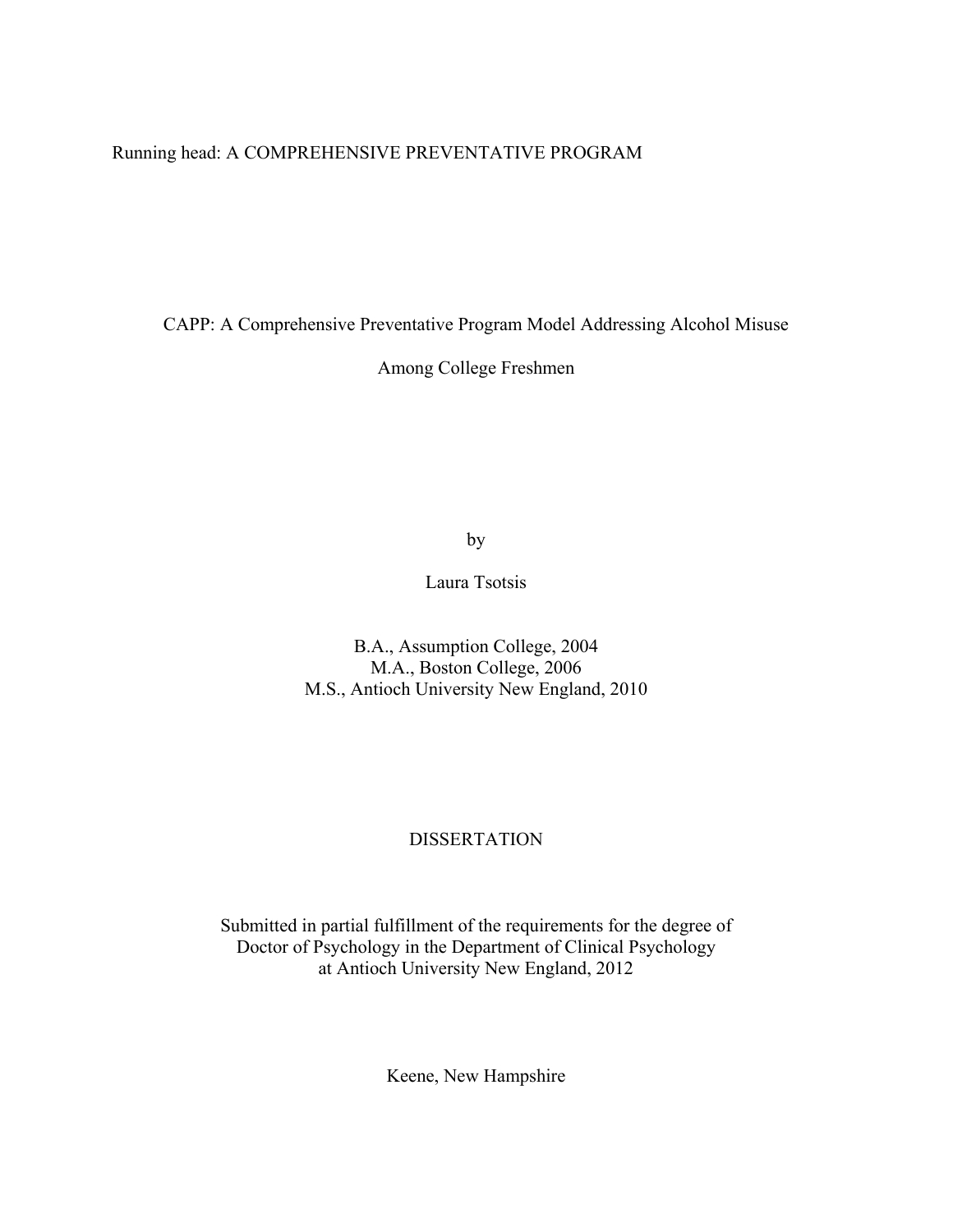CAPP: A Comprehensive Preventative Program Model Addressing Alcohol Misuse

Among College Freshmen

by

Laura Tsotsis

B.A., Assumption College, 2004
M.A., Boston College, 2006
M.S., Antioch University New England, 2010

DISSERTATION

Submitted in partial fulfillment of the requirements for the degree of
Doctor of Psychology in the Department of Clinical Psychology
at Antioch University New England, 2012

Keene, New Hampshire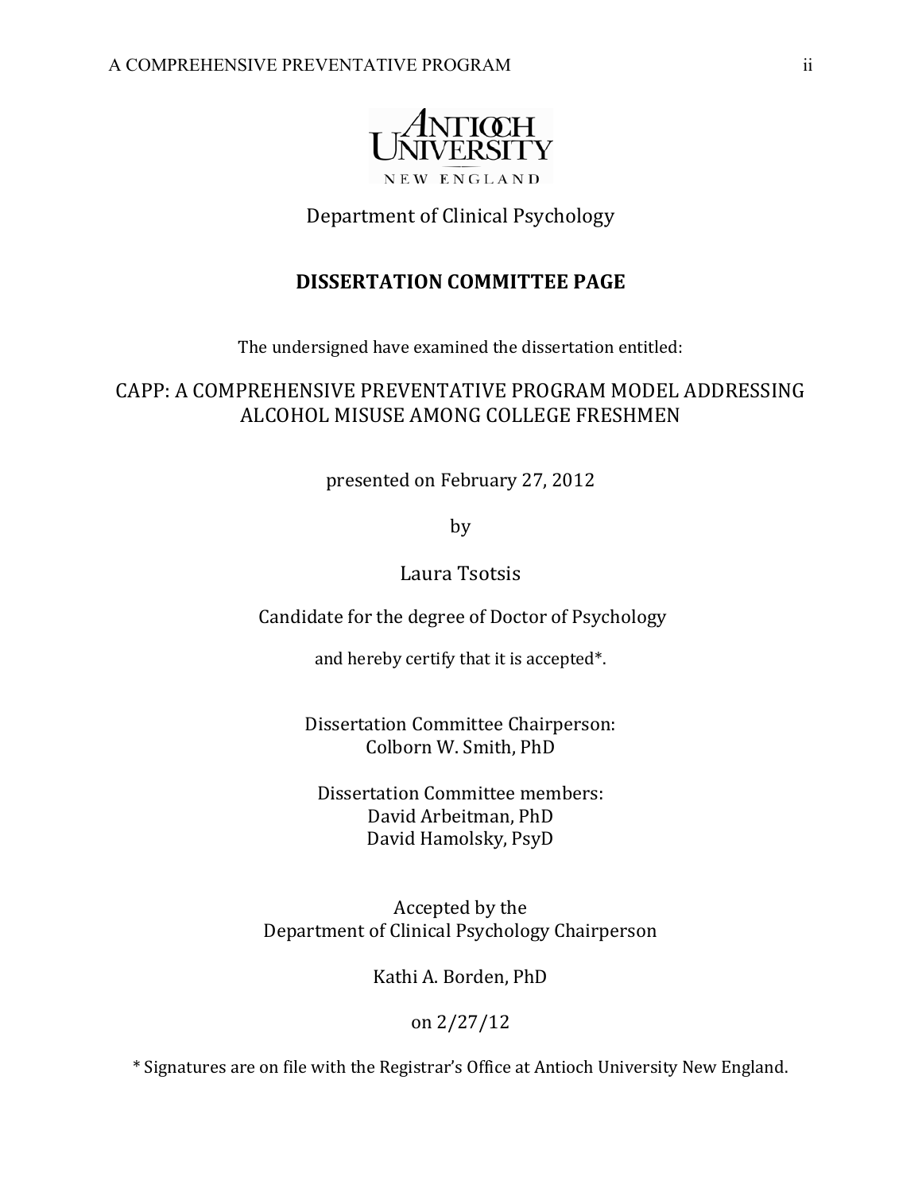ANTIOCH UNIVERSITY NEW ENGLAND

Department of Clinical Psychology

**DISSERTATION COMMITTEE PAGE**

The undersigned have examined the dissertation entitled:

CAPP: A COMPREHENSIVE PREVENTATIVE PROGRAM MODEL ADDRESSING ALCOHOL MISUSE AMONG COLLEGE FRESHMEN

presented on February 27, 2012

by

Laura Tsotsis

Candidate for the degree of Doctor of Psychology

and hereby certify that it is accepted*.

Dissertation Committee Chairperson:
Colborn W. Smith, PhD

Dissertation Committee members:
David Arbeitman, PhD
David Hamolsky, PsyD

Accepted by the
Department of Clinical Psychology Chairperson

Kathi A. Borden, PhD

on 2/27/12

* Signatures are on file with the Registrar's Office at Antioch University New England.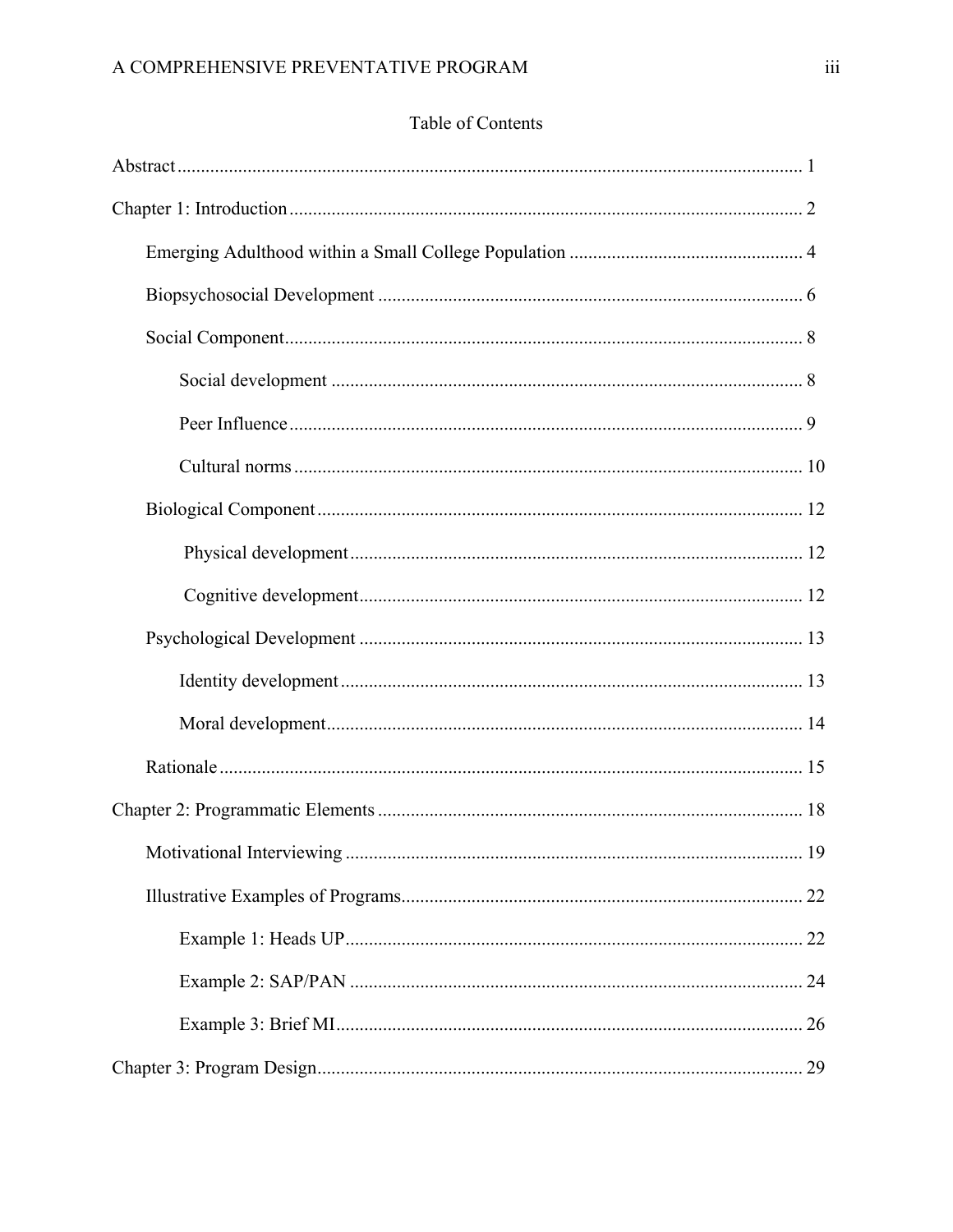## Table of Contents

Abstract ..................................................................................................................... 1

Chapter 1: Introduction ............................................................................................. 2

- Emerging Adulthood within a Small College Population .................................................. 4
- Biopsychosocial Development ........................................................................................... 6
- Social Component .............................................................................................................. 8
  - Social development ..................................................................................................... 8
  - Peer Influence ............................................................................................................. 9
  - Cultural norms ............................................................................................................ 10
- Biological Component ....................................................................................................... 12
  - Physical development ................................................................................................. 12
  - Cognitive development ............................................................................................... 12
- Psychological Development .............................................................................................. 13
  - Identity development .................................................................................................. 13
  - Moral development ..................................................................................................... 14
- Rationale ............................................................................................................................ 15

Chapter 2: Programmatic Elements ........................................................................... 18

- Motivational Interviewing ................................................................................................. 19
- Illustrative Examples of Programs ..................................................................................... 22
  - Example 1: Heads UP ................................................................................................. 22
  - Example 2: SAP/PAN ................................................................................................. 24
  - Example 3: Brief MI ................................................................................................... 26

Chapter 3: Program Design ........................................................................................ 29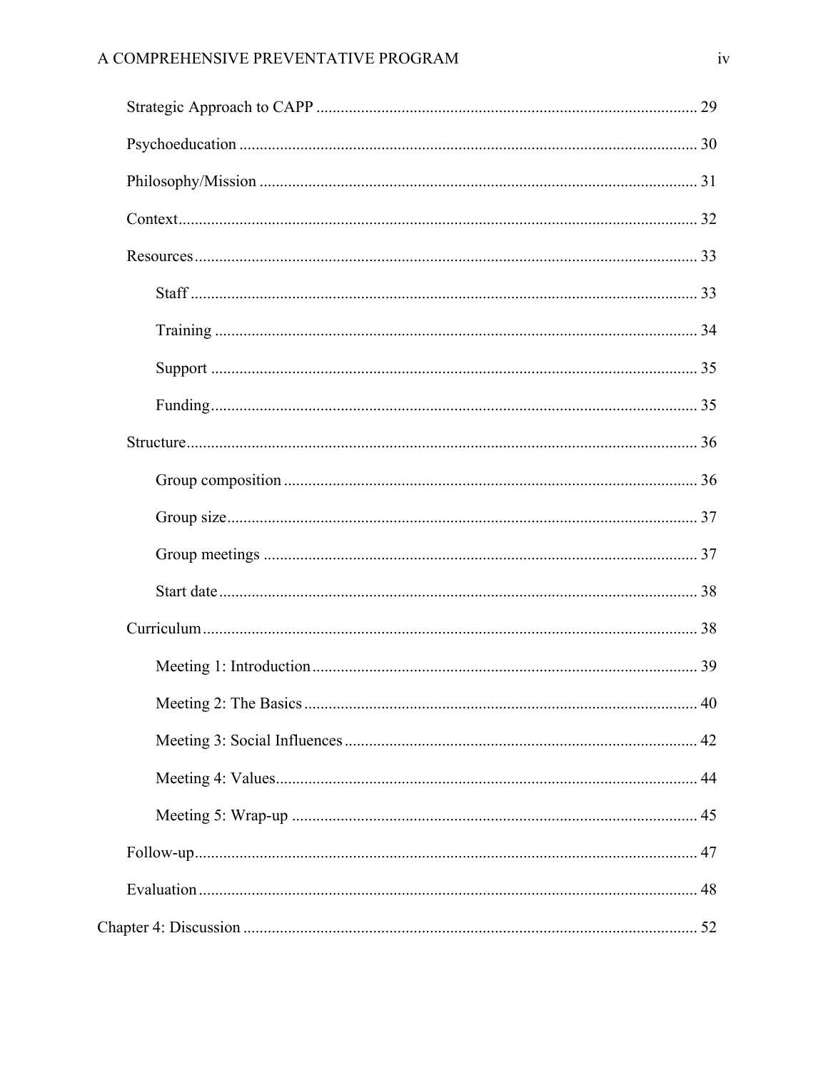Strategic Approach to CAPP ..... 29

Psychoeducation ..... 30

Philosophy/Mission ..... 31

Context ..... 32

Resources ..... 33

- Staff ..... 33
- Training ..... 34
- Support ..... 35
- Funding ..... 35

Structure ..... 36

- Group composition ..... 36
- Group size ..... 37
- Group meetings ..... 37
- Start date ..... 38

Curriculum ..... 38

- Meeting 1: Introduction ..... 39
- Meeting 2: The Basics ..... 40
- Meeting 3: Social Influences ..... 42
- Meeting 4: Values ..... 44
- Meeting 5: Wrap-up ..... 45

Follow-up ..... 47

Evaluation ..... 48

Chapter 4: Discussion ..... 52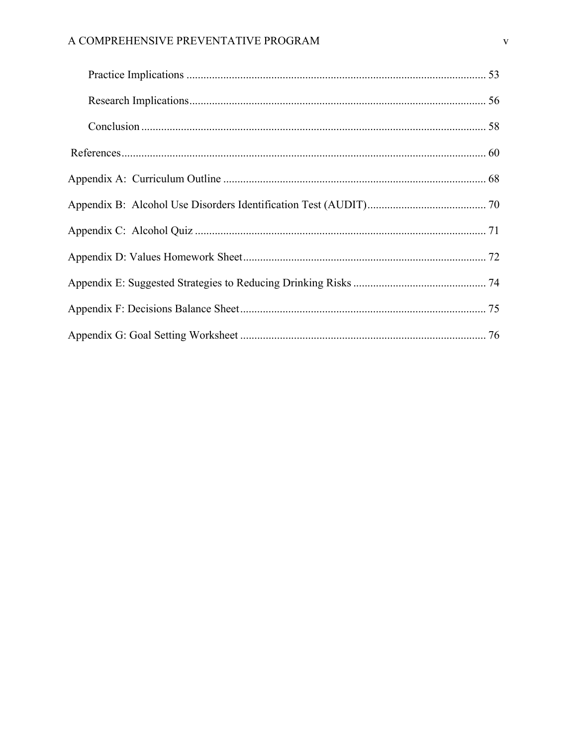Practice Implications ........................................................................................................ 53

Research Implications........................................................................................................ 56

Conclusion ......................................................................................................................... 58

References................................................................................................................................ 60

Appendix A: Curriculum Outline ............................................................................................ 68

Appendix B: Alcohol Use Disorders Identification Test (AUDIT).......................................... 70

Appendix C: Alcohol Quiz ...................................................................................................... 71

Appendix D: Values Homework Sheet..................................................................................... 72

Appendix E: Suggested Strategies to Reducing Drinking Risks ............................................... 74

Appendix F: Decisions Balance Sheet....................................................................................... 75

Appendix G: Goal Setting Worksheet ....................................................................................... 76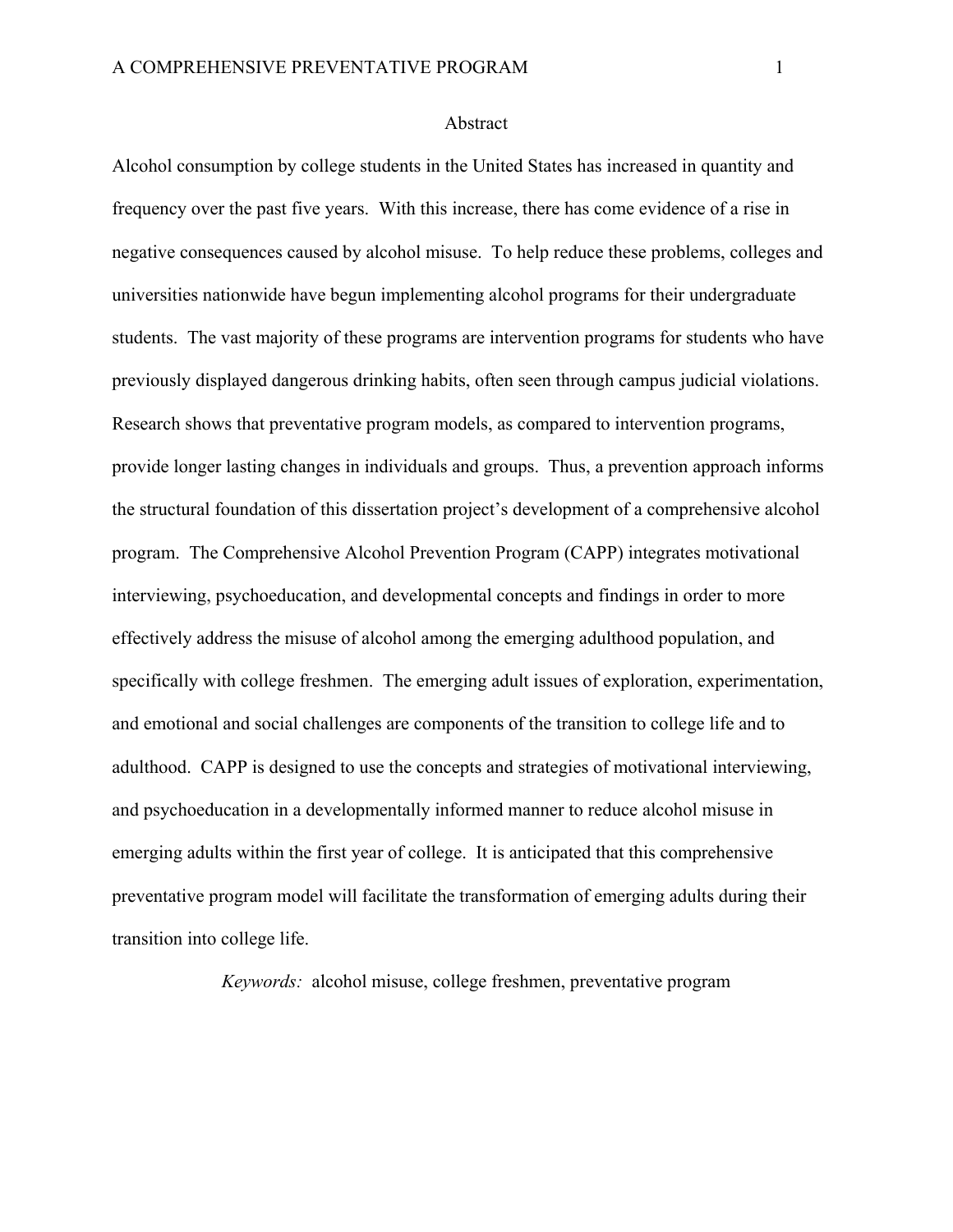## Abstract

Alcohol consumption by college students in the United States has increased in quantity and frequency over the past five years. With this increase, there has come evidence of a rise in negative consequences caused by alcohol misuse. To help reduce these problems, colleges and universities nationwide have begun implementing alcohol programs for their undergraduate students. The vast majority of these programs are intervention programs for students who have previously displayed dangerous drinking habits, often seen through campus judicial violations. Research shows that preventative program models, as compared to intervention programs, provide longer lasting changes in individuals and groups. Thus, a prevention approach informs the structural foundation of this dissertation project's development of a comprehensive alcohol program. The Comprehensive Alcohol Prevention Program (CAPP) integrates motivational interviewing, psychoeducation, and developmental concepts and findings in order to more effectively address the misuse of alcohol among the emerging adulthood population, and specifically with college freshmen. The emerging adult issues of exploration, experimentation, and emotional and social challenges are components of the transition to college life and to adulthood. CAPP is designed to use the concepts and strategies of motivational interviewing, and psychoeducation in a developmentally informed manner to reduce alcohol misuse in emerging adults within the first year of college. It is anticipated that this comprehensive preventative program model will facilitate the transformation of emerging adults during their transition into college life.

*Keywords:* alcohol misuse, college freshmen, preventative program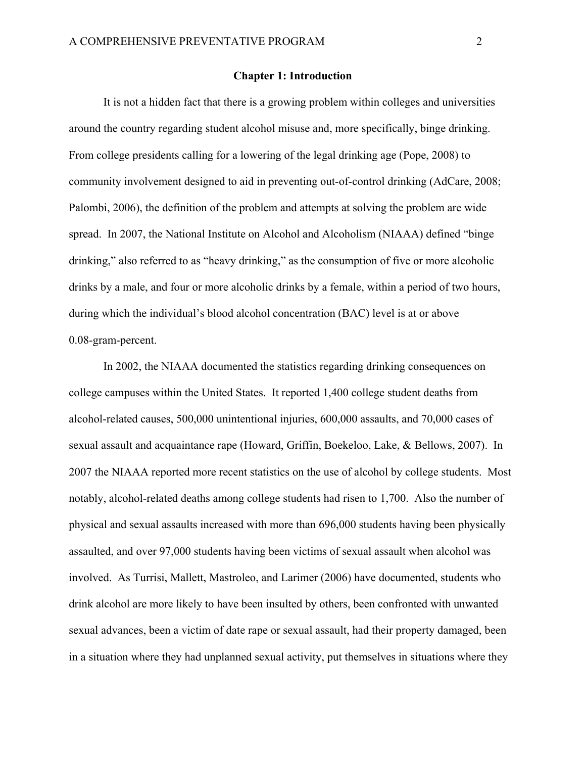## Chapter 1: Introduction

It is not a hidden fact that there is a growing problem within colleges and universities around the country regarding student alcohol misuse and, more specifically, binge drinking. From college presidents calling for a lowering of the legal drinking age (Pope, 2008) to community involvement designed to aid in preventing out-of-control drinking (AdCare, 2008; Palombi, 2006), the definition of the problem and attempts at solving the problem are wide spread. In 2007, the National Institute on Alcohol and Alcoholism (NIAAA) defined "binge drinking," also referred to as "heavy drinking," as the consumption of five or more alcoholic drinks by a male, and four or more alcoholic drinks by a female, within a period of two hours, during which the individual's blood alcohol concentration (BAC) level is at or above 0.08-gram-percent.

In 2002, the NIAAA documented the statistics regarding drinking consequences on college campuses within the United States. It reported 1,400 college student deaths from alcohol-related causes, 500,000 unintentional injuries, 600,000 assaults, and 70,000 cases of sexual assault and acquaintance rape (Howard, Griffin, Boekeloo, Lake, & Bellows, 2007). In 2007 the NIAAA reported more recent statistics on the use of alcohol by college students. Most notably, alcohol-related deaths among college students had risen to 1,700. Also the number of physical and sexual assaults increased with more than 696,000 students having been physically assaulted, and over 97,000 students having been victims of sexual assault when alcohol was involved. As Turrisi, Mallett, Mastroleo, and Larimer (2006) have documented, students who drink alcohol are more likely to have been insulted by others, been confronted with unwanted sexual advances, been a victim of date rape or sexual assault, had their property damaged, been in a situation where they had unplanned sexual activity, put themselves in situations where they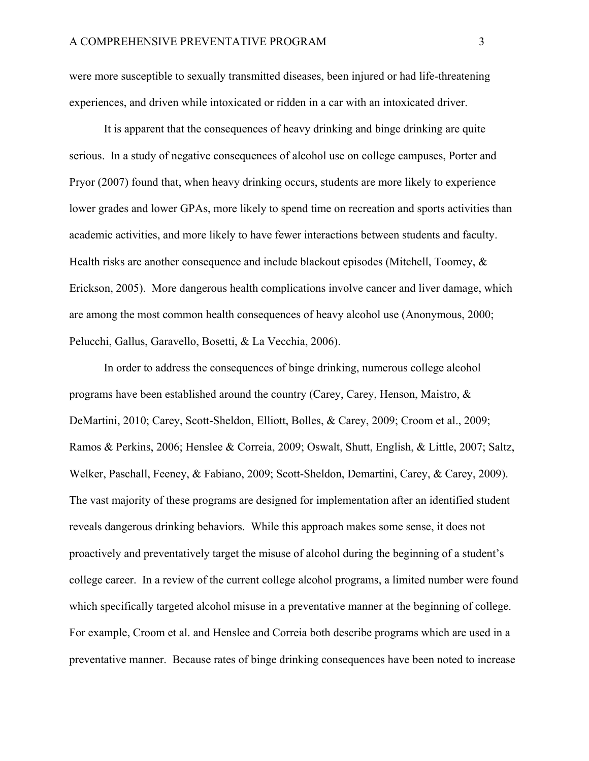were more susceptible to sexually transmitted diseases, been injured or had life-threatening experiences, and driven while intoxicated or ridden in a car with an intoxicated driver.

It is apparent that the consequences of heavy drinking and binge drinking are quite serious. In a study of negative consequences of alcohol use on college campuses, Porter and Pryor (2007) found that, when heavy drinking occurs, students are more likely to experience lower grades and lower GPAs, more likely to spend time on recreation and sports activities than academic activities, and more likely to have fewer interactions between students and faculty. Health risks are another consequence and include blackout episodes (Mitchell, Toomey, & Erickson, 2005). More dangerous health complications involve cancer and liver damage, which are among the most common health consequences of heavy alcohol use (Anonymous, 2000; Pelucchi, Gallus, Garavello, Bosetti, & La Vecchia, 2006).

In order to address the consequences of binge drinking, numerous college alcohol programs have been established around the country (Carey, Carey, Henson, Maistro, & DeMartini, 2010; Carey, Scott-Sheldon, Elliott, Bolles, & Carey, 2009; Croom et al., 2009; Ramos & Perkins, 2006; Henslee & Correia, 2009; Oswalt, Shutt, English, & Little, 2007; Saltz, Welker, Paschall, Feeney, & Fabiano, 2009; Scott-Sheldon, Demartini, Carey, & Carey, 2009). The vast majority of these programs are designed for implementation after an identified student reveals dangerous drinking behaviors. While this approach makes some sense, it does not proactively and preventatively target the misuse of alcohol during the beginning of a student's college career. In a review of the current college alcohol programs, a limited number were found which specifically targeted alcohol misuse in a preventative manner at the beginning of college. For example, Croom et al. and Henslee and Correia both describe programs which are used in a preventative manner. Because rates of binge drinking consequences have been noted to increase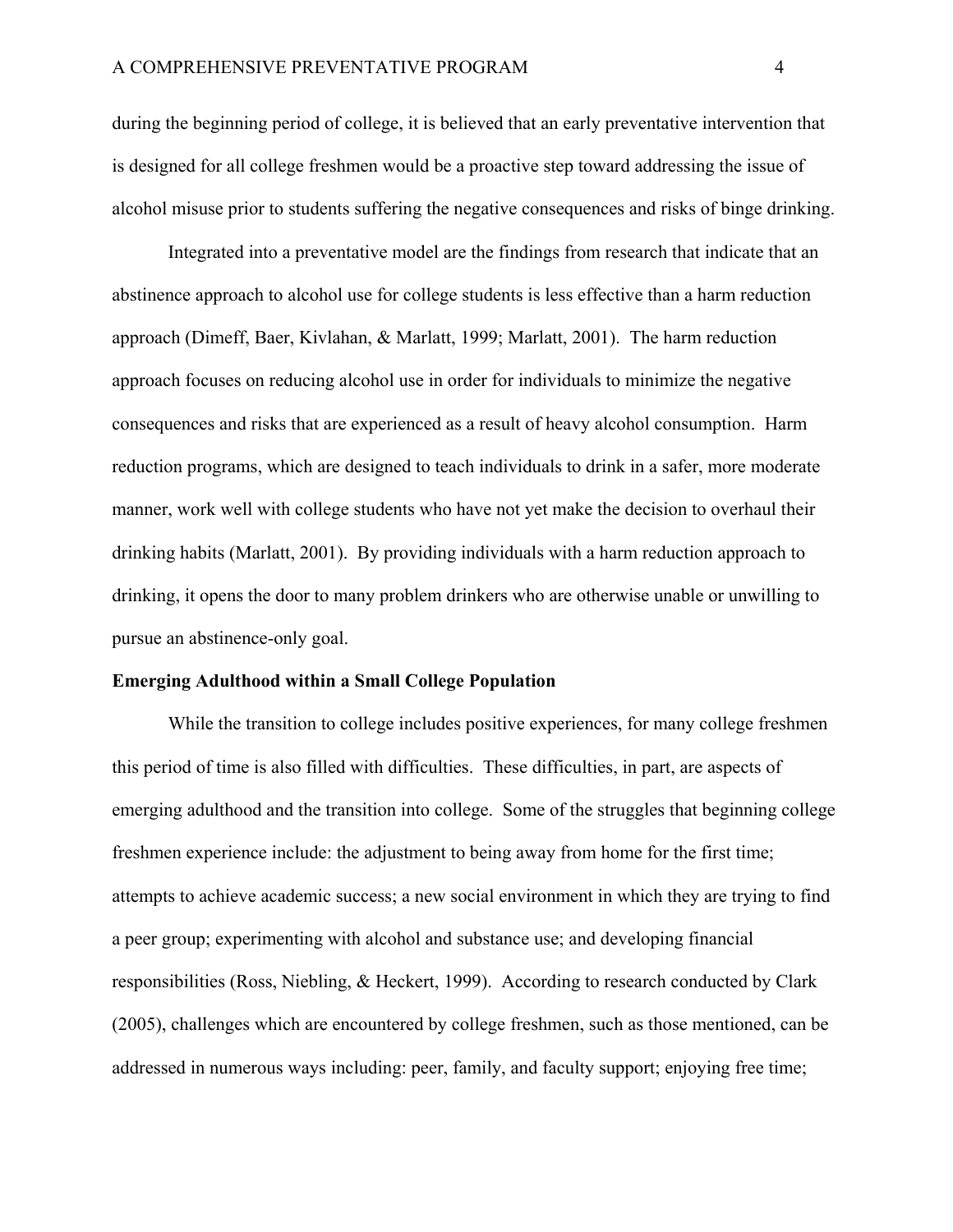during the beginning period of college, it is believed that an early preventative intervention that is designed for all college freshmen would be a proactive step toward addressing the issue of alcohol misuse prior to students suffering the negative consequences and risks of binge drinking.

Integrated into a preventative model are the findings from research that indicate that an abstinence approach to alcohol use for college students is less effective than a harm reduction approach (Dimeff, Baer, Kivlahan, & Marlatt, 1999; Marlatt, 2001). The harm reduction approach focuses on reducing alcohol use in order for individuals to minimize the negative consequences and risks that are experienced as a result of heavy alcohol consumption. Harm reduction programs, which are designed to teach individuals to drink in a safer, more moderate manner, work well with college students who have not yet make the decision to overhaul their drinking habits (Marlatt, 2001). By providing individuals with a harm reduction approach to drinking, it opens the door to many problem drinkers who are otherwise unable or unwilling to pursue an abstinence-only goal.

**Emerging Adulthood within a Small College Population**

While the transition to college includes positive experiences, for many college freshmen this period of time is also filled with difficulties. These difficulties, in part, are aspects of emerging adulthood and the transition into college. Some of the struggles that beginning college freshmen experience include: the adjustment to being away from home for the first time; attempts to achieve academic success; a new social environment in which they are trying to find a peer group; experimenting with alcohol and substance use; and developing financial responsibilities (Ross, Niebling, & Heckert, 1999). According to research conducted by Clark (2005), challenges which are encountered by college freshmen, such as those mentioned, can be addressed in numerous ways including: peer, family, and faculty support; enjoying free time;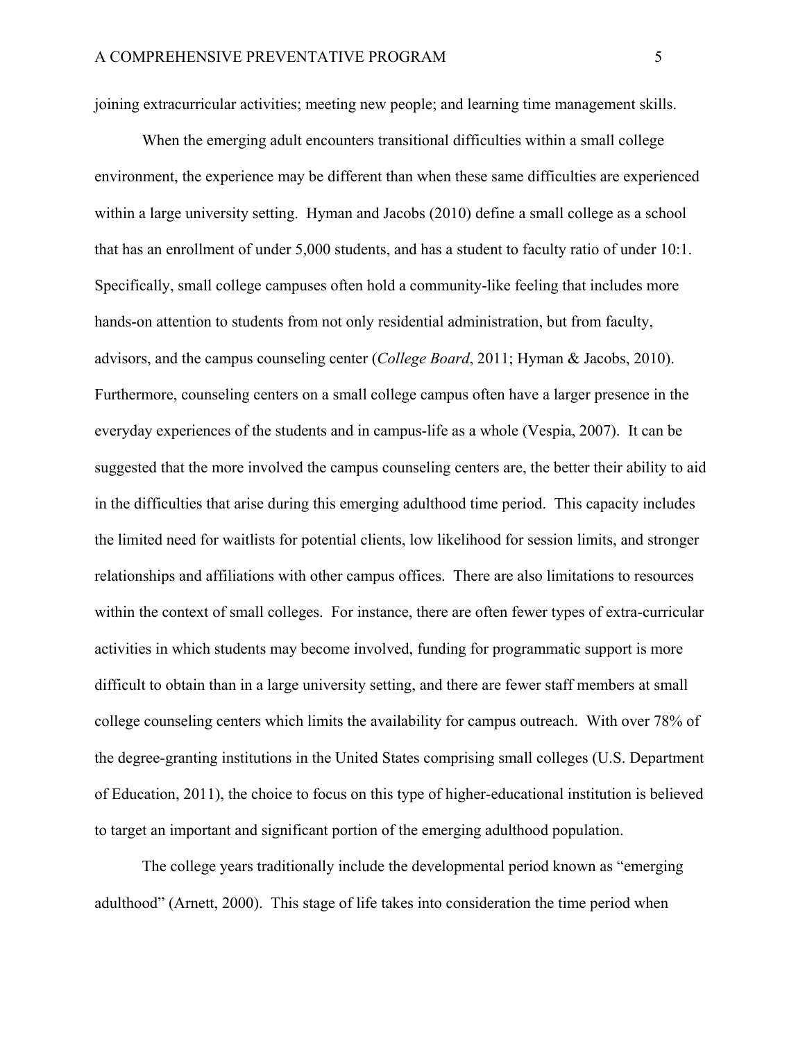joining extracurricular activities; meeting new people; and learning time management skills.

When the emerging adult encounters transitional difficulties within a small college environment, the experience may be different than when these same difficulties are experienced within a large university setting. Hyman and Jacobs (2010) define a small college as a school that has an enrollment of under 5,000 students, and has a student to faculty ratio of under 10:1. Specifically, small college campuses often hold a community-like feeling that includes more hands-on attention to students from not only residential administration, but from faculty, advisors, and the campus counseling center (*College Board*, 2011; Hyman & Jacobs, 2010). Furthermore, counseling centers on a small college campus often have a larger presence in the everyday experiences of the students and in campus-life as a whole (Vespia, 2007). It can be suggested that the more involved the campus counseling centers are, the better their ability to aid in the difficulties that arise during this emerging adulthood time period. This capacity includes the limited need for waitlists for potential clients, low likelihood for session limits, and stronger relationships and affiliations with other campus offices. There are also limitations to resources within the context of small colleges. For instance, there are often fewer types of extra-curricular activities in which students may become involved, funding for programmatic support is more difficult to obtain than in a large university setting, and there are fewer staff members at small college counseling centers which limits the availability for campus outreach. With over 78% of the degree-granting institutions in the United States comprising small colleges (U.S. Department of Education, 2011), the choice to focus on this type of higher-educational institution is believed to target an important and significant portion of the emerging adulthood population.

The college years traditionally include the developmental period known as "emerging adulthood" (Arnett, 2000). This stage of life takes into consideration the time period when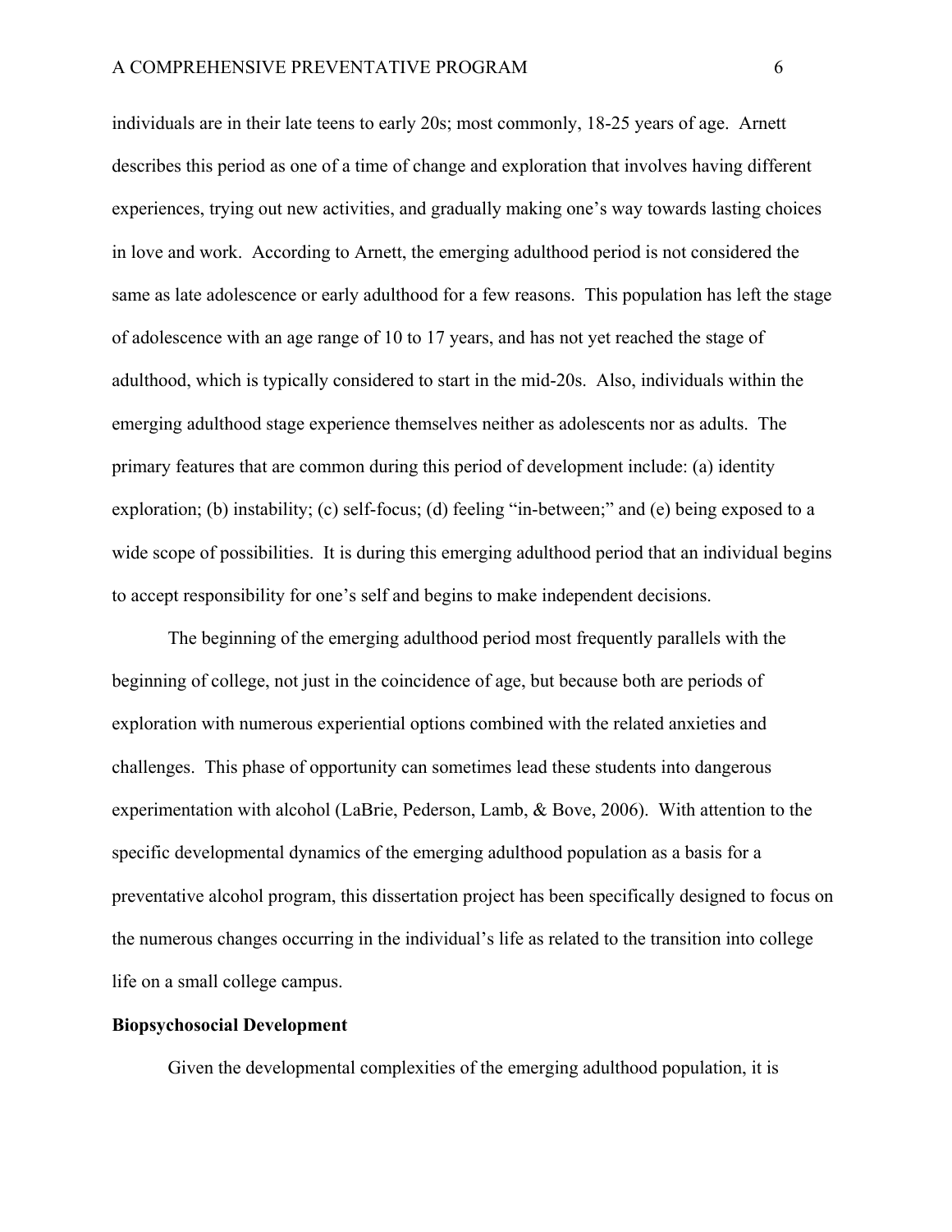individuals are in their late teens to early 20s; most commonly, 18-25 years of age. Arnett describes this period as one of a time of change and exploration that involves having different experiences, trying out new activities, and gradually making one's way towards lasting choices in love and work. According to Arnett, the emerging adulthood period is not considered the same as late adolescence or early adulthood for a few reasons. This population has left the stage of adolescence with an age range of 10 to 17 years, and has not yet reached the stage of adulthood, which is typically considered to start in the mid-20s. Also, individuals within the emerging adulthood stage experience themselves neither as adolescents nor as adults. The primary features that are common during this period of development include: (a) identity exploration; (b) instability; (c) self-focus; (d) feeling "in-between;" and (e) being exposed to a wide scope of possibilities. It is during this emerging adulthood period that an individual begins to accept responsibility for one's self and begins to make independent decisions.

The beginning of the emerging adulthood period most frequently parallels with the beginning of college, not just in the coincidence of age, but because both are periods of exploration with numerous experiential options combined with the related anxieties and challenges. This phase of opportunity can sometimes lead these students into dangerous experimentation with alcohol (LaBrie, Pederson, Lamb, & Bove, 2006). With attention to the specific developmental dynamics of the emerging adulthood population as a basis for a preventative alcohol program, this dissertation project has been specifically designed to focus on the numerous changes occurring in the individual's life as related to the transition into college life on a small college campus.

**Biopsychosocial Development**

Given the developmental complexities of the emerging adulthood population, it is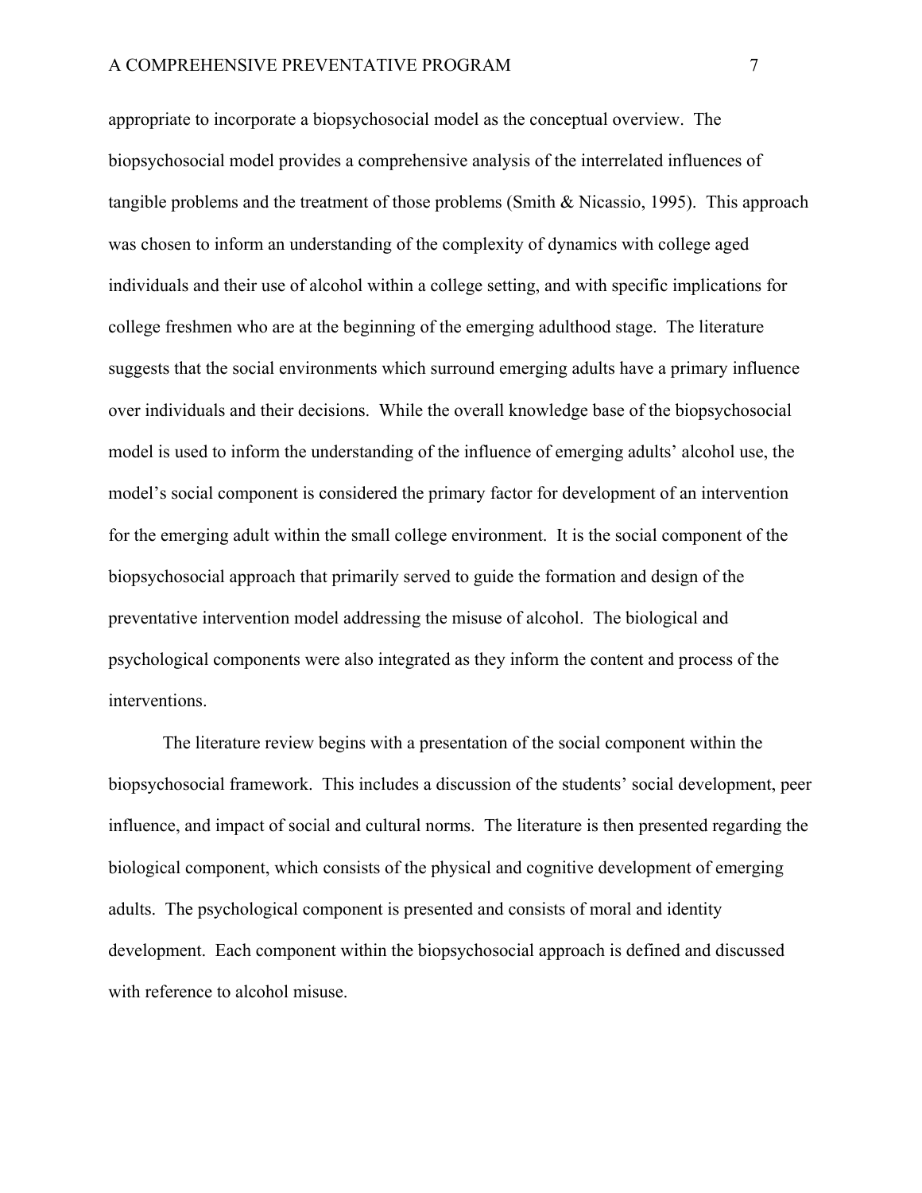appropriate to incorporate a biopsychosocial model as the conceptual overview. The biopsychosocial model provides a comprehensive analysis of the interrelated influences of tangible problems and the treatment of those problems (Smith & Nicassio, 1995). This approach was chosen to inform an understanding of the complexity of dynamics with college aged individuals and their use of alcohol within a college setting, and with specific implications for college freshmen who are at the beginning of the emerging adulthood stage. The literature suggests that the social environments which surround emerging adults have a primary influence over individuals and their decisions. While the overall knowledge base of the biopsychosocial model is used to inform the understanding of the influence of emerging adults' alcohol use, the model's social component is considered the primary factor for development of an intervention for the emerging adult within the small college environment. It is the social component of the biopsychosocial approach that primarily served to guide the formation and design of the preventative intervention model addressing the misuse of alcohol. The biological and psychological components were also integrated as they inform the content and process of the interventions.

The literature review begins with a presentation of the social component within the biopsychosocial framework. This includes a discussion of the students' social development, peer influence, and impact of social and cultural norms. The literature is then presented regarding the biological component, which consists of the physical and cognitive development of emerging adults. The psychological component is presented and consists of moral and identity development. Each component within the biopsychosocial approach is defined and discussed with reference to alcohol misuse.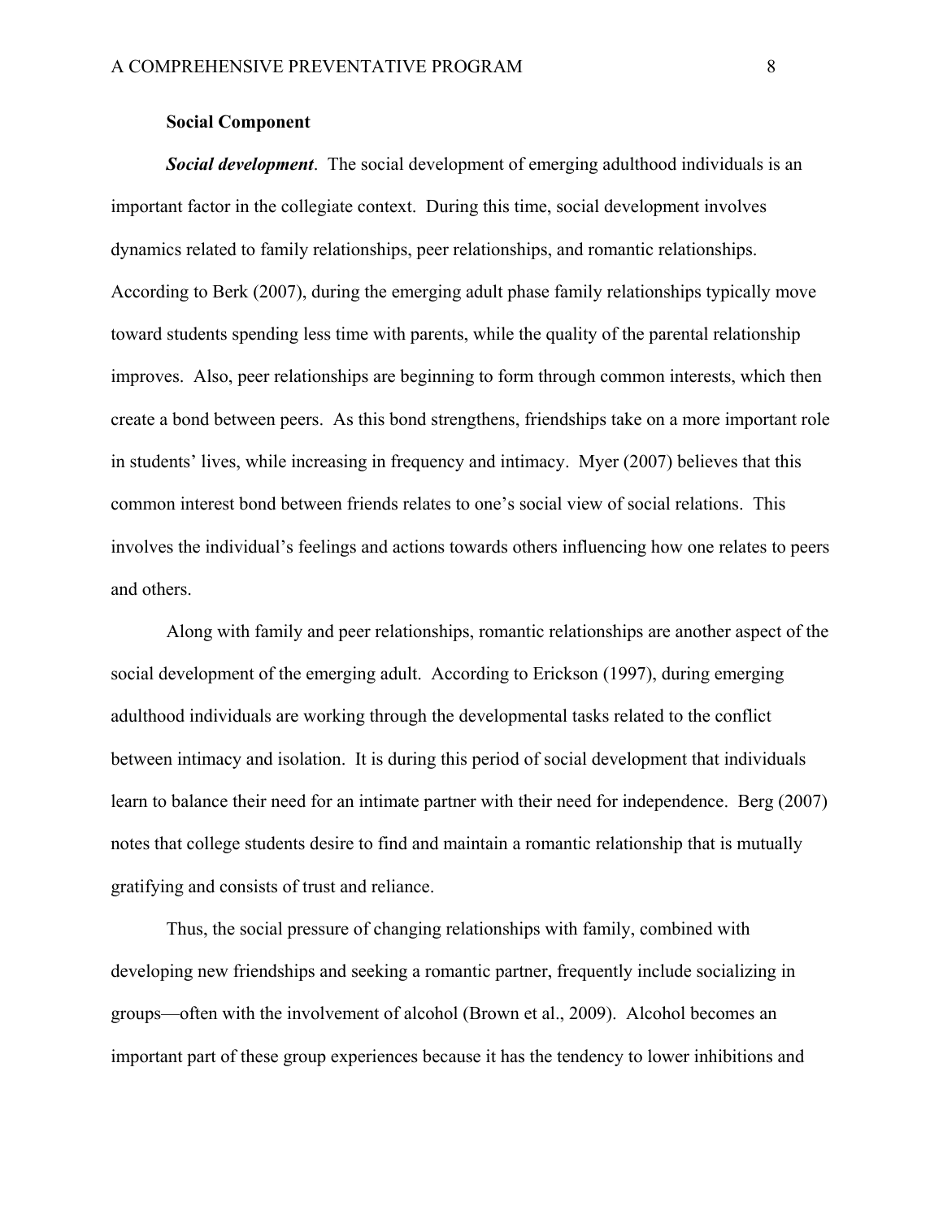**Social Component**

***Social development***. The social development of emerging adulthood individuals is an important factor in the collegiate context. During this time, social development involves dynamics related to family relationships, peer relationships, and romantic relationships. According to Berk (2007), during the emerging adult phase family relationships typically move toward students spending less time with parents, while the quality of the parental relationship improves. Also, peer relationships are beginning to form through common interests, which then create a bond between peers. As this bond strengthens, friendships take on a more important role in students' lives, while increasing in frequency and intimacy. Myer (2007) believes that this common interest bond between friends relates to one's social view of social relations. This involves the individual's feelings and actions towards others influencing how one relates to peers and others.

Along with family and peer relationships, romantic relationships are another aspect of the social development of the emerging adult. According to Erickson (1997), during emerging adulthood individuals are working through the developmental tasks related to the conflict between intimacy and isolation. It is during this period of social development that individuals learn to balance their need for an intimate partner with their need for independence. Berg (2007) notes that college students desire to find and maintain a romantic relationship that is mutually gratifying and consists of trust and reliance.

Thus, the social pressure of changing relationships with family, combined with developing new friendships and seeking a romantic partner, frequently include socializing in groups—often with the involvement of alcohol (Brown et al., 2009). Alcohol becomes an important part of these group experiences because it has the tendency to lower inhibitions and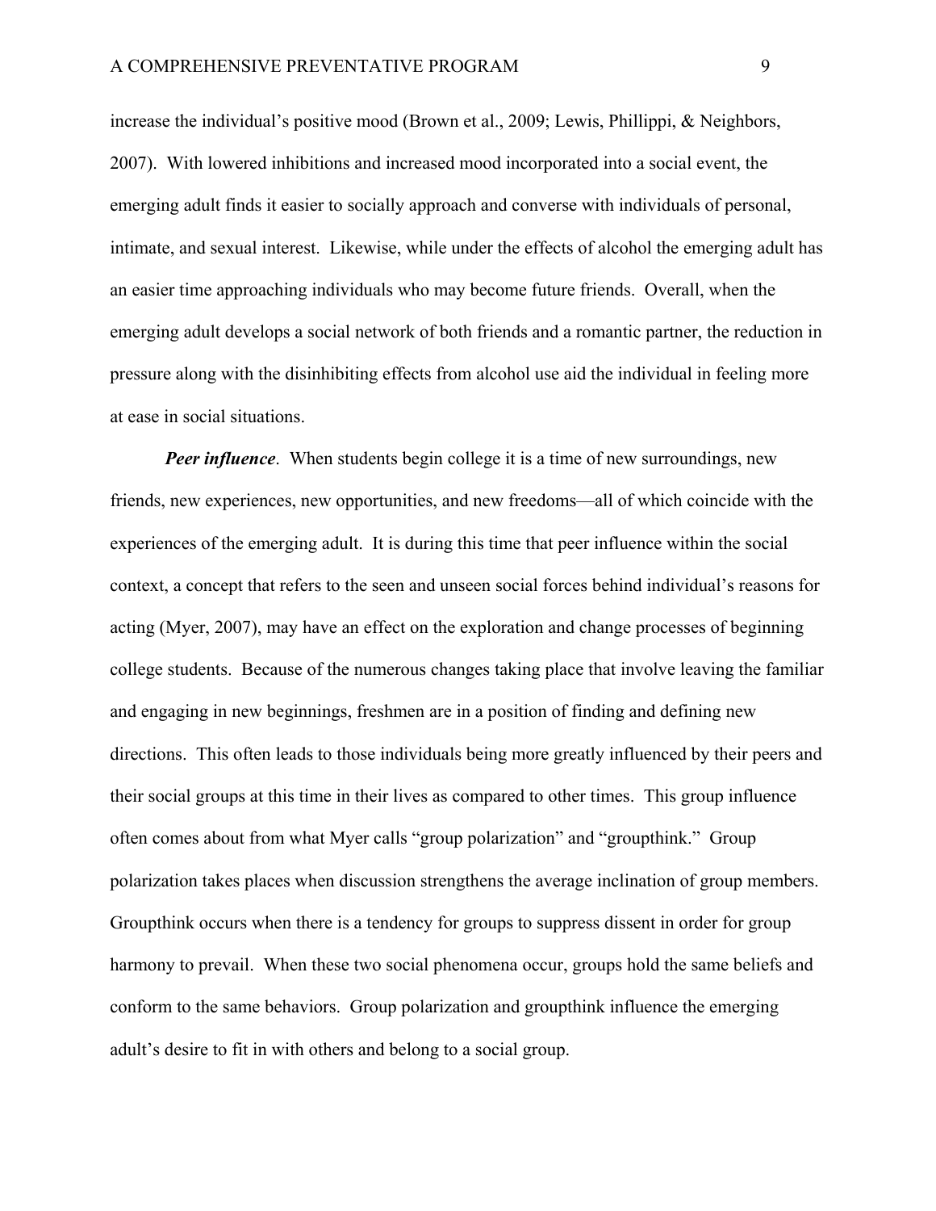increase the individual's positive mood (Brown et al., 2009; Lewis, Phillippi, & Neighbors, 2007). With lowered inhibitions and increased mood incorporated into a social event, the emerging adult finds it easier to socially approach and converse with individuals of personal, intimate, and sexual interest. Likewise, while under the effects of alcohol the emerging adult has an easier time approaching individuals who may become future friends. Overall, when the emerging adult develops a social network of both friends and a romantic partner, the reduction in pressure along with the disinhibiting effects from alcohol use aid the individual in feeling more at ease in social situations.

***Peer influence***. When students begin college it is a time of new surroundings, new friends, new experiences, new opportunities, and new freedoms—all of which coincide with the experiences of the emerging adult. It is during this time that peer influence within the social context, a concept that refers to the seen and unseen social forces behind individual's reasons for acting (Myer, 2007), may have an effect on the exploration and change processes of beginning college students. Because of the numerous changes taking place that involve leaving the familiar and engaging in new beginnings, freshmen are in a position of finding and defining new directions. This often leads to those individuals being more greatly influenced by their peers and their social groups at this time in their lives as compared to other times. This group influence often comes about from what Myer calls "group polarization" and "groupthink." Group polarization takes places when discussion strengthens the average inclination of group members. Groupthink occurs when there is a tendency for groups to suppress dissent in order for group harmony to prevail. When these two social phenomena occur, groups hold the same beliefs and conform to the same behaviors. Group polarization and groupthink influence the emerging adult's desire to fit in with others and belong to a social group.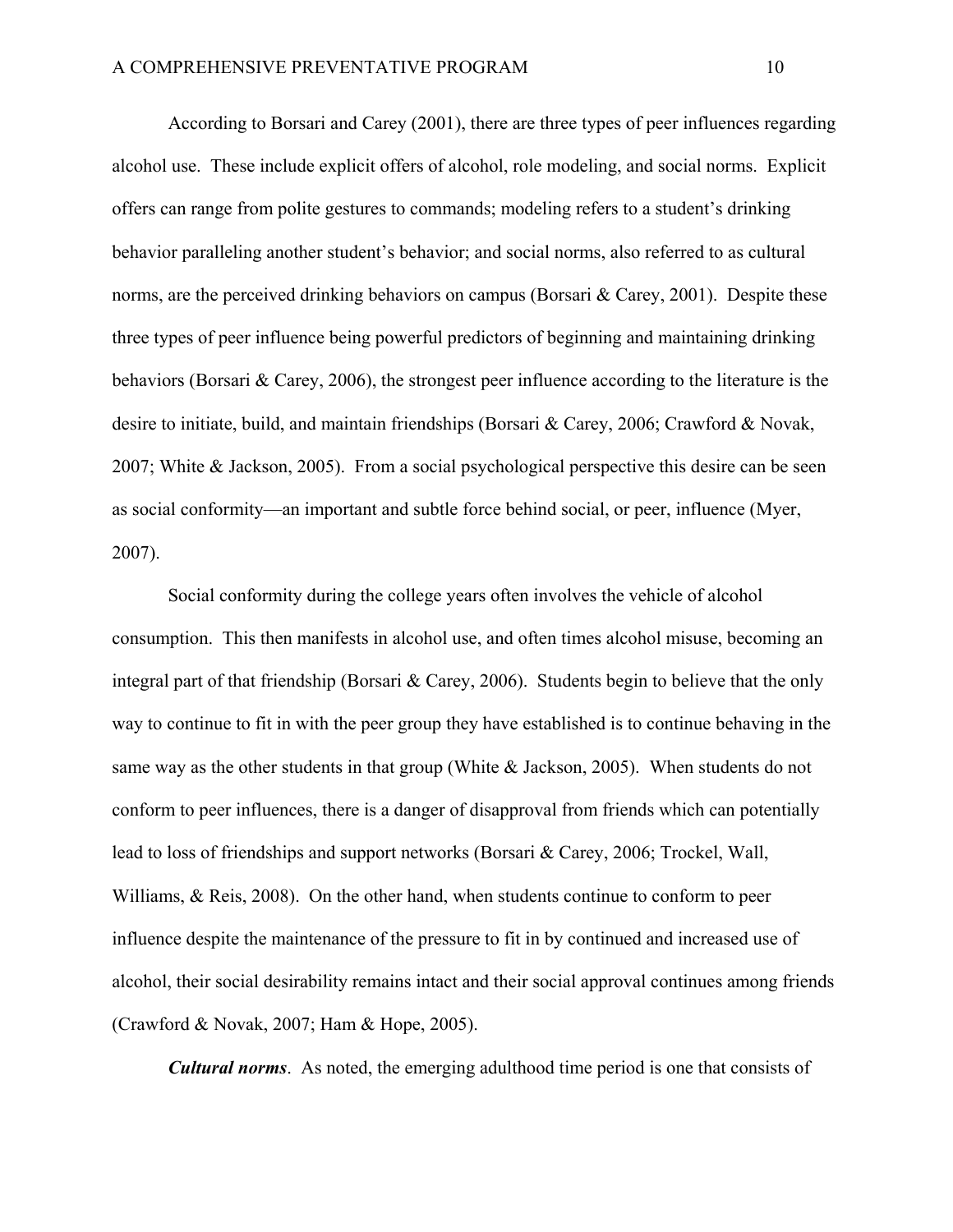According to Borsari and Carey (2001), there are three types of peer influences regarding alcohol use. These include explicit offers of alcohol, role modeling, and social norms. Explicit offers can range from polite gestures to commands; modeling refers to a student's drinking behavior paralleling another student's behavior; and social norms, also referred to as cultural norms, are the perceived drinking behaviors on campus (Borsari & Carey, 2001). Despite these three types of peer influence being powerful predictors of beginning and maintaining drinking behaviors (Borsari & Carey, 2006), the strongest peer influence according to the literature is the desire to initiate, build, and maintain friendships (Borsari & Carey, 2006; Crawford & Novak, 2007; White & Jackson, 2005). From a social psychological perspective this desire can be seen as social conformity—an important and subtle force behind social, or peer, influence (Myer, 2007).

Social conformity during the college years often involves the vehicle of alcohol consumption. This then manifests in alcohol use, and often times alcohol misuse, becoming an integral part of that friendship (Borsari & Carey, 2006). Students begin to believe that the only way to continue to fit in with the peer group they have established is to continue behaving in the same way as the other students in that group (White & Jackson, 2005). When students do not conform to peer influences, there is a danger of disapproval from friends which can potentially lead to loss of friendships and support networks (Borsari & Carey, 2006; Trockel, Wall, Williams, & Reis, 2008). On the other hand, when students continue to conform to peer influence despite the maintenance of the pressure to fit in by continued and increased use of alcohol, their social desirability remains intact and their social approval continues among friends (Crawford & Novak, 2007; Ham & Hope, 2005).

***Cultural norms***. As noted, the emerging adulthood time period is one that consists of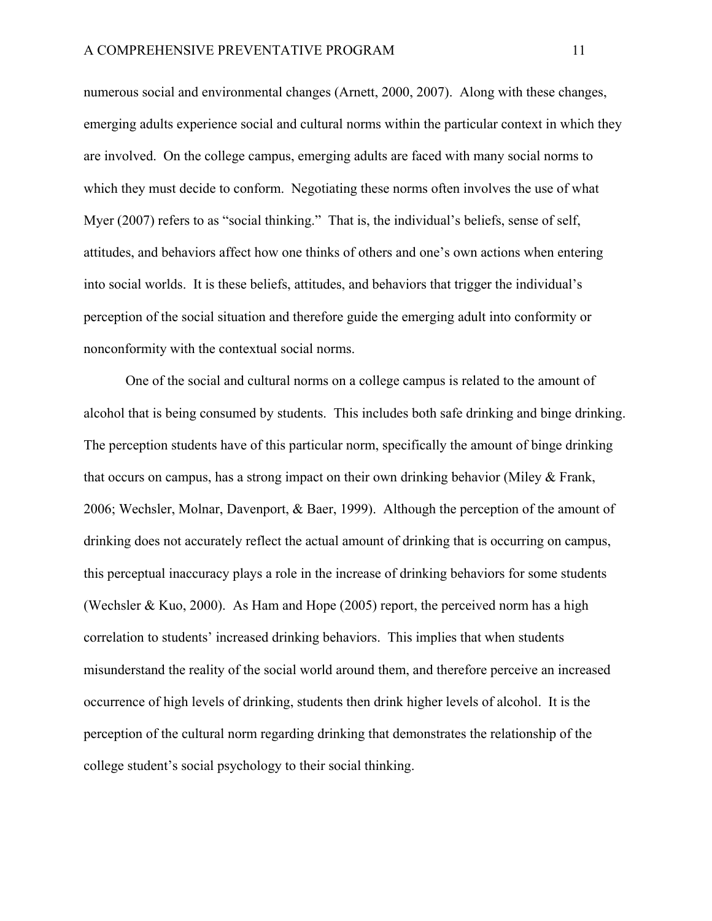numerous social and environmental changes (Arnett, 2000, 2007). Along with these changes, emerging adults experience social and cultural norms within the particular context in which they are involved. On the college campus, emerging adults are faced with many social norms to which they must decide to conform. Negotiating these norms often involves the use of what Myer (2007) refers to as "social thinking." That is, the individual's beliefs, sense of self, attitudes, and behaviors affect how one thinks of others and one's own actions when entering into social worlds. It is these beliefs, attitudes, and behaviors that trigger the individual's perception of the social situation and therefore guide the emerging adult into conformity or nonconformity with the contextual social norms.

One of the social and cultural norms on a college campus is related to the amount of alcohol that is being consumed by students. This includes both safe drinking and binge drinking. The perception students have of this particular norm, specifically the amount of binge drinking that occurs on campus, has a strong impact on their own drinking behavior (Miley & Frank, 2006; Wechsler, Molnar, Davenport, & Baer, 1999). Although the perception of the amount of drinking does not accurately reflect the actual amount of drinking that is occurring on campus, this perceptual inaccuracy plays a role in the increase of drinking behaviors for some students (Wechsler & Kuo, 2000). As Ham and Hope (2005) report, the perceived norm has a high correlation to students' increased drinking behaviors. This implies that when students misunderstand the reality of the social world around them, and therefore perceive an increased occurrence of high levels of drinking, students then drink higher levels of alcohol. It is the perception of the cultural norm regarding drinking that demonstrates the relationship of the college student's social psychology to their social thinking.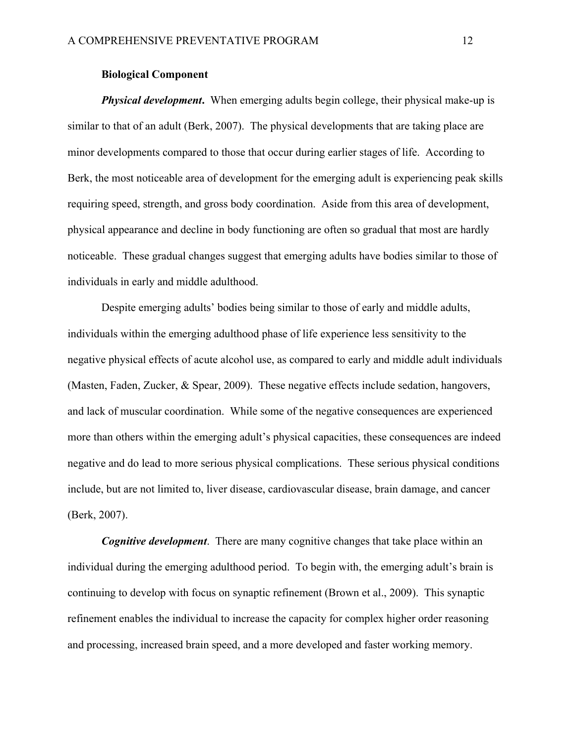### Biological Component

***Physical development*.** When emerging adults begin college, their physical make-up is similar to that of an adult (Berk, 2007). The physical developments that are taking place are minor developments compared to those that occur during earlier stages of life. According to Berk, the most noticeable area of development for the emerging adult is experiencing peak skills requiring speed, strength, and gross body coordination. Aside from this area of development, physical appearance and decline in body functioning are often so gradual that most are hardly noticeable. These gradual changes suggest that emerging adults have bodies similar to those of individuals in early and middle adulthood.

Despite emerging adults' bodies being similar to those of early and middle adults, individuals within the emerging adulthood phase of life experience less sensitivity to the negative physical effects of acute alcohol use, as compared to early and middle adult individuals (Masten, Faden, Zucker, & Spear, 2009). These negative effects include sedation, hangovers, and lack of muscular coordination. While some of the negative consequences are experienced more than others within the emerging adult's physical capacities, these consequences are indeed negative and do lead to more serious physical complications. These serious physical conditions include, but are not limited to, liver disease, cardiovascular disease, brain damage, and cancer (Berk, 2007).

***Cognitive development*.** There are many cognitive changes that take place within an individual during the emerging adulthood period. To begin with, the emerging adult's brain is continuing to develop with focus on synaptic refinement (Brown et al., 2009). This synaptic refinement enables the individual to increase the capacity for complex higher order reasoning and processing, increased brain speed, and a more developed and faster working memory.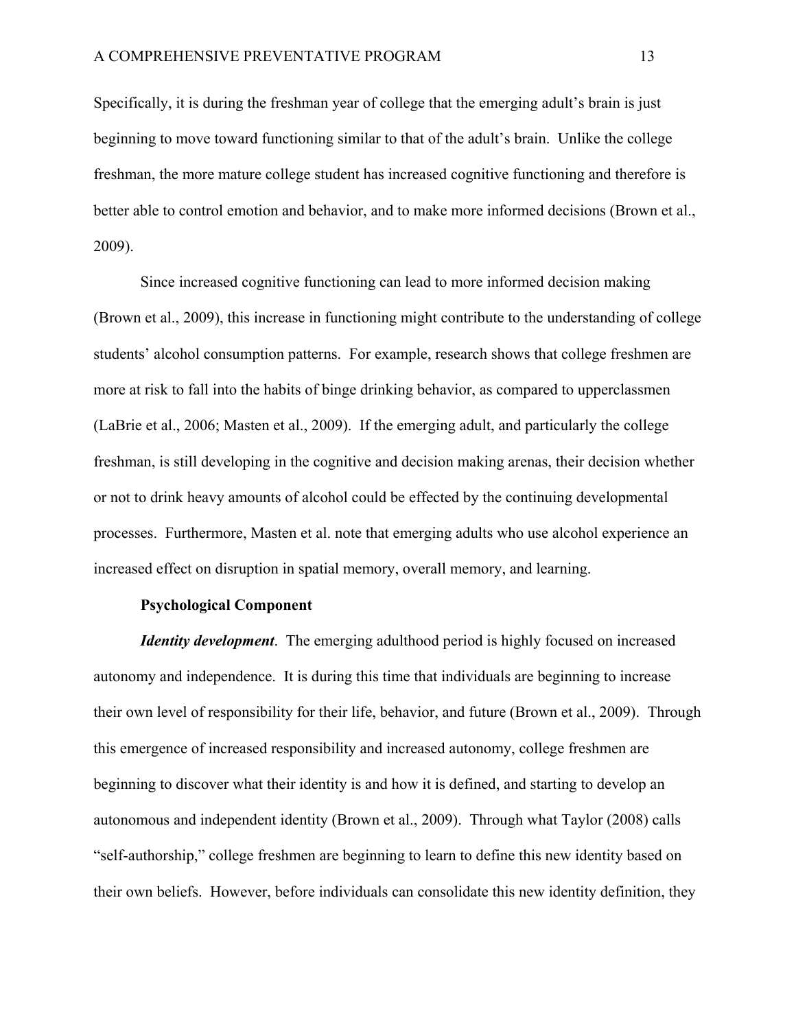Specifically, it is during the freshman year of college that the emerging adult's brain is just beginning to move toward functioning similar to that of the adult's brain. Unlike the college freshman, the more mature college student has increased cognitive functioning and therefore is better able to control emotion and behavior, and to make more informed decisions (Brown et al., 2009).

Since increased cognitive functioning can lead to more informed decision making (Brown et al., 2009), this increase in functioning might contribute to the understanding of college students' alcohol consumption patterns. For example, research shows that college freshmen are more at risk to fall into the habits of binge drinking behavior, as compared to upperclassmen (LaBrie et al., 2006; Masten et al., 2009). If the emerging adult, and particularly the college freshman, is still developing in the cognitive and decision making arenas, their decision whether or not to drink heavy amounts of alcohol could be effected by the continuing developmental processes. Furthermore, Masten et al. note that emerging adults who use alcohol experience an increased effect on disruption in spatial memory, overall memory, and learning.

### Psychological Component

***Identity development***. The emerging adulthood period is highly focused on increased autonomy and independence. It is during this time that individuals are beginning to increase their own level of responsibility for their life, behavior, and future (Brown et al., 2009). Through this emergence of increased responsibility and increased autonomy, college freshmen are beginning to discover what their identity is and how it is defined, and starting to develop an autonomous and independent identity (Brown et al., 2009). Through what Taylor (2008) calls "self-authorship," college freshmen are beginning to learn to define this new identity based on their own beliefs. However, before individuals can consolidate this new identity definition, they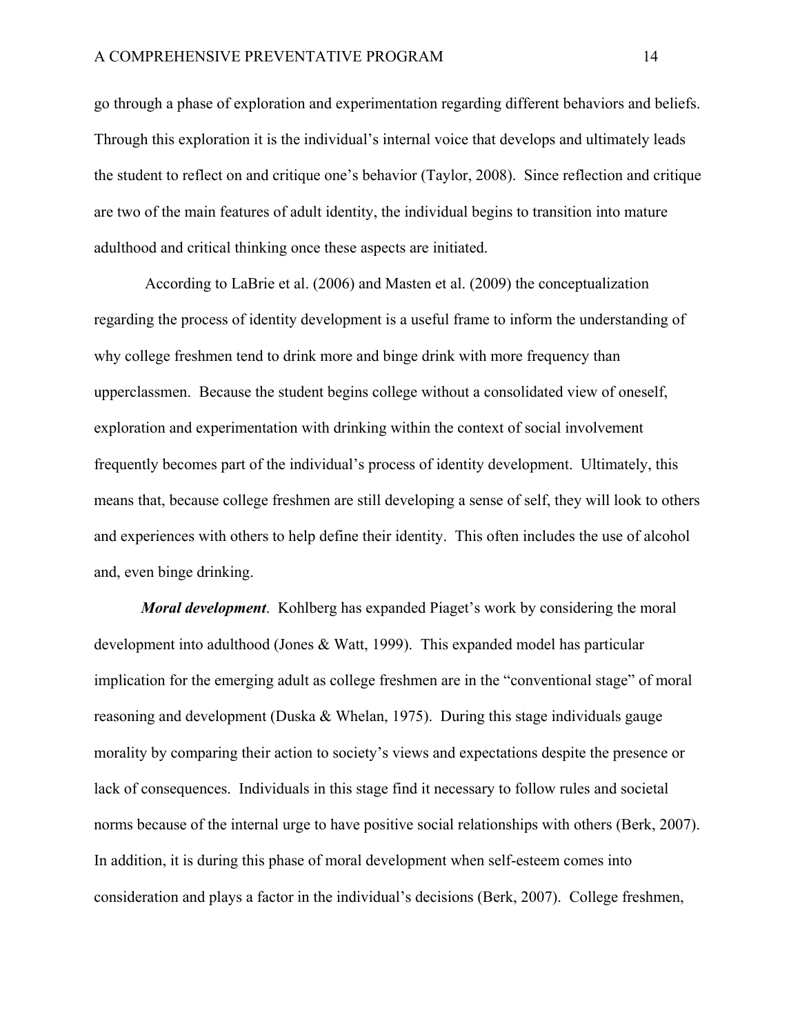go through a phase of exploration and experimentation regarding different behaviors and beliefs. Through this exploration it is the individual's internal voice that develops and ultimately leads the student to reflect on and critique one's behavior (Taylor, 2008). Since reflection and critique are two of the main features of adult identity, the individual begins to transition into mature adulthood and critical thinking once these aspects are initiated.

According to LaBrie et al. (2006) and Masten et al. (2009) the conceptualization regarding the process of identity development is a useful frame to inform the understanding of why college freshmen tend to drink more and binge drink with more frequency than upperclassmen. Because the student begins college without a consolidated view of oneself, exploration and experimentation with drinking within the context of social involvement frequently becomes part of the individual's process of identity development. Ultimately, this means that, because college freshmen are still developing a sense of self, they will look to others and experiences with others to help define their identity. This often includes the use of alcohol and, even binge drinking.

***Moral development***. Kohlberg has expanded Piaget's work by considering the moral development into adulthood (Jones & Watt, 1999). This expanded model has particular implication for the emerging adult as college freshmen are in the "conventional stage" of moral reasoning and development (Duska & Whelan, 1975). During this stage individuals gauge morality by comparing their action to society's views and expectations despite the presence or lack of consequences. Individuals in this stage find it necessary to follow rules and societal norms because of the internal urge to have positive social relationships with others (Berk, 2007). In addition, it is during this phase of moral development when self-esteem comes into consideration and plays a factor in the individual's decisions (Berk, 2007). College freshmen,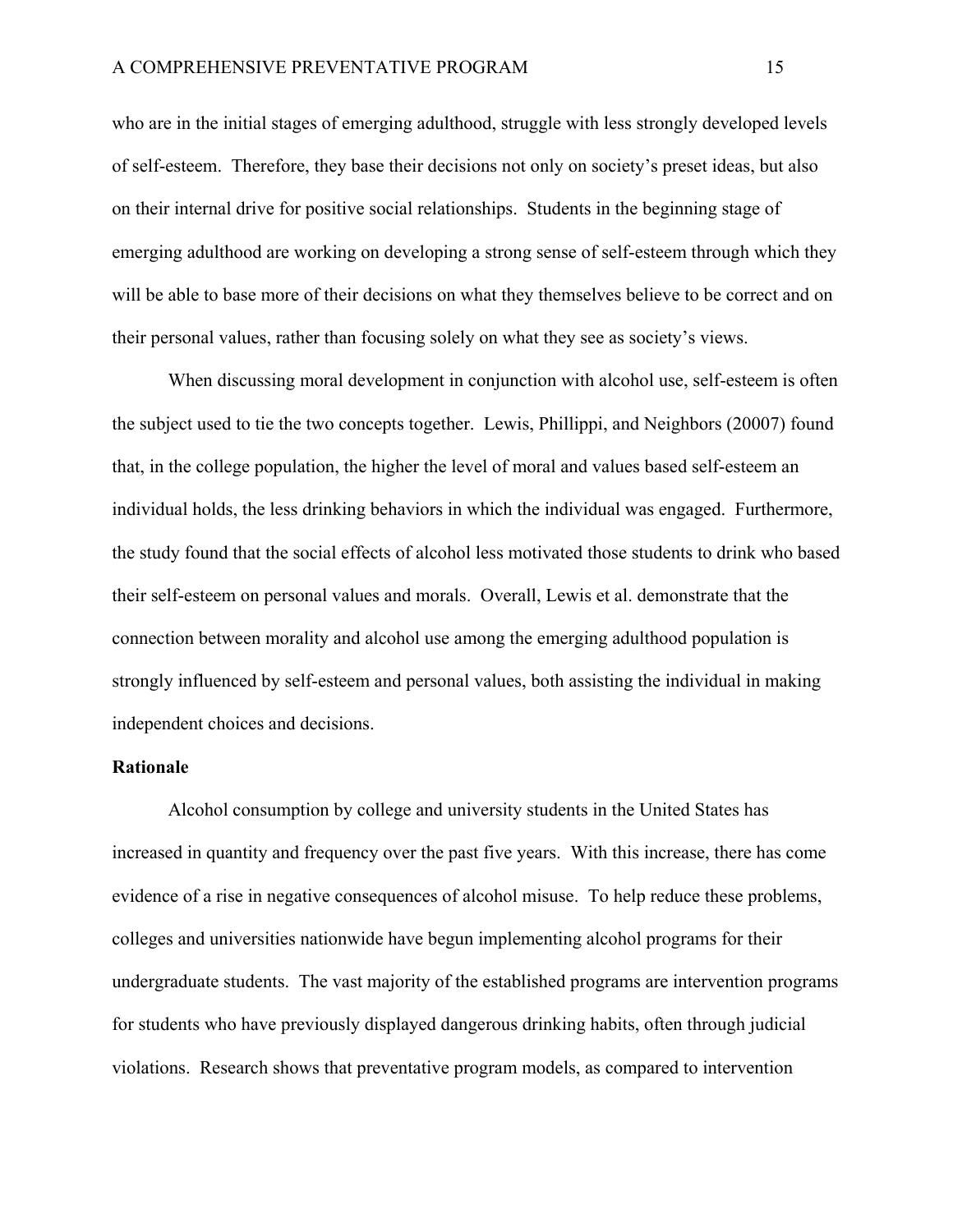who are in the initial stages of emerging adulthood, struggle with less strongly developed levels of self-esteem. Therefore, they base their decisions not only on society's preset ideas, but also on their internal drive for positive social relationships. Students in the beginning stage of emerging adulthood are working on developing a strong sense of self-esteem through which they will be able to base more of their decisions on what they themselves believe to be correct and on their personal values, rather than focusing solely on what they see as society's views.

When discussing moral development in conjunction with alcohol use, self-esteem is often the subject used to tie the two concepts together. Lewis, Phillippi, and Neighbors (20007) found that, in the college population, the higher the level of moral and values based self-esteem an individual holds, the less drinking behaviors in which the individual was engaged. Furthermore, the study found that the social effects of alcohol less motivated those students to drink who based their self-esteem on personal values and morals. Overall, Lewis et al. demonstrate that the connection between morality and alcohol use among the emerging adulthood population is strongly influenced by self-esteem and personal values, both assisting the individual in making independent choices and decisions.

**Rationale**

Alcohol consumption by college and university students in the United States has increased in quantity and frequency over the past five years. With this increase, there has come evidence of a rise in negative consequences of alcohol misuse. To help reduce these problems, colleges and universities nationwide have begun implementing alcohol programs for their undergraduate students. The vast majority of the established programs are intervention programs for students who have previously displayed dangerous drinking habits, often through judicial violations. Research shows that preventative program models, as compared to intervention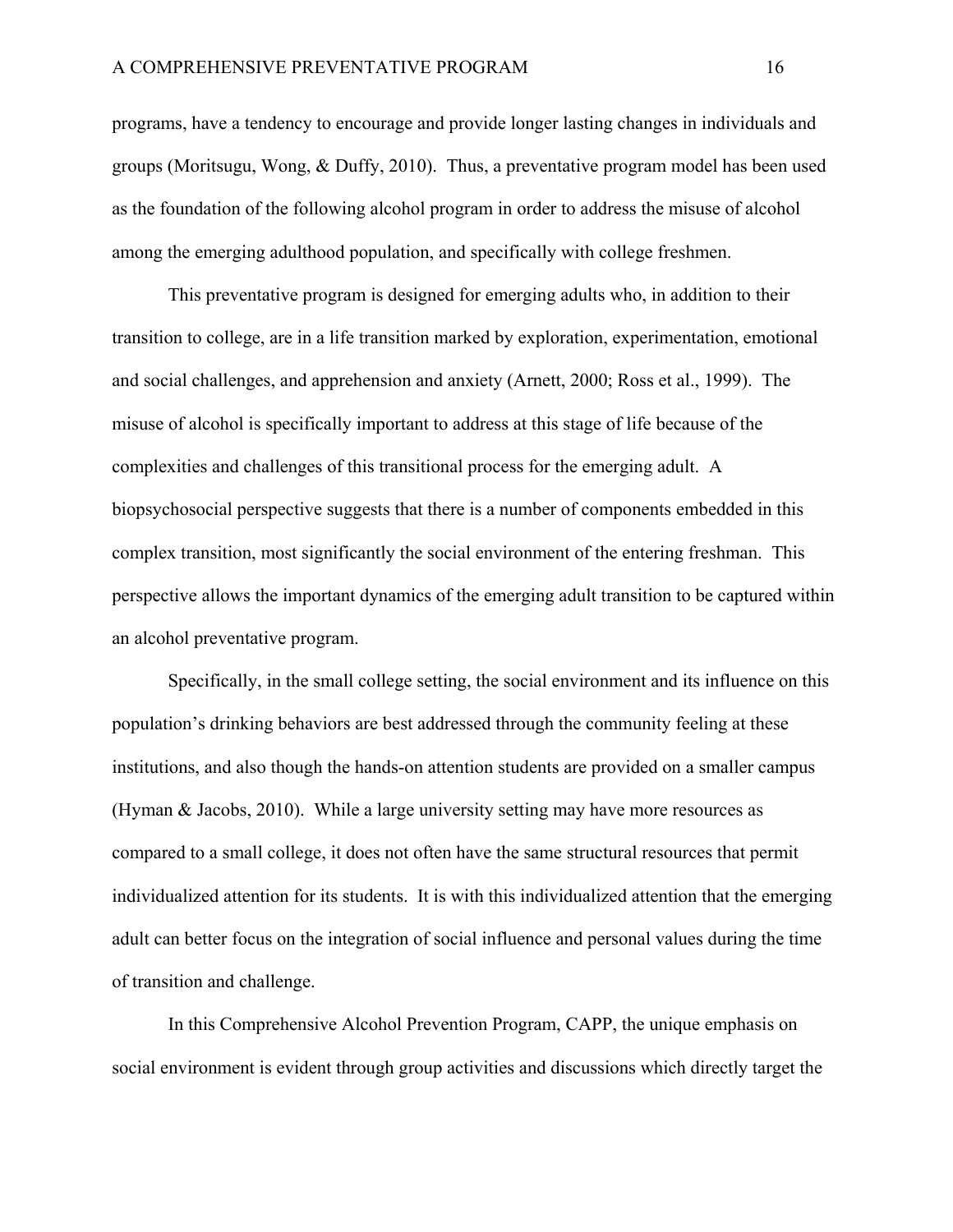programs, have a tendency to encourage and provide longer lasting changes in individuals and groups (Moritsugu, Wong, & Duffy, 2010). Thus, a preventative program model has been used as the foundation of the following alcohol program in order to address the misuse of alcohol among the emerging adulthood population, and specifically with college freshmen.

This preventative program is designed for emerging adults who, in addition to their transition to college, are in a life transition marked by exploration, experimentation, emotional and social challenges, and apprehension and anxiety (Arnett, 2000; Ross et al., 1999). The misuse of alcohol is specifically important to address at this stage of life because of the complexities and challenges of this transitional process for the emerging adult. A biopsychosocial perspective suggests that there is a number of components embedded in this complex transition, most significantly the social environment of the entering freshman. This perspective allows the important dynamics of the emerging adult transition to be captured within an alcohol preventative program.

Specifically, in the small college setting, the social environment and its influence on this population's drinking behaviors are best addressed through the community feeling at these institutions, and also though the hands-on attention students are provided on a smaller campus (Hyman & Jacobs, 2010). While a large university setting may have more resources as compared to a small college, it does not often have the same structural resources that permit individualized attention for its students. It is with this individualized attention that the emerging adult can better focus on the integration of social influence and personal values during the time of transition and challenge.

In this Comprehensive Alcohol Prevention Program, CAPP, the unique emphasis on social environment is evident through group activities and discussions which directly target the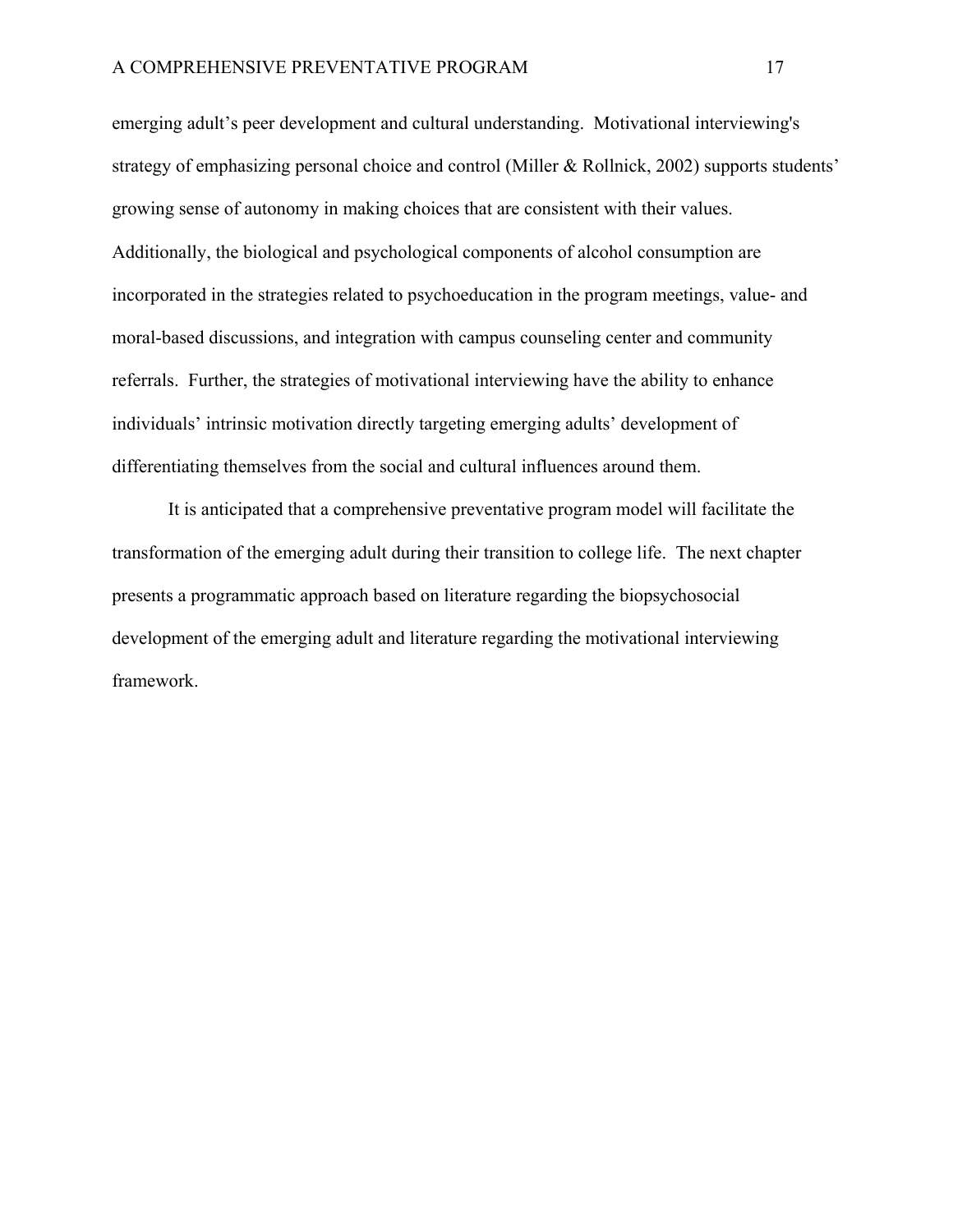emerging adult's peer development and cultural understanding. Motivational interviewing's strategy of emphasizing personal choice and control (Miller & Rollnick, 2002) supports students' growing sense of autonomy in making choices that are consistent with their values. Additionally, the biological and psychological components of alcohol consumption are incorporated in the strategies related to psychoeducation in the program meetings, value- and moral-based discussions, and integration with campus counseling center and community referrals. Further, the strategies of motivational interviewing have the ability to enhance individuals' intrinsic motivation directly targeting emerging adults' development of differentiating themselves from the social and cultural influences around them.

It is anticipated that a comprehensive preventative program model will facilitate the transformation of the emerging adult during their transition to college life. The next chapter presents a programmatic approach based on literature regarding the biopsychosocial development of the emerging adult and literature regarding the motivational interviewing framework.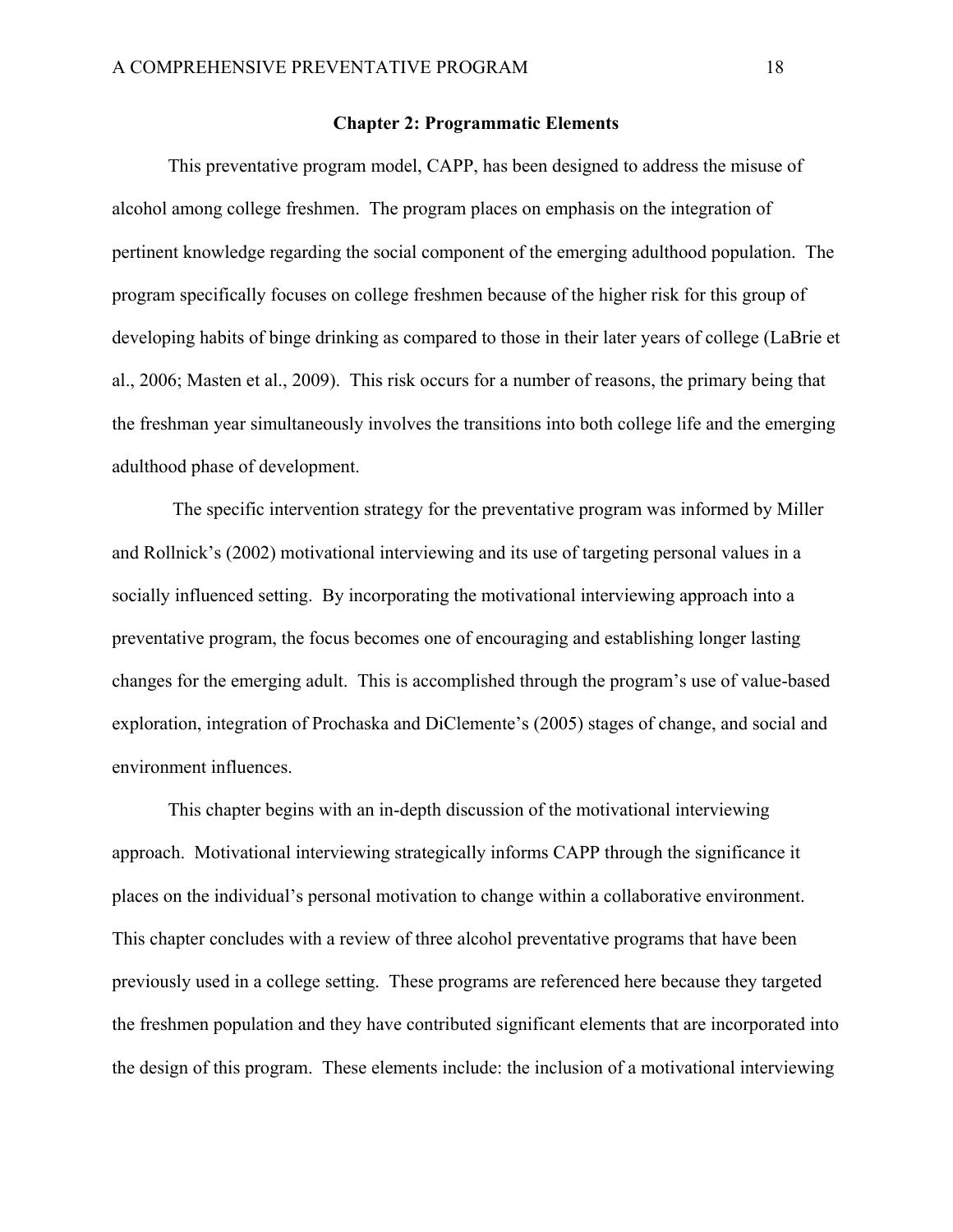## Chapter 2: Programmatic Elements

This preventative program model, CAPP, has been designed to address the misuse of alcohol among college freshmen. The program places on emphasis on the integration of pertinent knowledge regarding the social component of the emerging adulthood population. The program specifically focuses on college freshmen because of the higher risk for this group of developing habits of binge drinking as compared to those in their later years of college (LaBrie et al., 2006; Masten et al., 2009). This risk occurs for a number of reasons, the primary being that the freshman year simultaneously involves the transitions into both college life and the emerging adulthood phase of development.

The specific intervention strategy for the preventative program was informed by Miller and Rollnick's (2002) motivational interviewing and its use of targeting personal values in a socially influenced setting. By incorporating the motivational interviewing approach into a preventative program, the focus becomes one of encouraging and establishing longer lasting changes for the emerging adult. This is accomplished through the program's use of value-based exploration, integration of Prochaska and DiClemente's (2005) stages of change, and social and environment influences.

This chapter begins with an in-depth discussion of the motivational interviewing approach. Motivational interviewing strategically informs CAPP through the significance it places on the individual's personal motivation to change within a collaborative environment. This chapter concludes with a review of three alcohol preventative programs that have been previously used in a college setting. These programs are referenced here because they targeted the freshmen population and they have contributed significant elements that are incorporated into the design of this program. These elements include: the inclusion of a motivational interviewing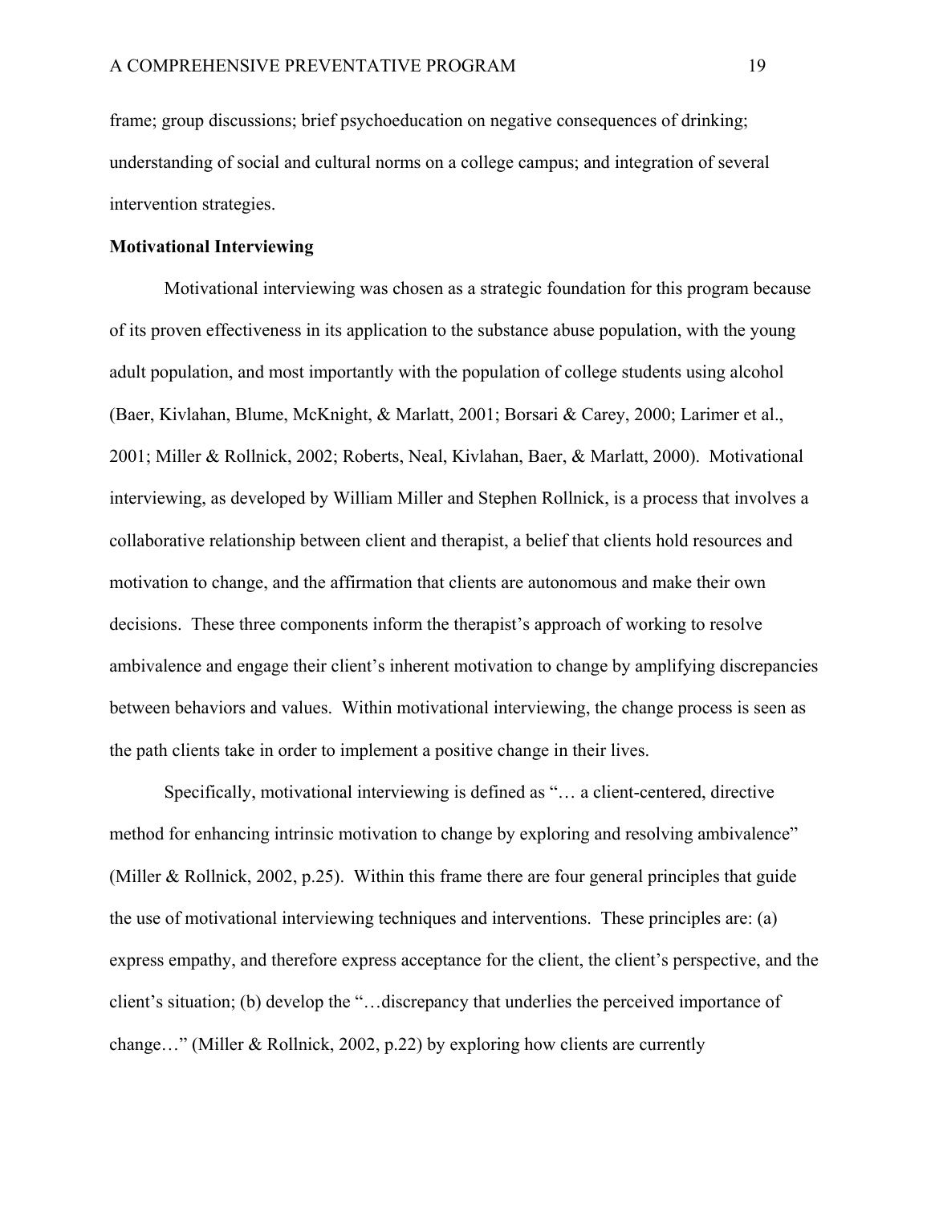frame; group discussions; brief psychoeducation on negative consequences of drinking; understanding of social and cultural norms on a college campus; and integration of several intervention strategies.

**Motivational Interviewing**

Motivational interviewing was chosen as a strategic foundation for this program because of its proven effectiveness in its application to the substance abuse population, with the young adult population, and most importantly with the population of college students using alcohol (Baer, Kivlahan, Blume, McKnight, & Marlatt, 2001; Borsari & Carey, 2000; Larimer et al., 2001; Miller & Rollnick, 2002; Roberts, Neal, Kivlahan, Baer, & Marlatt, 2000). Motivational interviewing, as developed by William Miller and Stephen Rollnick, is a process that involves a collaborative relationship between client and therapist, a belief that clients hold resources and motivation to change, and the affirmation that clients are autonomous and make their own decisions. These three components inform the therapist's approach of working to resolve ambivalence and engage their client's inherent motivation to change by amplifying discrepancies between behaviors and values. Within motivational interviewing, the change process is seen as the path clients take in order to implement a positive change in their lives.

Specifically, motivational interviewing is defined as "… a client-centered, directive method for enhancing intrinsic motivation to change by exploring and resolving ambivalence" (Miller & Rollnick, 2002, p.25). Within this frame there are four general principles that guide the use of motivational interviewing techniques and interventions. These principles are: (a) express empathy, and therefore express acceptance for the client, the client's perspective, and the client's situation; (b) develop the "…discrepancy that underlies the perceived importance of change…" (Miller & Rollnick, 2002, p.22) by exploring how clients are currently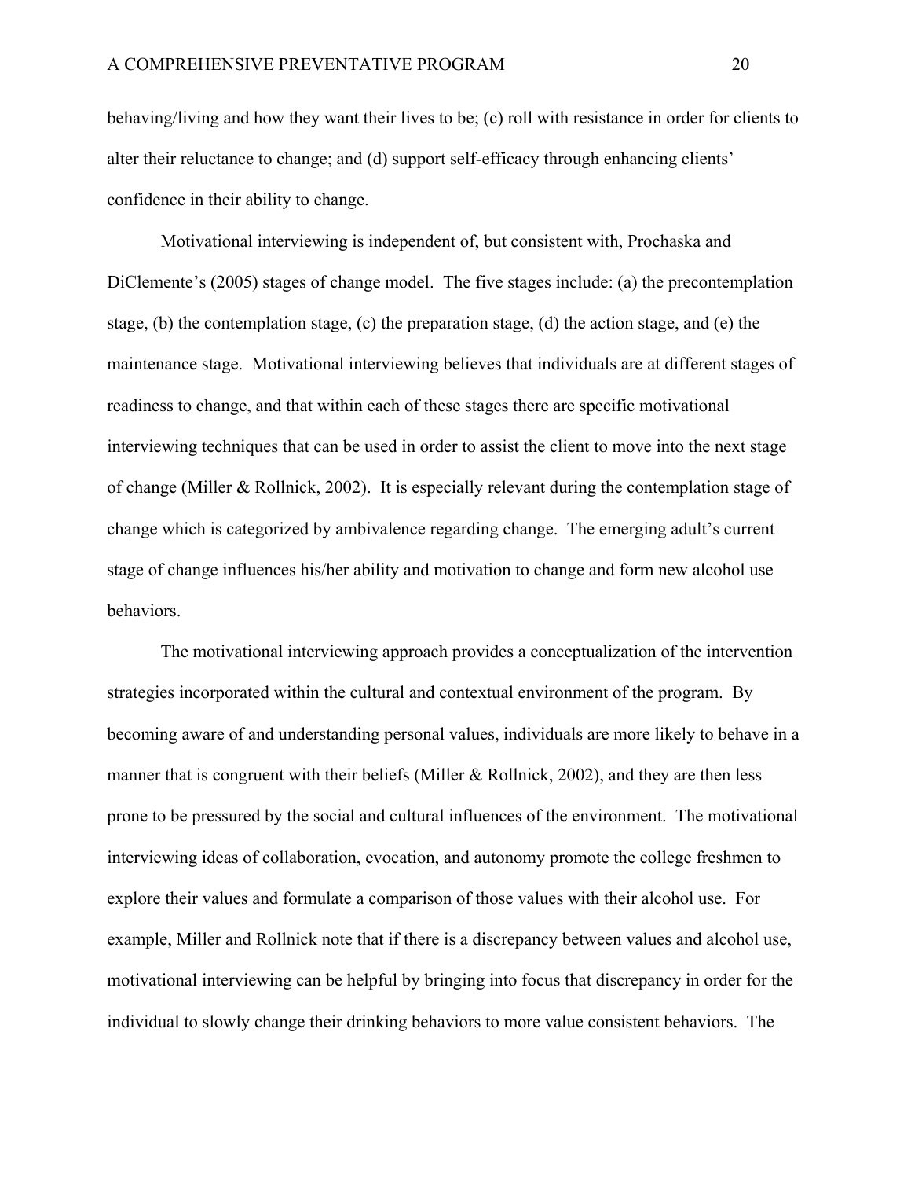behaving/living and how they want their lives to be; (c) roll with resistance in order for clients to alter their reluctance to change; and (d) support self-efficacy through enhancing clients' confidence in their ability to change.

Motivational interviewing is independent of, but consistent with, Prochaska and DiClemente's (2005) stages of change model. The five stages include: (a) the precontemplation stage, (b) the contemplation stage, (c) the preparation stage, (d) the action stage, and (e) the maintenance stage. Motivational interviewing believes that individuals are at different stages of readiness to change, and that within each of these stages there are specific motivational interviewing techniques that can be used in order to assist the client to move into the next stage of change (Miller & Rollnick, 2002). It is especially relevant during the contemplation stage of change which is categorized by ambivalence regarding change. The emerging adult's current stage of change influences his/her ability and motivation to change and form new alcohol use behaviors.

The motivational interviewing approach provides a conceptualization of the intervention strategies incorporated within the cultural and contextual environment of the program. By becoming aware of and understanding personal values, individuals are more likely to behave in a manner that is congruent with their beliefs (Miller & Rollnick, 2002), and they are then less prone to be pressured by the social and cultural influences of the environment. The motivational interviewing ideas of collaboration, evocation, and autonomy promote the college freshmen to explore their values and formulate a comparison of those values with their alcohol use. For example, Miller and Rollnick note that if there is a discrepancy between values and alcohol use, motivational interviewing can be helpful by bringing into focus that discrepancy in order for the individual to slowly change their drinking behaviors to more value consistent behaviors. The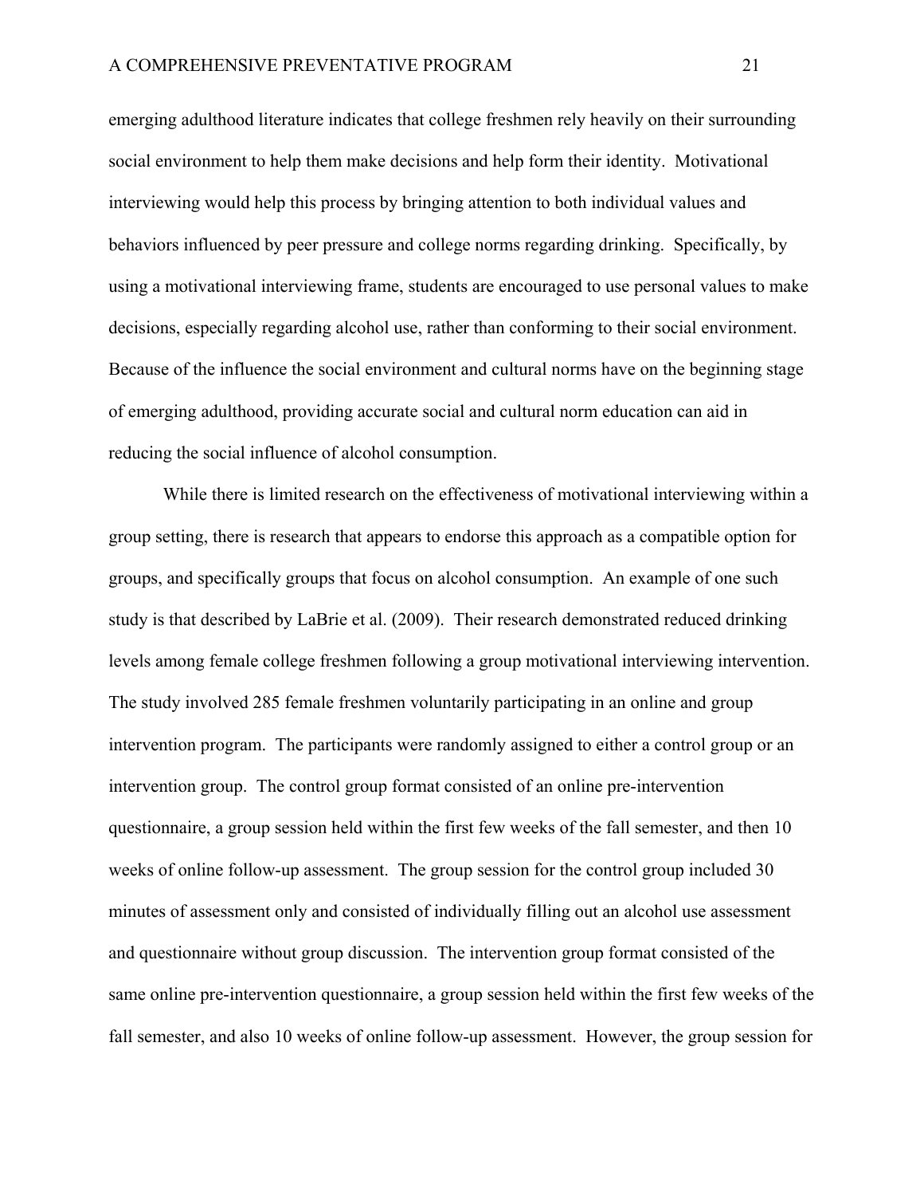emerging adulthood literature indicates that college freshmen rely heavily on their surrounding social environment to help them make decisions and help form their identity. Motivational interviewing would help this process by bringing attention to both individual values and behaviors influenced by peer pressure and college norms regarding drinking. Specifically, by using a motivational interviewing frame, students are encouraged to use personal values to make decisions, especially regarding alcohol use, rather than conforming to their social environment. Because of the influence the social environment and cultural norms have on the beginning stage of emerging adulthood, providing accurate social and cultural norm education can aid in reducing the social influence of alcohol consumption.

While there is limited research on the effectiveness of motivational interviewing within a group setting, there is research that appears to endorse this approach as a compatible option for groups, and specifically groups that focus on alcohol consumption. An example of one such study is that described by LaBrie et al. (2009). Their research demonstrated reduced drinking levels among female college freshmen following a group motivational interviewing intervention. The study involved 285 female freshmen voluntarily participating in an online and group intervention program. The participants were randomly assigned to either a control group or an intervention group. The control group format consisted of an online pre-intervention questionnaire, a group session held within the first few weeks of the fall semester, and then 10 weeks of online follow-up assessment. The group session for the control group included 30 minutes of assessment only and consisted of individually filling out an alcohol use assessment and questionnaire without group discussion. The intervention group format consisted of the same online pre-intervention questionnaire, a group session held within the first few weeks of the fall semester, and also 10 weeks of online follow-up assessment. However, the group session for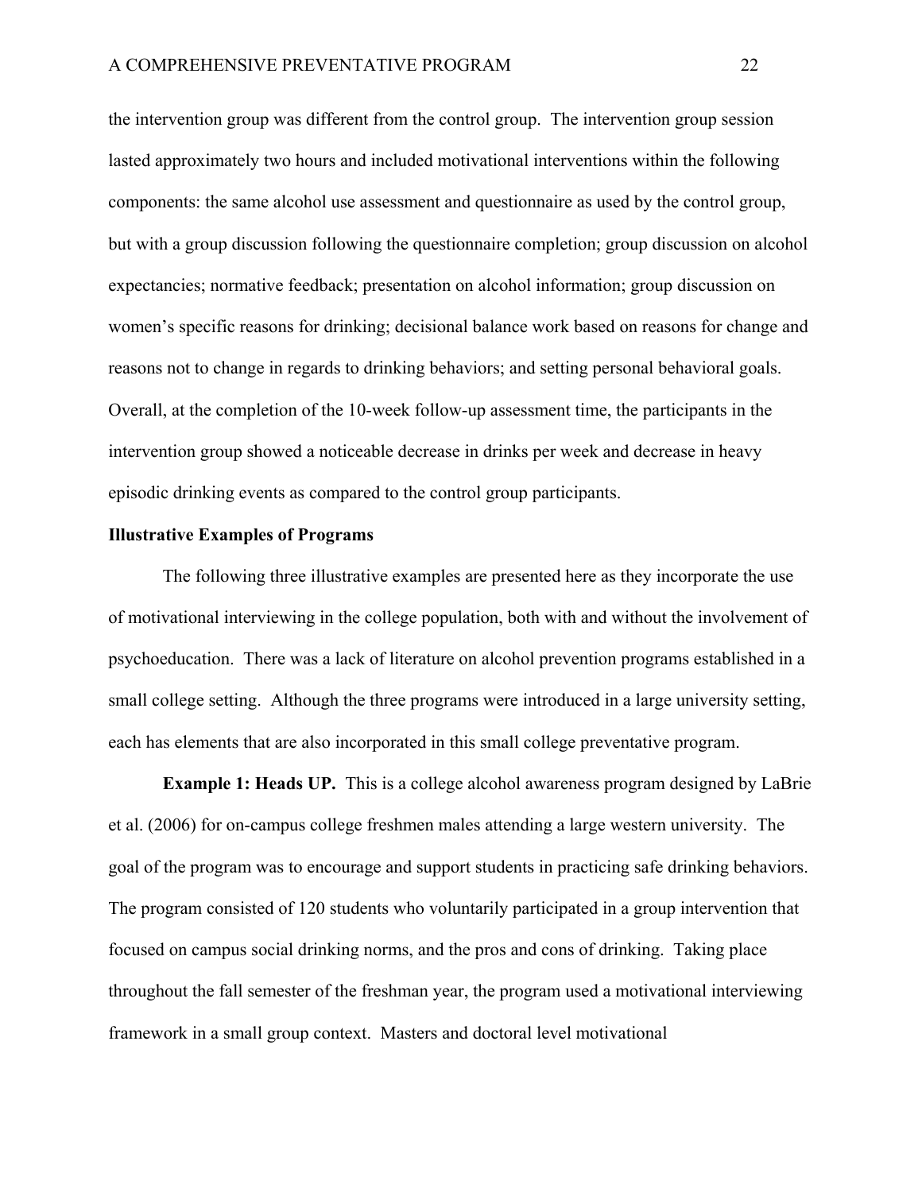the intervention group was different from the control group. The intervention group session lasted approximately two hours and included motivational interventions within the following components: the same alcohol use assessment and questionnaire as used by the control group, but with a group discussion following the questionnaire completion; group discussion on alcohol expectancies; normative feedback; presentation on alcohol information; group discussion on women's specific reasons for drinking; decisional balance work based on reasons for change and reasons not to change in regards to drinking behaviors; and setting personal behavioral goals. Overall, at the completion of the 10-week follow-up assessment time, the participants in the intervention group showed a noticeable decrease in drinks per week and decrease in heavy episodic drinking events as compared to the control group participants.

## Illustrative Examples of Programs

The following three illustrative examples are presented here as they incorporate the use of motivational interviewing in the college population, both with and without the involvement of psychoeducation. There was a lack of literature on alcohol prevention programs established in a small college setting. Although the three programs were introduced in a large university setting, each has elements that are also incorporated in this small college preventative program.

**Example 1: Heads UP.** This is a college alcohol awareness program designed by LaBrie et al. (2006) for on-campus college freshmen males attending a large western university. The goal of the program was to encourage and support students in practicing safe drinking behaviors. The program consisted of 120 students who voluntarily participated in a group intervention that focused on campus social drinking norms, and the pros and cons of drinking. Taking place throughout the fall semester of the freshman year, the program used a motivational interviewing framework in a small group context. Masters and doctoral level motivational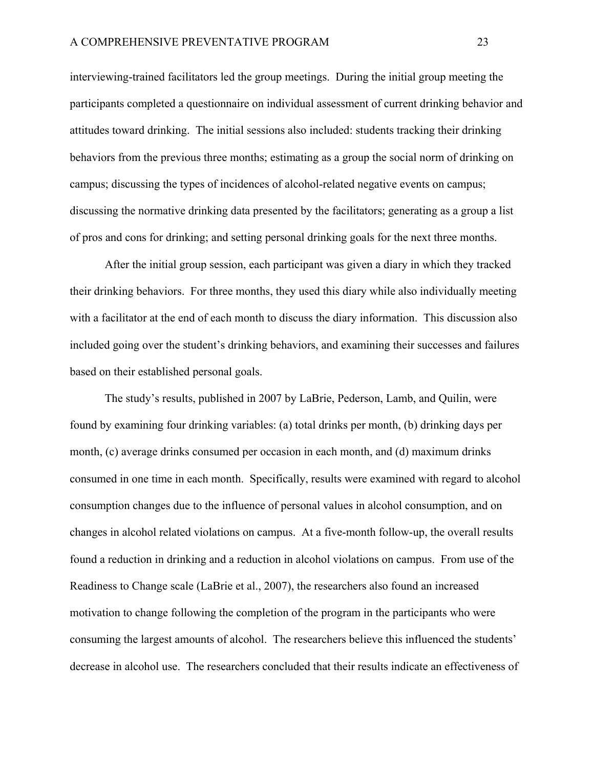interviewing-trained facilitators led the group meetings. During the initial group meeting the participants completed a questionnaire on individual assessment of current drinking behavior and attitudes toward drinking. The initial sessions also included: students tracking their drinking behaviors from the previous three months; estimating as a group the social norm of drinking on campus; discussing the types of incidences of alcohol-related negative events on campus; discussing the normative drinking data presented by the facilitators; generating as a group a list of pros and cons for drinking; and setting personal drinking goals for the next three months.

After the initial group session, each participant was given a diary in which they tracked their drinking behaviors. For three months, they used this diary while also individually meeting with a facilitator at the end of each month to discuss the diary information. This discussion also included going over the student's drinking behaviors, and examining their successes and failures based on their established personal goals.

The study's results, published in 2007 by LaBrie, Pederson, Lamb, and Quilin, were found by examining four drinking variables: (a) total drinks per month, (b) drinking days per month, (c) average drinks consumed per occasion in each month, and (d) maximum drinks consumed in one time in each month. Specifically, results were examined with regard to alcohol consumption changes due to the influence of personal values in alcohol consumption, and on changes in alcohol related violations on campus. At a five-month follow-up, the overall results found a reduction in drinking and a reduction in alcohol violations on campus. From use of the Readiness to Change scale (LaBrie et al., 2007), the researchers also found an increased motivation to change following the completion of the program in the participants who were consuming the largest amounts of alcohol. The researchers believe this influenced the students' decrease in alcohol use. The researchers concluded that their results indicate an effectiveness of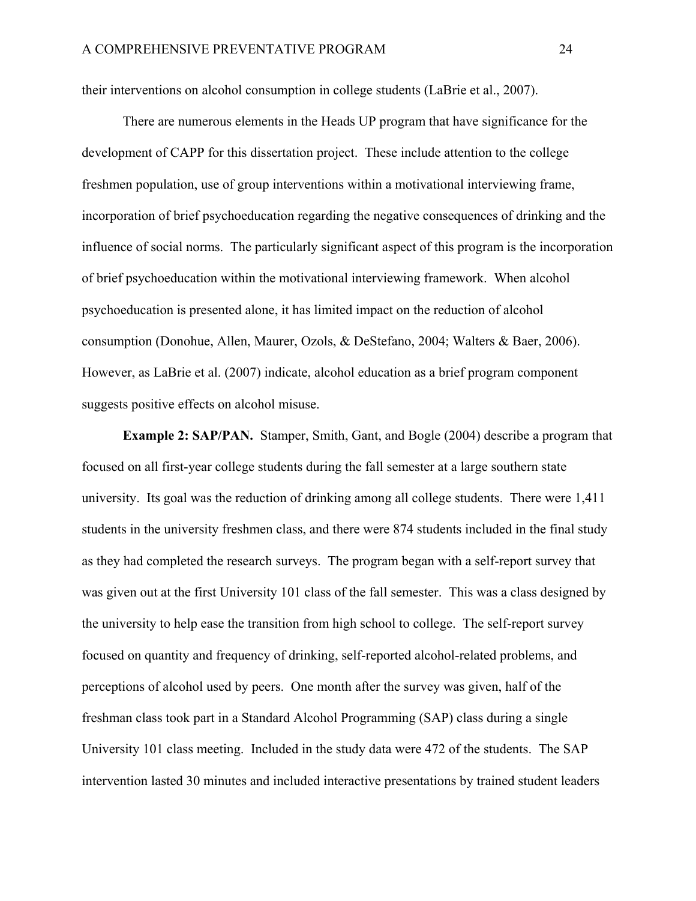their interventions on alcohol consumption in college students (LaBrie et al., 2007).

There are numerous elements in the Heads UP program that have significance for the development of CAPP for this dissertation project. These include attention to the college freshmen population, use of group interventions within a motivational interviewing frame, incorporation of brief psychoeducation regarding the negative consequences of drinking and the influence of social norms. The particularly significant aspect of this program is the incorporation of brief psychoeducation within the motivational interviewing framework. When alcohol psychoeducation is presented alone, it has limited impact on the reduction of alcohol consumption (Donohue, Allen, Maurer, Ozols, & DeStefano, 2004; Walters & Baer, 2006). However, as LaBrie et al. (2007) indicate, alcohol education as a brief program component suggests positive effects on alcohol misuse.

**Example 2: SAP/PAN.** Stamper, Smith, Gant, and Bogle (2004) describe a program that focused on all first-year college students during the fall semester at a large southern state university. Its goal was the reduction of drinking among all college students. There were 1,411 students in the university freshmen class, and there were 874 students included in the final study as they had completed the research surveys. The program began with a self-report survey that was given out at the first University 101 class of the fall semester. This was a class designed by the university to help ease the transition from high school to college. The self-report survey focused on quantity and frequency of drinking, self-reported alcohol-related problems, and perceptions of alcohol used by peers. One month after the survey was given, half of the freshman class took part in a Standard Alcohol Programming (SAP) class during a single University 101 class meeting. Included in the study data were 472 of the students. The SAP intervention lasted 30 minutes and included interactive presentations by trained student leaders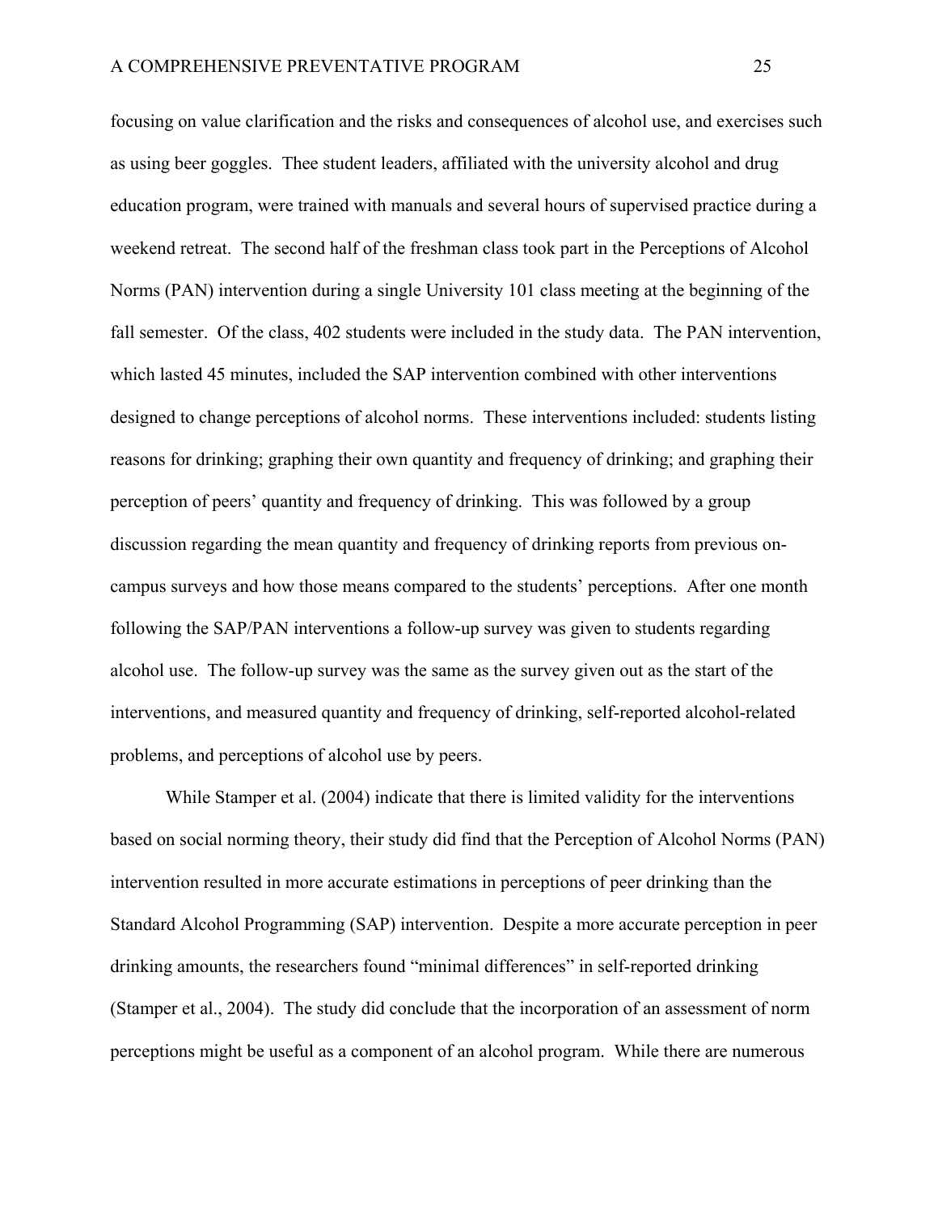focusing on value clarification and the risks and consequences of alcohol use, and exercises such as using beer goggles. Thee student leaders, affiliated with the university alcohol and drug education program, were trained with manuals and several hours of supervised practice during a weekend retreat. The second half of the freshman class took part in the Perceptions of Alcohol Norms (PAN) intervention during a single University 101 class meeting at the beginning of the fall semester. Of the class, 402 students were included in the study data. The PAN intervention, which lasted 45 minutes, included the SAP intervention combined with other interventions designed to change perceptions of alcohol norms. These interventions included: students listing reasons for drinking; graphing their own quantity and frequency of drinking; and graphing their perception of peers' quantity and frequency of drinking. This was followed by a group discussion regarding the mean quantity and frequency of drinking reports from previous on-campus surveys and how those means compared to the students' perceptions. After one month following the SAP/PAN interventions a follow-up survey was given to students regarding alcohol use. The follow-up survey was the same as the survey given out as the start of the interventions, and measured quantity and frequency of drinking, self-reported alcohol-related problems, and perceptions of alcohol use by peers.

While Stamper et al. (2004) indicate that there is limited validity for the interventions based on social norming theory, their study did find that the Perception of Alcohol Norms (PAN) intervention resulted in more accurate estimations in perceptions of peer drinking than the Standard Alcohol Programming (SAP) intervention. Despite a more accurate perception in peer drinking amounts, the researchers found "minimal differences" in self-reported drinking (Stamper et al., 2004). The study did conclude that the incorporation of an assessment of norm perceptions might be useful as a component of an alcohol program. While there are numerous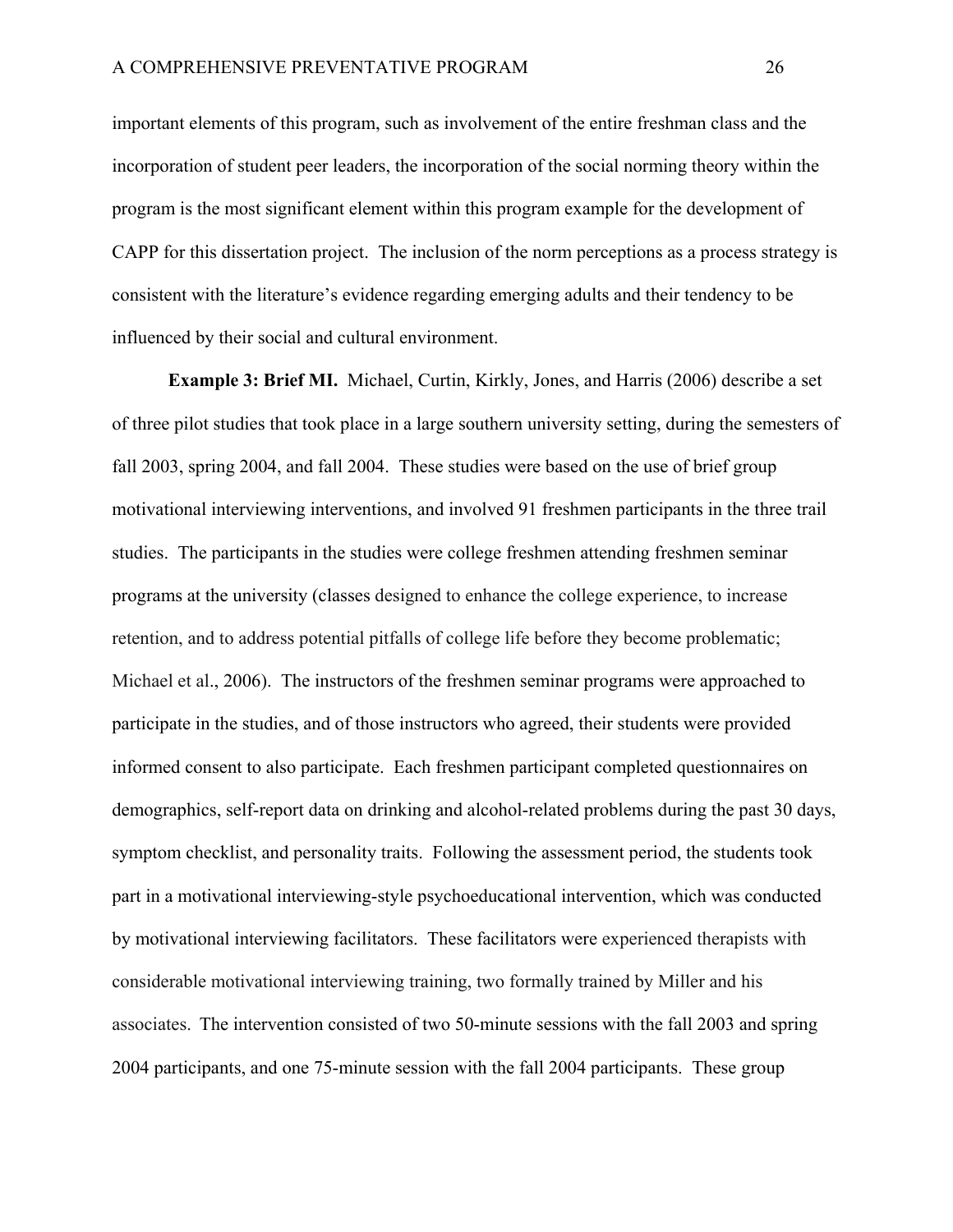important elements of this program, such as involvement of the entire freshman class and the incorporation of student peer leaders, the incorporation of the social norming theory within the program is the most significant element within this program example for the development of CAPP for this dissertation project. The inclusion of the norm perceptions as a process strategy is consistent with the literature's evidence regarding emerging adults and their tendency to be influenced by their social and cultural environment.

**Example 3: Brief MI.** Michael, Curtin, Kirkly, Jones, and Harris (2006) describe a set of three pilot studies that took place in a large southern university setting, during the semesters of fall 2003, spring 2004, and fall 2004. These studies were based on the use of brief group motivational interviewing interventions, and involved 91 freshmen participants in the three trail studies. The participants in the studies were college freshmen attending freshmen seminar programs at the university (classes designed to enhance the college experience, to increase retention, and to address potential pitfalls of college life before they become problematic; Michael et al., 2006). The instructors of the freshmen seminar programs were approached to participate in the studies, and of those instructors who agreed, their students were provided informed consent to also participate. Each freshmen participant completed questionnaires on demographics, self-report data on drinking and alcohol-related problems during the past 30 days, symptom checklist, and personality traits. Following the assessment period, the students took part in a motivational interviewing-style psychoeducational intervention, which was conducted by motivational interviewing facilitators. These facilitators were experienced therapists with considerable motivational interviewing training, two formally trained by Miller and his associates. The intervention consisted of two 50-minute sessions with the fall 2003 and spring 2004 participants, and one 75-minute session with the fall 2004 participants. These group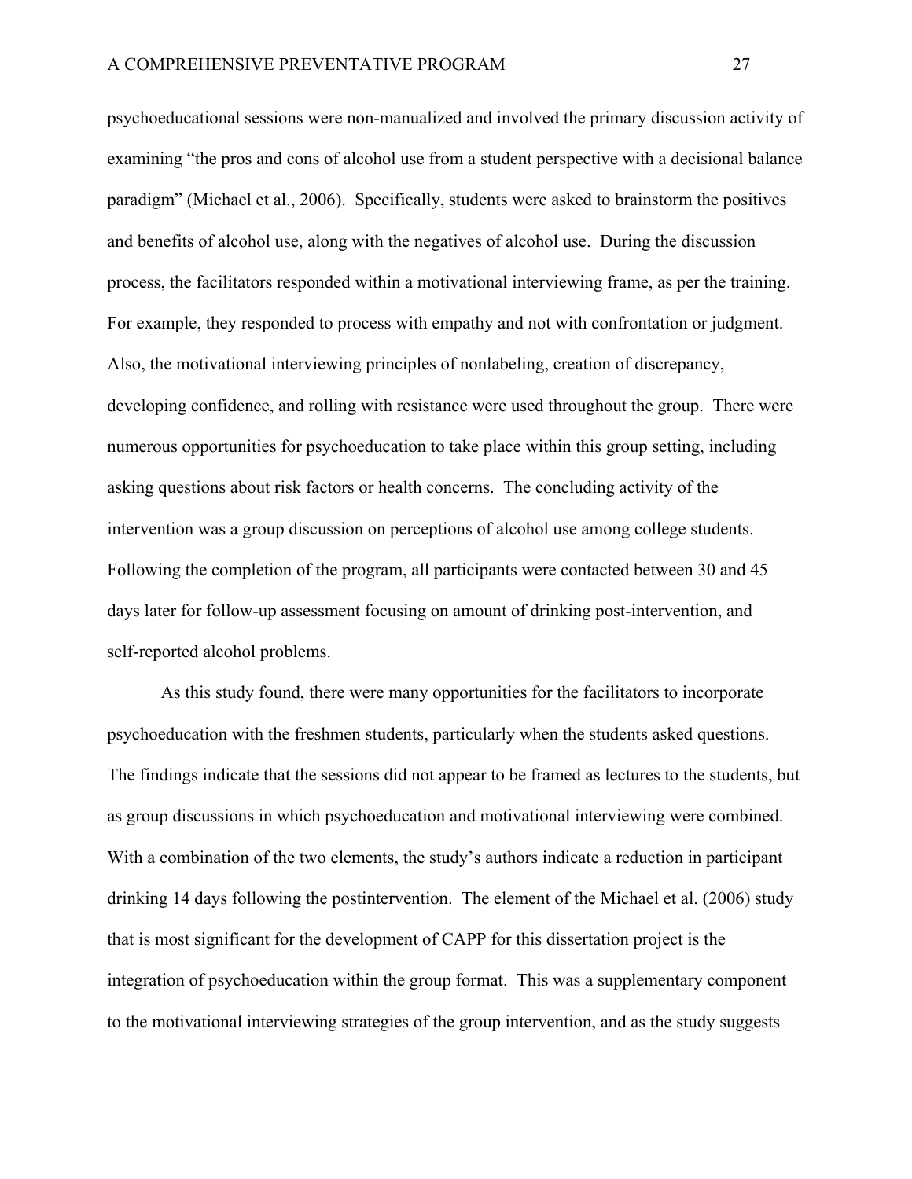psychoeducational sessions were non-manualized and involved the primary discussion activity of examining "the pros and cons of alcohol use from a student perspective with a decisional balance paradigm" (Michael et al., 2006). Specifically, students were asked to brainstorm the positives and benefits of alcohol use, along with the negatives of alcohol use. During the discussion process, the facilitators responded within a motivational interviewing frame, as per the training. For example, they responded to process with empathy and not with confrontation or judgment. Also, the motivational interviewing principles of nonlabeling, creation of discrepancy, developing confidence, and rolling with resistance were used throughout the group. There were numerous opportunities for psychoeducation to take place within this group setting, including asking questions about risk factors or health concerns. The concluding activity of the intervention was a group discussion on perceptions of alcohol use among college students. Following the completion of the program, all participants were contacted between 30 and 45 days later for follow-up assessment focusing on amount of drinking post-intervention, and self-reported alcohol problems.

As this study found, there were many opportunities for the facilitators to incorporate psychoeducation with the freshmen students, particularly when the students asked questions. The findings indicate that the sessions did not appear to be framed as lectures to the students, but as group discussions in which psychoeducation and motivational interviewing were combined. With a combination of the two elements, the study's authors indicate a reduction in participant drinking 14 days following the postintervention. The element of the Michael et al. (2006) study that is most significant for the development of CAPP for this dissertation project is the integration of psychoeducation within the group format. This was a supplementary component to the motivational interviewing strategies of the group intervention, and as the study suggests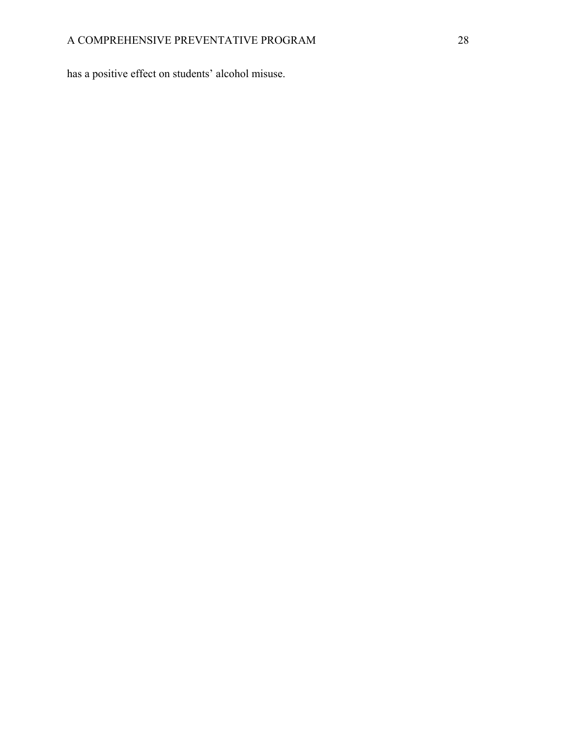has a positive effect on students' alcohol misuse.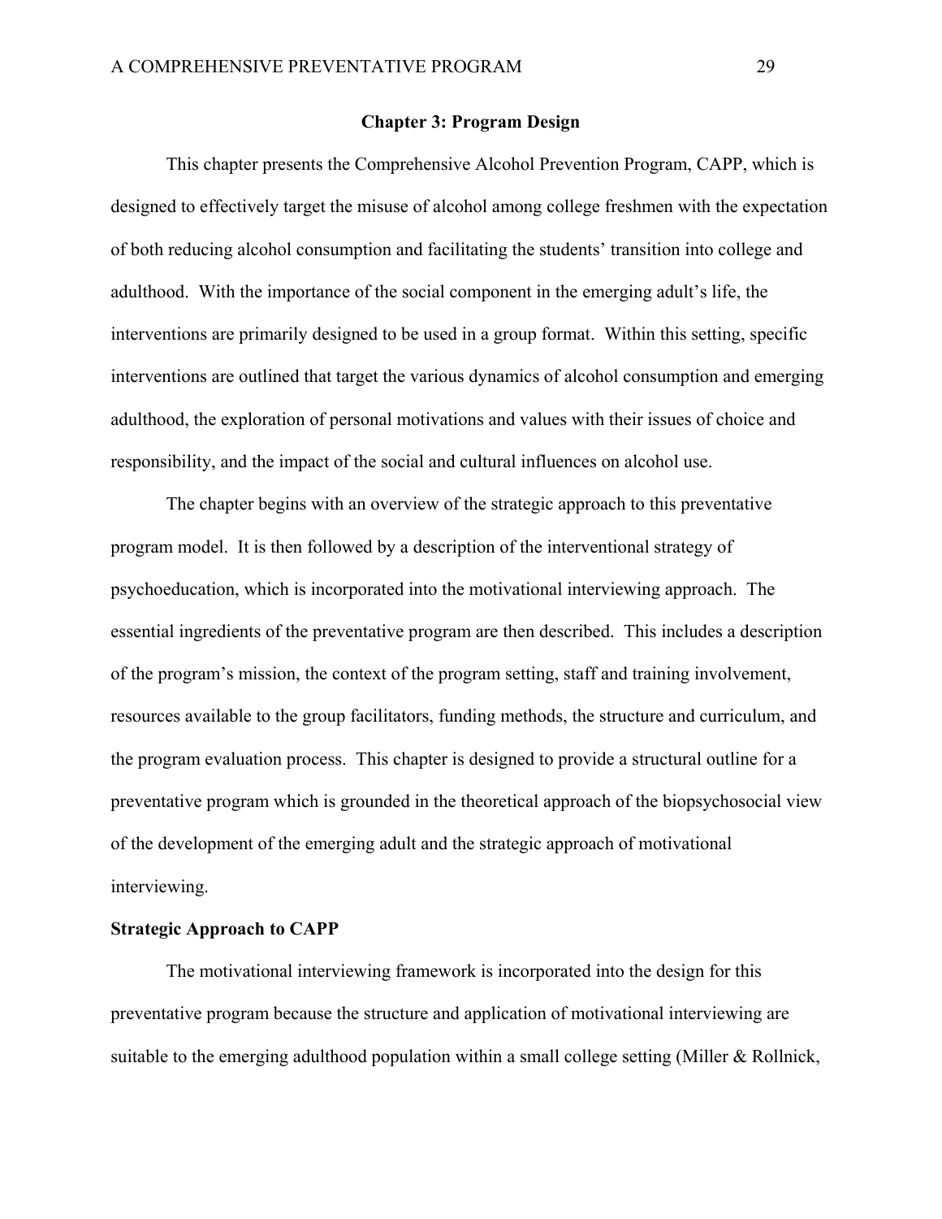## Chapter 3: Program Design

This chapter presents the Comprehensive Alcohol Prevention Program, CAPP, which is designed to effectively target the misuse of alcohol among college freshmen with the expectation of both reducing alcohol consumption and facilitating the students' transition into college and adulthood. With the importance of the social component in the emerging adult's life, the interventions are primarily designed to be used in a group format. Within this setting, specific interventions are outlined that target the various dynamics of alcohol consumption and emerging adulthood, the exploration of personal motivations and values with their issues of choice and responsibility, and the impact of the social and cultural influences on alcohol use.

The chapter begins with an overview of the strategic approach to this preventative program model. It is then followed by a description of the interventional strategy of psychoeducation, which is incorporated into the motivational interviewing approach. The essential ingredients of the preventative program are then described. This includes a description of the program's mission, the context of the program setting, staff and training involvement, resources available to the group facilitators, funding methods, the structure and curriculum, and the program evaluation process. This chapter is designed to provide a structural outline for a preventative program which is grounded in the theoretical approach of the biopsychosocial view of the development of the emerging adult and the strategic approach of motivational interviewing.

### Strategic Approach to CAPP

The motivational interviewing framework is incorporated into the design for this preventative program because the structure and application of motivational interviewing are suitable to the emerging adulthood population within a small college setting (Miller & Rollnick,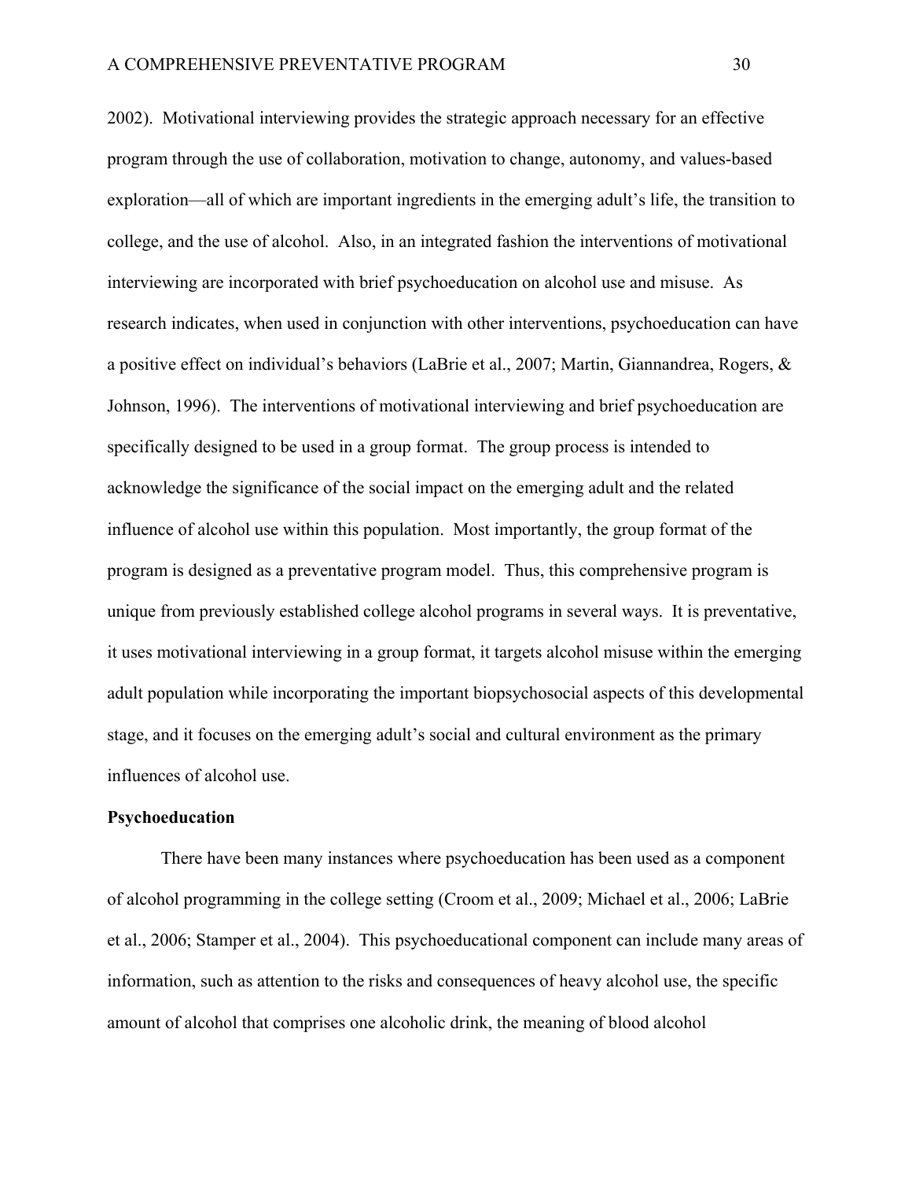2002). Motivational interviewing provides the strategic approach necessary for an effective program through the use of collaboration, motivation to change, autonomy, and values-based exploration—all of which are important ingredients in the emerging adult's life, the transition to college, and the use of alcohol. Also, in an integrated fashion the interventions of motivational interviewing are incorporated with brief psychoeducation on alcohol use and misuse. As research indicates, when used in conjunction with other interventions, psychoeducation can have a positive effect on individual's behaviors (LaBrie et al., 2007; Martin, Giannandrea, Rogers, & Johnson, 1996). The interventions of motivational interviewing and brief psychoeducation are specifically designed to be used in a group format. The group process is intended to acknowledge the significance of the social impact on the emerging adult and the related influence of alcohol use within this population. Most importantly, the group format of the program is designed as a preventative program model. Thus, this comprehensive program is unique from previously established college alcohol programs in several ways. It is preventative, it uses motivational interviewing in a group format, it targets alcohol misuse within the emerging adult population while incorporating the important biopsychosocial aspects of this developmental stage, and it focuses on the emerging adult's social and cultural environment as the primary influences of alcohol use.

**Psychoeducation**

There have been many instances where psychoeducation has been used as a component of alcohol programming in the college setting (Croom et al., 2009; Michael et al., 2006; LaBrie et al., 2006; Stamper et al., 2004). This psychoeducational component can include many areas of information, such as attention to the risks and consequences of heavy alcohol use, the specific amount of alcohol that comprises one alcoholic drink, the meaning of blood alcohol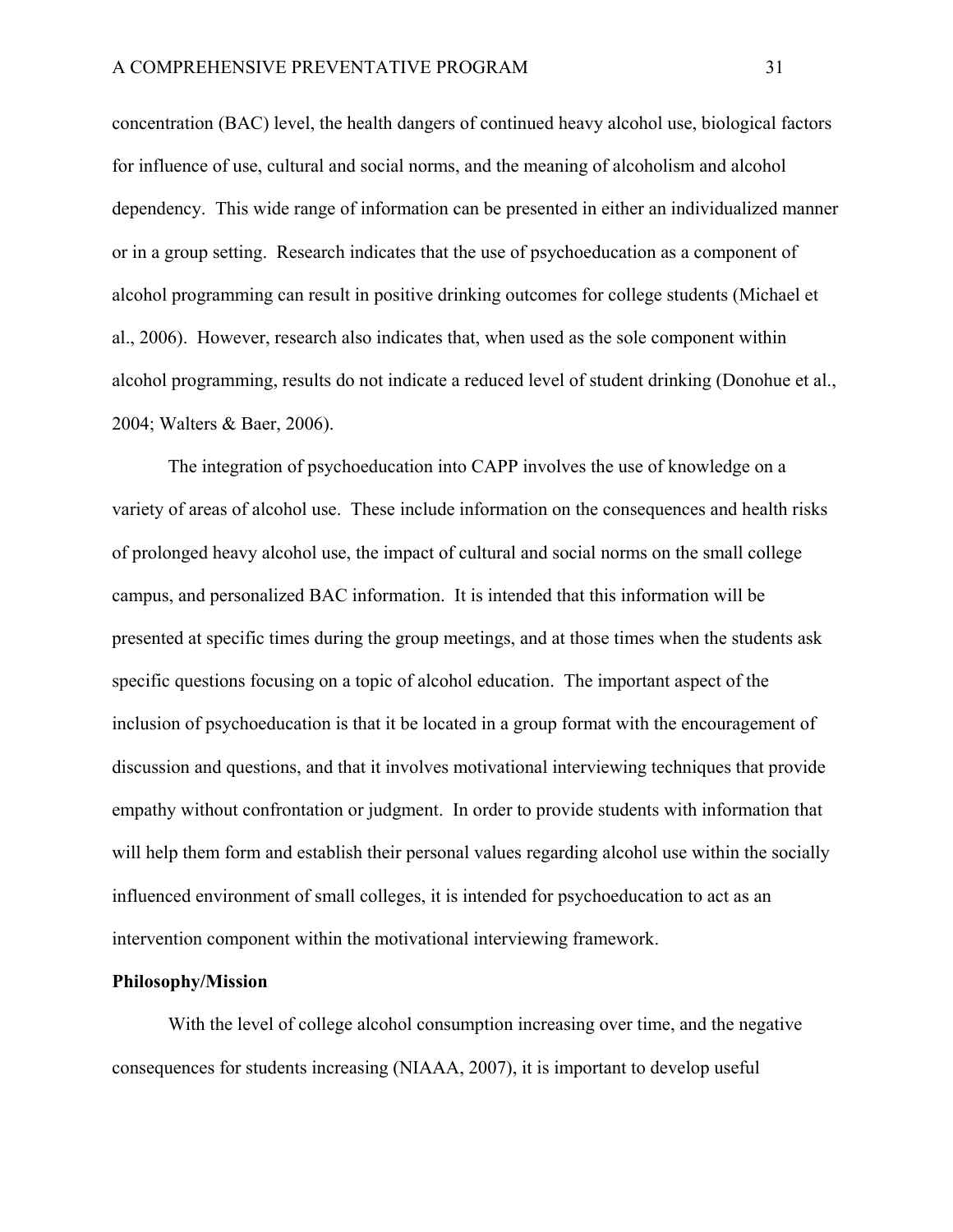concentration (BAC) level, the health dangers of continued heavy alcohol use, biological factors for influence of use, cultural and social norms, and the meaning of alcoholism and alcohol dependency. This wide range of information can be presented in either an individualized manner or in a group setting. Research indicates that the use of psychoeducation as a component of alcohol programming can result in positive drinking outcomes for college students (Michael et al., 2006). However, research also indicates that, when used as the sole component within alcohol programming, results do not indicate a reduced level of student drinking (Donohue et al., 2004; Walters & Baer, 2006).

The integration of psychoeducation into CAPP involves the use of knowledge on a variety of areas of alcohol use. These include information on the consequences and health risks of prolonged heavy alcohol use, the impact of cultural and social norms on the small college campus, and personalized BAC information. It is intended that this information will be presented at specific times during the group meetings, and at those times when the students ask specific questions focusing on a topic of alcohol education. The important aspect of the inclusion of psychoeducation is that it be located in a group format with the encouragement of discussion and questions, and that it involves motivational interviewing techniques that provide empathy without confrontation or judgment. In order to provide students with information that will help them form and establish their personal values regarding alcohol use within the socially influenced environment of small colleges, it is intended for psychoeducation to act as an intervention component within the motivational interviewing framework.

**Philosophy/Mission**

With the level of college alcohol consumption increasing over time, and the negative consequences for students increasing (NIAAA, 2007), it is important to develop useful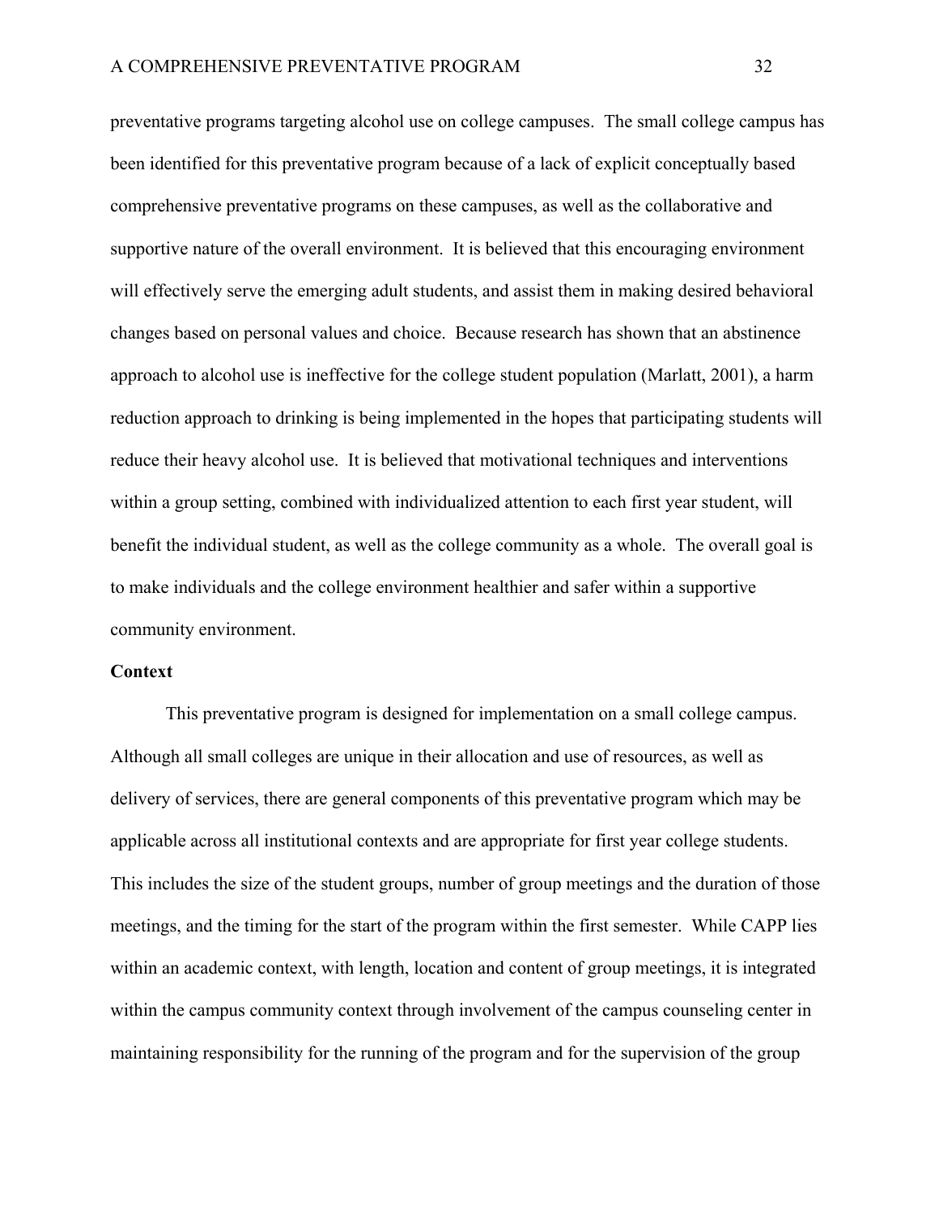preventative programs targeting alcohol use on college campuses. The small college campus has been identified for this preventative program because of a lack of explicit conceptually based comprehensive preventative programs on these campuses, as well as the collaborative and supportive nature of the overall environment. It is believed that this encouraging environment will effectively serve the emerging adult students, and assist them in making desired behavioral changes based on personal values and choice. Because research has shown that an abstinence approach to alcohol use is ineffective for the college student population (Marlatt, 2001), a harm reduction approach to drinking is being implemented in the hopes that participating students will reduce their heavy alcohol use. It is believed that motivational techniques and interventions within a group setting, combined with individualized attention to each first year student, will benefit the individual student, as well as the college community as a whole. The overall goal is to make individuals and the college environment healthier and safer within a supportive community environment.

**Context**

This preventative program is designed for implementation on a small college campus. Although all small colleges are unique in their allocation and use of resources, as well as delivery of services, there are general components of this preventative program which may be applicable across all institutional contexts and are appropriate for first year college students. This includes the size of the student groups, number of group meetings and the duration of those meetings, and the timing for the start of the program within the first semester. While CAPP lies within an academic context, with length, location and content of group meetings, it is integrated within the campus community context through involvement of the campus counseling center in maintaining responsibility for the running of the program and for the supervision of the group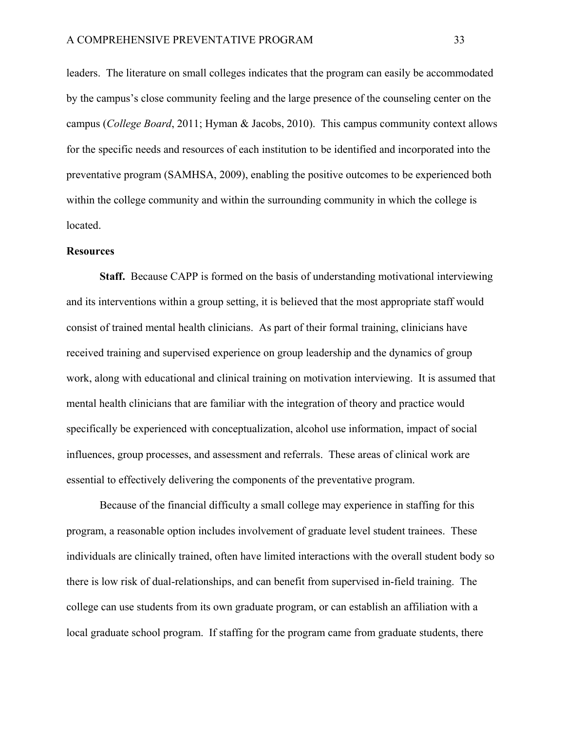leaders. The literature on small colleges indicates that the program can easily be accommodated by the campus's close community feeling and the large presence of the counseling center on the campus (*College Board*, 2011; Hyman & Jacobs, 2010). This campus community context allows for the specific needs and resources of each institution to be identified and incorporated into the preventative program (SAMHSA, 2009), enabling the positive outcomes to be experienced both within the college community and within the surrounding community in which the college is located.

## Resources

**Staff.** Because CAPP is formed on the basis of understanding motivational interviewing and its interventions within a group setting, it is believed that the most appropriate staff would consist of trained mental health clinicians. As part of their formal training, clinicians have received training and supervised experience on group leadership and the dynamics of group work, along with educational and clinical training on motivation interviewing. It is assumed that mental health clinicians that are familiar with the integration of theory and practice would specifically be experienced with conceptualization, alcohol use information, impact of social influences, group processes, and assessment and referrals. These areas of clinical work are essential to effectively delivering the components of the preventative program.

Because of the financial difficulty a small college may experience in staffing for this program, a reasonable option includes involvement of graduate level student trainees. These individuals are clinically trained, often have limited interactions with the overall student body so there is low risk of dual-relationships, and can benefit from supervised in-field training. The college can use students from its own graduate program, or can establish an affiliation with a local graduate school program. If staffing for the program came from graduate students, there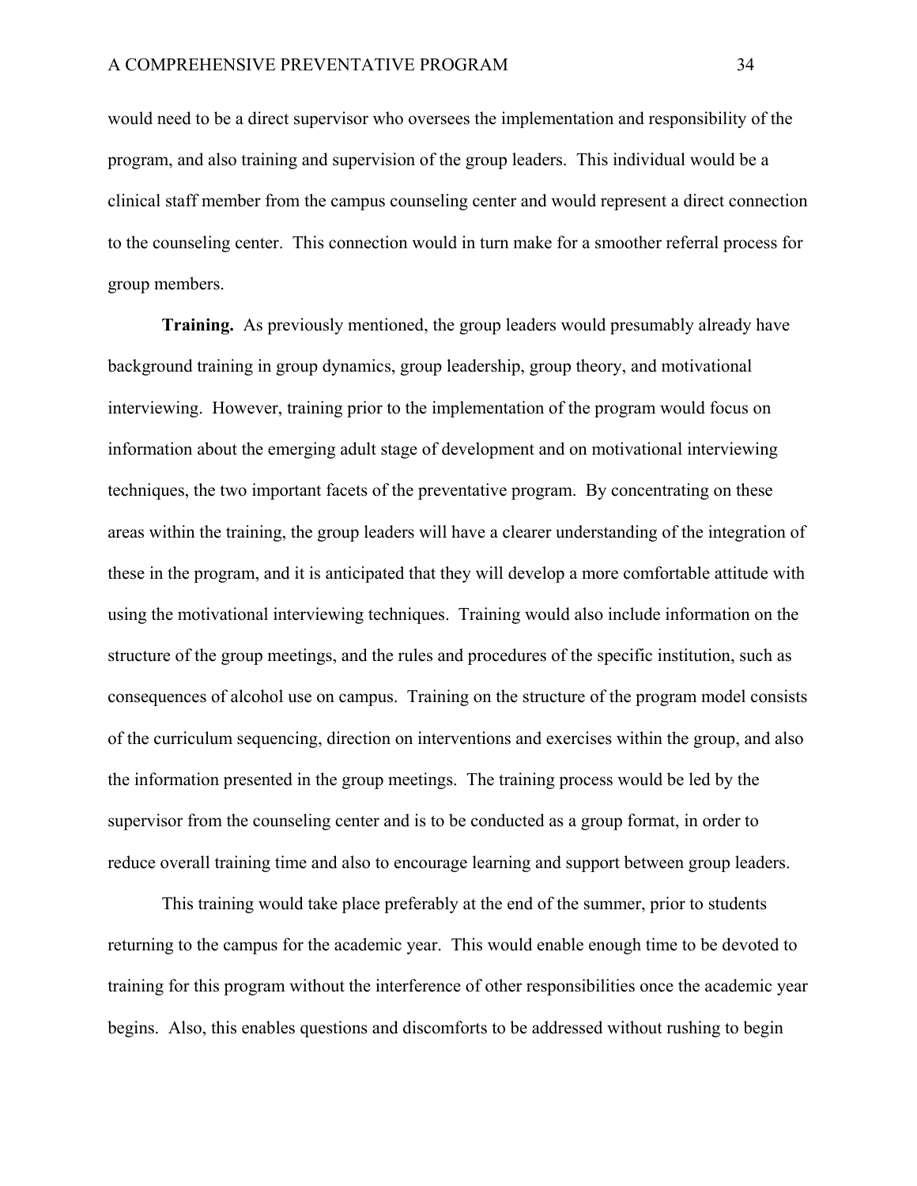would need to be a direct supervisor who oversees the implementation and responsibility of the program, and also training and supervision of the group leaders. This individual would be a clinical staff member from the campus counseling center and would represent a direct connection to the counseling center. This connection would in turn make for a smoother referral process for group members.

**Training.** As previously mentioned, the group leaders would presumably already have background training in group dynamics, group leadership, group theory, and motivational interviewing. However, training prior to the implementation of the program would focus on information about the emerging adult stage of development and on motivational interviewing techniques, the two important facets of the preventative program. By concentrating on these areas within the training, the group leaders will have a clearer understanding of the integration of these in the program, and it is anticipated that they will develop a more comfortable attitude with using the motivational interviewing techniques. Training would also include information on the structure of the group meetings, and the rules and procedures of the specific institution, such as consequences of alcohol use on campus. Training on the structure of the program model consists of the curriculum sequencing, direction on interventions and exercises within the group, and also the information presented in the group meetings. The training process would be led by the supervisor from the counseling center and is to be conducted as a group format, in order to reduce overall training time and also to encourage learning and support between group leaders.

This training would take place preferably at the end of the summer, prior to students returning to the campus for the academic year. This would enable enough time to be devoted to training for this program without the interference of other responsibilities once the academic year begins. Also, this enables questions and discomforts to be addressed without rushing to begin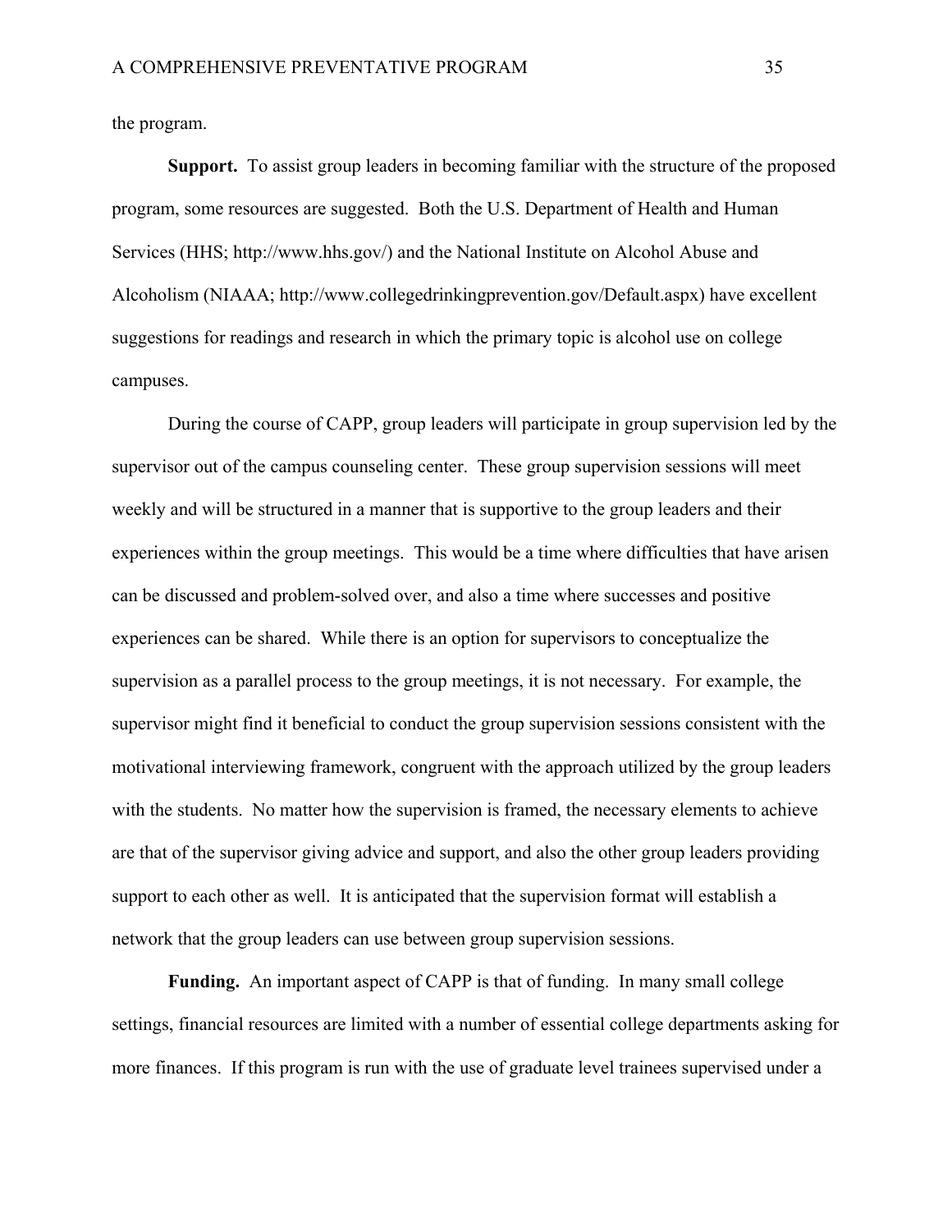the program.

**Support.** To assist group leaders in becoming familiar with the structure of the proposed program, some resources are suggested. Both the U.S. Department of Health and Human Services (HHS; http://www.hhs.gov/) and the National Institute on Alcohol Abuse and Alcoholism (NIAAA; http://www.collegedrinkingprevention.gov/Default.aspx) have excellent suggestions for readings and research in which the primary topic is alcohol use on college campuses.

During the course of CAPP, group leaders will participate in group supervision led by the supervisor out of the campus counseling center. These group supervision sessions will meet weekly and will be structured in a manner that is supportive to the group leaders and their experiences within the group meetings. This would be a time where difficulties that have arisen can be discussed and problem-solved over, and also a time where successes and positive experiences can be shared. While there is an option for supervisors to conceptualize the supervision as a parallel process to the group meetings, it is not necessary. For example, the supervisor might find it beneficial to conduct the group supervision sessions consistent with the motivational interviewing framework, congruent with the approach utilized by the group leaders with the students. No matter how the supervision is framed, the necessary elements to achieve are that of the supervisor giving advice and support, and also the other group leaders providing support to each other as well. It is anticipated that the supervision format will establish a network that the group leaders can use between group supervision sessions.

**Funding.** An important aspect of CAPP is that of funding. In many small college settings, financial resources are limited with a number of essential college departments asking for more finances. If this program is run with the use of graduate level trainees supervised under a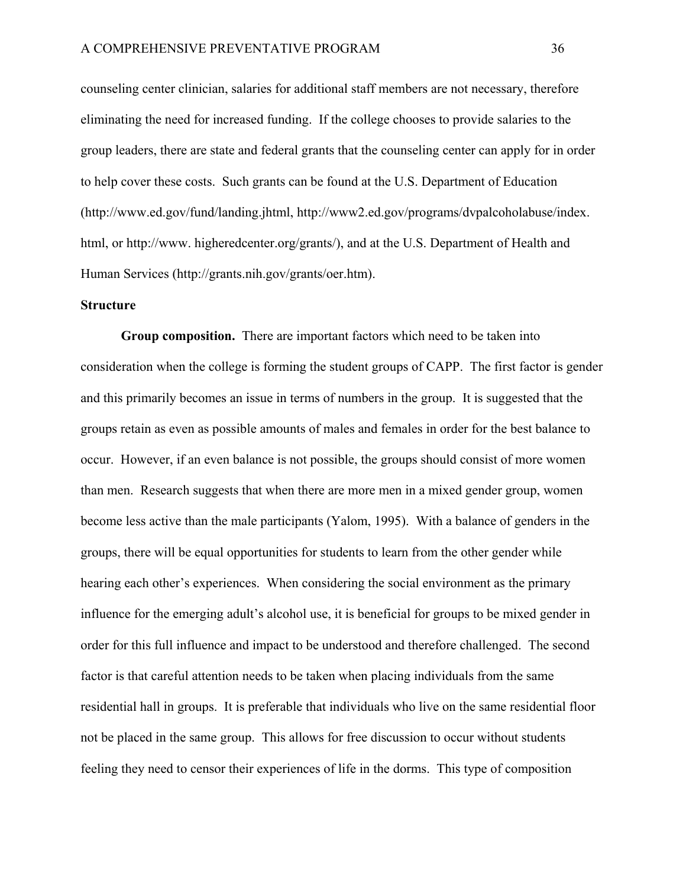counseling center clinician, salaries for additional staff members are not necessary, therefore eliminating the need for increased funding. If the college chooses to provide salaries to the group leaders, there are state and federal grants that the counseling center can apply for in order to help cover these costs. Such grants can be found at the U.S. Department of Education (http://www.ed.gov/fund/landing.jhtml, http://www2.ed.gov/programs/dvpalcoholabuse/index.html, or http://www. higheredcenter.org/grants/), and at the U.S. Department of Health and Human Services (http://grants.nih.gov/grants/oer.htm).

## Structure

**Group composition.** There are important factors which need to be taken into consideration when the college is forming the student groups of CAPP. The first factor is gender and this primarily becomes an issue in terms of numbers in the group. It is suggested that the groups retain as even as possible amounts of males and females in order for the best balance to occur. However, if an even balance is not possible, the groups should consist of more women than men. Research suggests that when there are more men in a mixed gender group, women become less active than the male participants (Yalom, 1995). With a balance of genders in the groups, there will be equal opportunities for students to learn from the other gender while hearing each other's experiences. When considering the social environment as the primary influence for the emerging adult's alcohol use, it is beneficial for groups to be mixed gender in order for this full influence and impact to be understood and therefore challenged. The second factor is that careful attention needs to be taken when placing individuals from the same residential hall in groups. It is preferable that individuals who live on the same residential floor not be placed in the same group. This allows for free discussion to occur without students feeling they need to censor their experiences of life in the dorms. This type of composition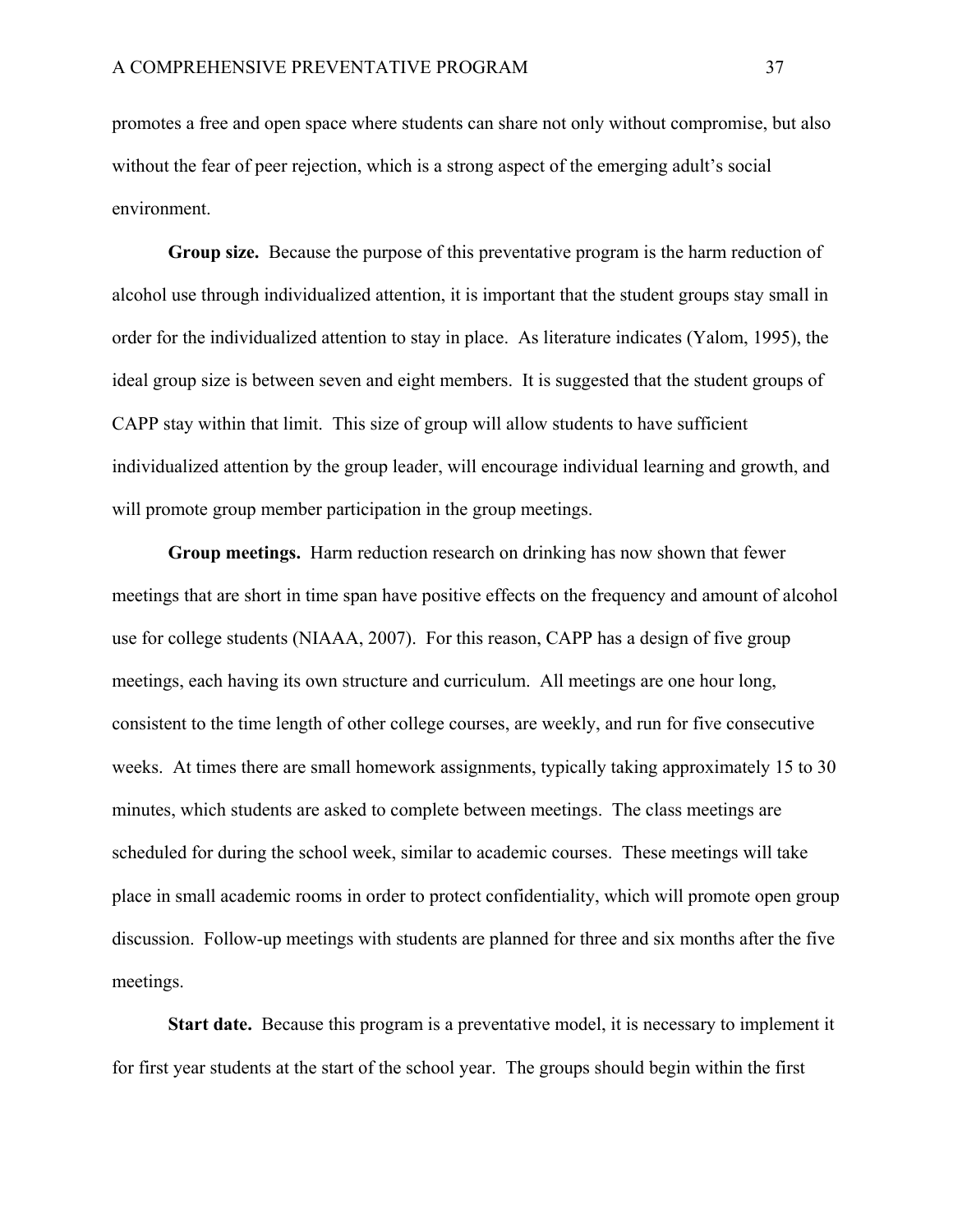promotes a free and open space where students can share not only without compromise, but also without the fear of peer rejection, which is a strong aspect of the emerging adult's social environment.

**Group size.** Because the purpose of this preventative program is the harm reduction of alcohol use through individualized attention, it is important that the student groups stay small in order for the individualized attention to stay in place. As literature indicates (Yalom, 1995), the ideal group size is between seven and eight members. It is suggested that the student groups of CAPP stay within that limit. This size of group will allow students to have sufficient individualized attention by the group leader, will encourage individual learning and growth, and will promote group member participation in the group meetings.

**Group meetings.** Harm reduction research on drinking has now shown that fewer meetings that are short in time span have positive effects on the frequency and amount of alcohol use for college students (NIAAA, 2007). For this reason, CAPP has a design of five group meetings, each having its own structure and curriculum. All meetings are one hour long, consistent to the time length of other college courses, are weekly, and run for five consecutive weeks. At times there are small homework assignments, typically taking approximately 15 to 30 minutes, which students are asked to complete between meetings. The class meetings are scheduled for during the school week, similar to academic courses. These meetings will take place in small academic rooms in order to protect confidentiality, which will promote open group discussion. Follow-up meetings with students are planned for three and six months after the five meetings.

**Start date.** Because this program is a preventative model, it is necessary to implement it for first year students at the start of the school year. The groups should begin within the first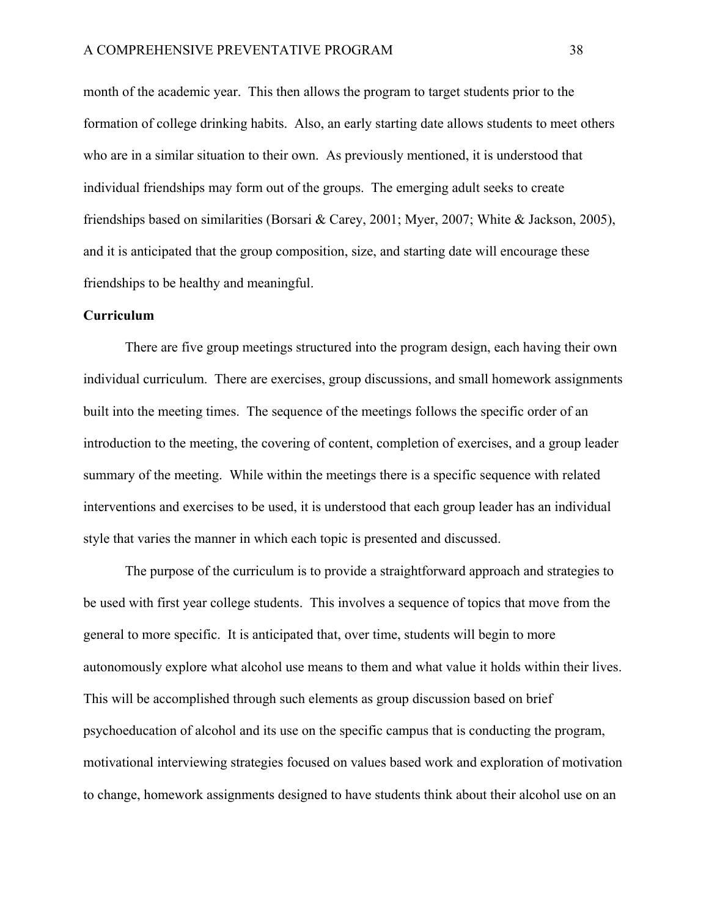month of the academic year. This then allows the program to target students prior to the formation of college drinking habits. Also, an early starting date allows students to meet others who are in a similar situation to their own. As previously mentioned, it is understood that individual friendships may form out of the groups. The emerging adult seeks to create friendships based on similarities (Borsari & Carey, 2001; Myer, 2007; White & Jackson, 2005), and it is anticipated that the group composition, size, and starting date will encourage these friendships to be healthy and meaningful.

**Curriculum**

There are five group meetings structured into the program design, each having their own individual curriculum. There are exercises, group discussions, and small homework assignments built into the meeting times. The sequence of the meetings follows the specific order of an introduction to the meeting, the covering of content, completion of exercises, and a group leader summary of the meeting. While within the meetings there is a specific sequence with related interventions and exercises to be used, it is understood that each group leader has an individual style that varies the manner in which each topic is presented and discussed.

The purpose of the curriculum is to provide a straightforward approach and strategies to be used with first year college students. This involves a sequence of topics that move from the general to more specific. It is anticipated that, over time, students will begin to more autonomously explore what alcohol use means to them and what value it holds within their lives. This will be accomplished through such elements as group discussion based on brief psychoeducation of alcohol and its use on the specific campus that is conducting the program, motivational interviewing strategies focused on values based work and exploration of motivation to change, homework assignments designed to have students think about their alcohol use on an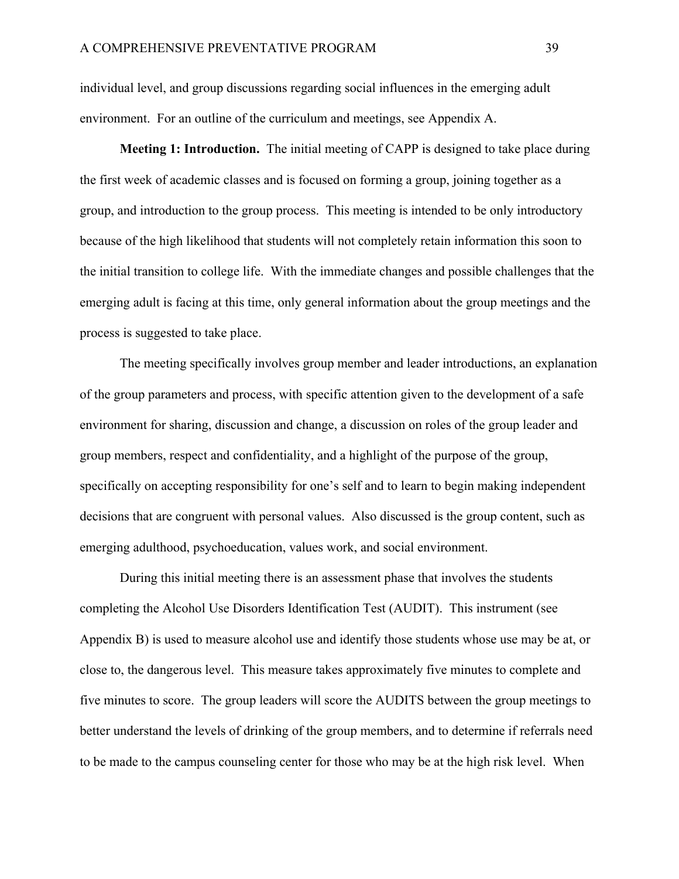individual level, and group discussions regarding social influences in the emerging adult environment. For an outline of the curriculum and meetings, see Appendix A.

**Meeting 1: Introduction.** The initial meeting of CAPP is designed to take place during the first week of academic classes and is focused on forming a group, joining together as a group, and introduction to the group process. This meeting is intended to be only introductory because of the high likelihood that students will not completely retain information this soon to the initial transition to college life. With the immediate changes and possible challenges that the emerging adult is facing at this time, only general information about the group meetings and the process is suggested to take place.

The meeting specifically involves group member and leader introductions, an explanation of the group parameters and process, with specific attention given to the development of a safe environment for sharing, discussion and change, a discussion on roles of the group leader and group members, respect and confidentiality, and a highlight of the purpose of the group, specifically on accepting responsibility for one's self and to learn to begin making independent decisions that are congruent with personal values. Also discussed is the group content, such as emerging adulthood, psychoeducation, values work, and social environment.

During this initial meeting there is an assessment phase that involves the students completing the Alcohol Use Disorders Identification Test (AUDIT). This instrument (see Appendix B) is used to measure alcohol use and identify those students whose use may be at, or close to, the dangerous level. This measure takes approximately five minutes to complete and five minutes to score. The group leaders will score the AUDITS between the group meetings to better understand the levels of drinking of the group members, and to determine if referrals need to be made to the campus counseling center for those who may be at the high risk level. When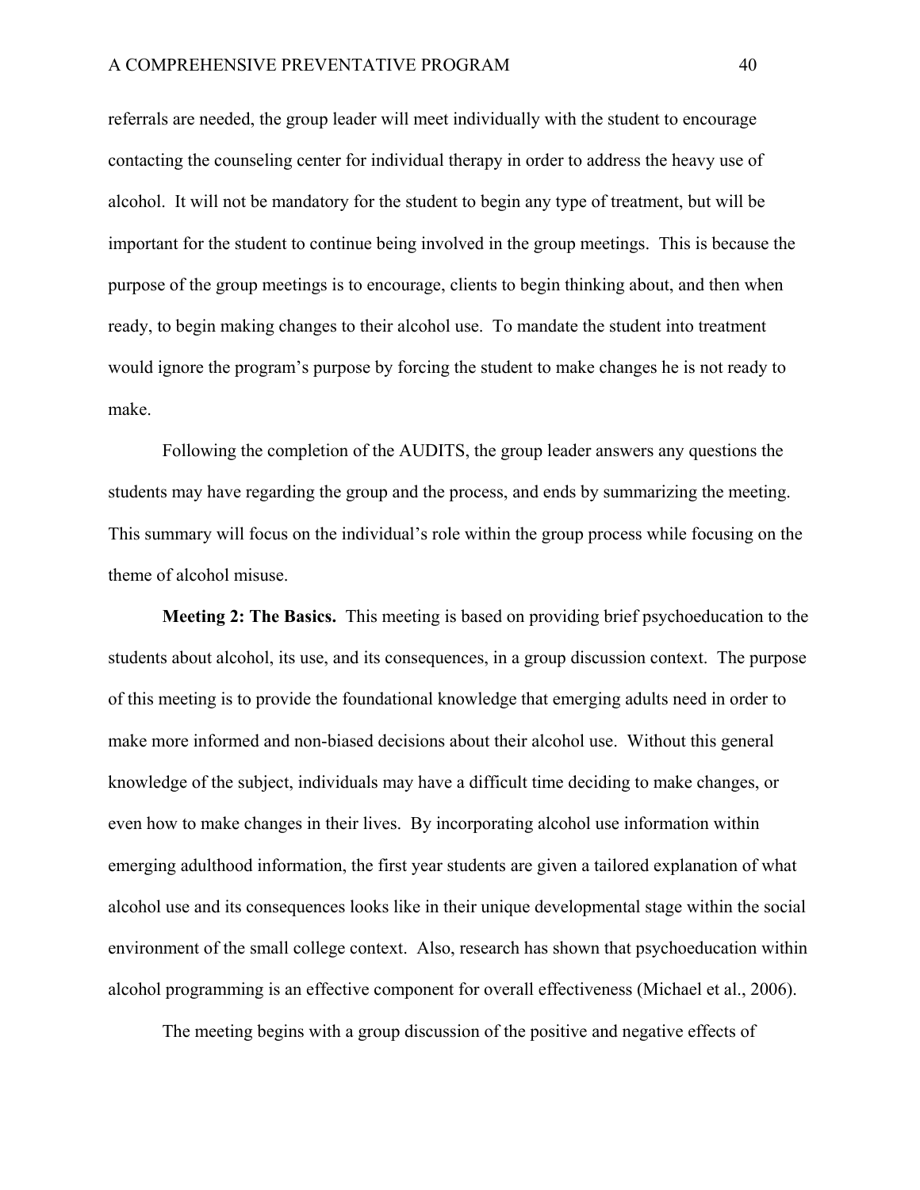referrals are needed, the group leader will meet individually with the student to encourage contacting the counseling center for individual therapy in order to address the heavy use of alcohol. It will not be mandatory for the student to begin any type of treatment, but will be important for the student to continue being involved in the group meetings. This is because the purpose of the group meetings is to encourage, clients to begin thinking about, and then when ready, to begin making changes to their alcohol use. To mandate the student into treatment would ignore the program's purpose by forcing the student to make changes he is not ready to make.

Following the completion of the AUDITS, the group leader answers any questions the students may have regarding the group and the process, and ends by summarizing the meeting. This summary will focus on the individual's role within the group process while focusing on the theme of alcohol misuse.

**Meeting 2: The Basics.** This meeting is based on providing brief psychoeducation to the students about alcohol, its use, and its consequences, in a group discussion context. The purpose of this meeting is to provide the foundational knowledge that emerging adults need in order to make more informed and non-biased decisions about their alcohol use. Without this general knowledge of the subject, individuals may have a difficult time deciding to make changes, or even how to make changes in their lives. By incorporating alcohol use information within emerging adulthood information, the first year students are given a tailored explanation of what alcohol use and its consequences looks like in their unique developmental stage within the social environment of the small college context. Also, research has shown that psychoeducation within alcohol programming is an effective component for overall effectiveness (Michael et al., 2006).

The meeting begins with a group discussion of the positive and negative effects of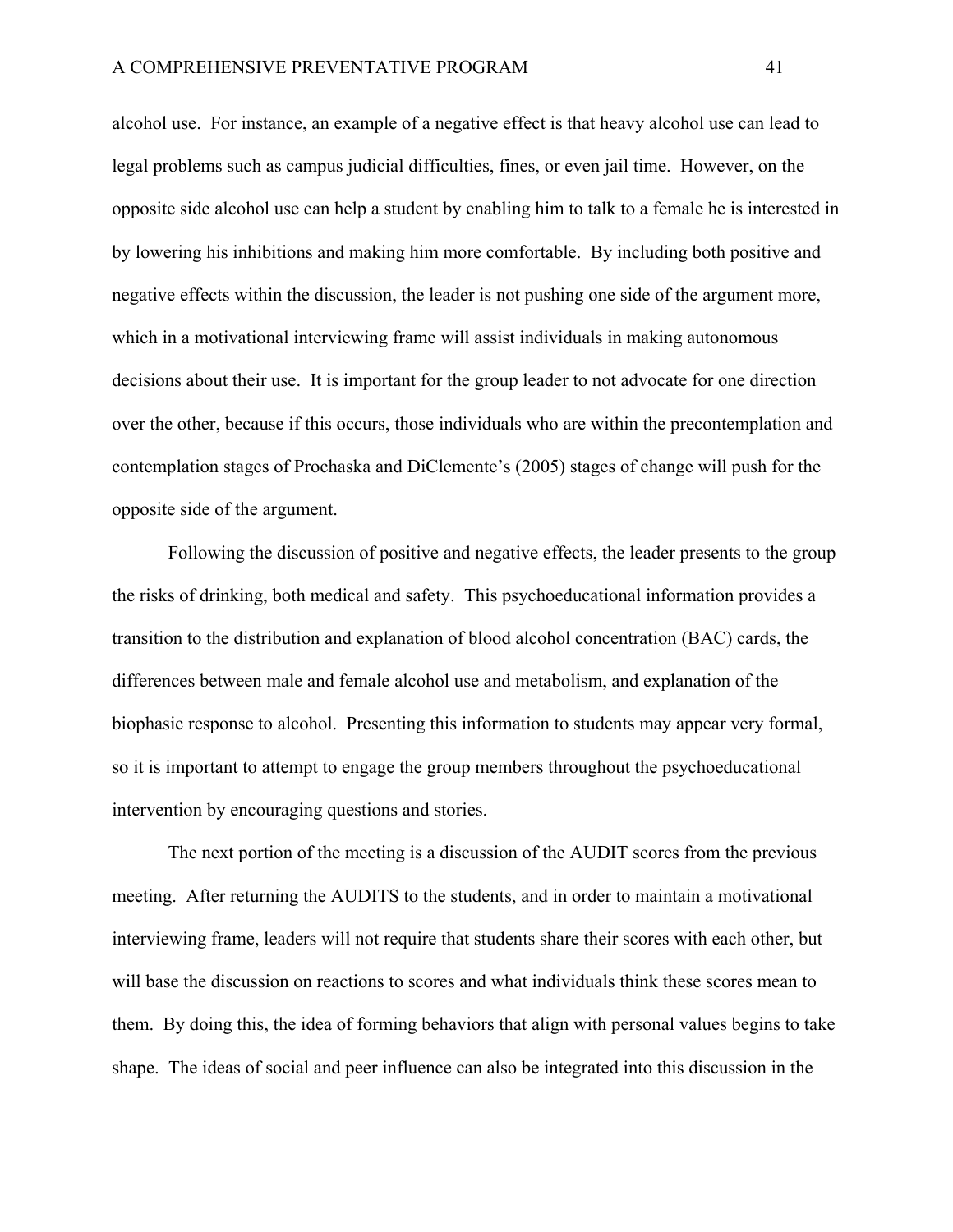alcohol use. For instance, an example of a negative effect is that heavy alcohol use can lead to legal problems such as campus judicial difficulties, fines, or even jail time. However, on the opposite side alcohol use can help a student by enabling him to talk to a female he is interested in by lowering his inhibitions and making him more comfortable. By including both positive and negative effects within the discussion, the leader is not pushing one side of the argument more, which in a motivational interviewing frame will assist individuals in making autonomous decisions about their use. It is important for the group leader to not advocate for one direction over the other, because if this occurs, those individuals who are within the precontemplation and contemplation stages of Prochaska and DiClemente's (2005) stages of change will push for the opposite side of the argument.

Following the discussion of positive and negative effects, the leader presents to the group the risks of drinking, both medical and safety. This psychoeducational information provides a transition to the distribution and explanation of blood alcohol concentration (BAC) cards, the differences between male and female alcohol use and metabolism, and explanation of the biophasic response to alcohol. Presenting this information to students may appear very formal, so it is important to attempt to engage the group members throughout the psychoeducational intervention by encouraging questions and stories.

The next portion of the meeting is a discussion of the AUDIT scores from the previous meeting. After returning the AUDITS to the students, and in order to maintain a motivational interviewing frame, leaders will not require that students share their scores with each other, but will base the discussion on reactions to scores and what individuals think these scores mean to them. By doing this, the idea of forming behaviors that align with personal values begins to take shape. The ideas of social and peer influence can also be integrated into this discussion in the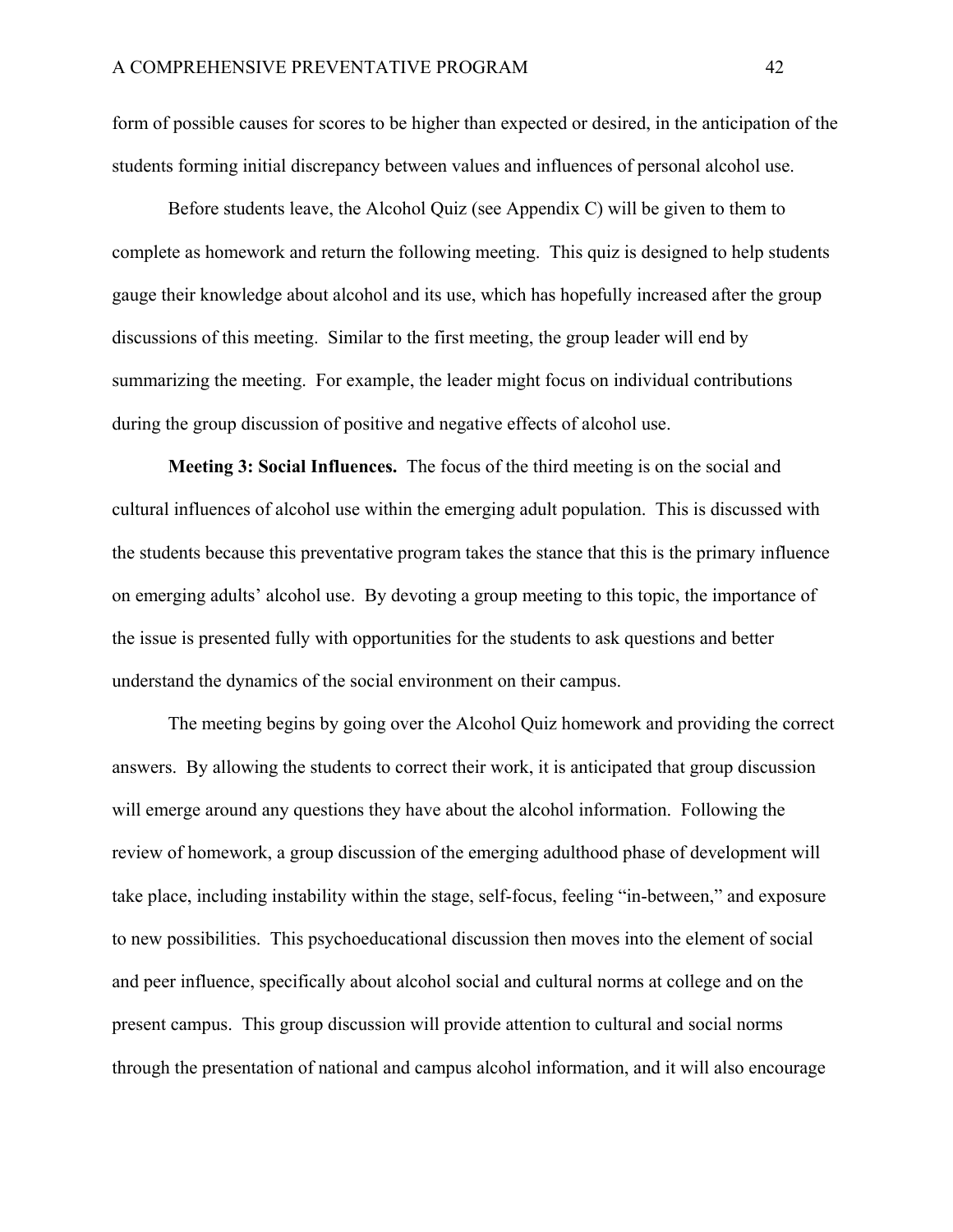form of possible causes for scores to be higher than expected or desired, in the anticipation of the students forming initial discrepancy between values and influences of personal alcohol use.

Before students leave, the Alcohol Quiz (see Appendix C) will be given to them to complete as homework and return the following meeting. This quiz is designed to help students gauge their knowledge about alcohol and its use, which has hopefully increased after the group discussions of this meeting. Similar to the first meeting, the group leader will end by summarizing the meeting. For example, the leader might focus on individual contributions during the group discussion of positive and negative effects of alcohol use.

**Meeting 3: Social Influences.** The focus of the third meeting is on the social and cultural influences of alcohol use within the emerging adult population. This is discussed with the students because this preventative program takes the stance that this is the primary influence on emerging adults' alcohol use. By devoting a group meeting to this topic, the importance of the issue is presented fully with opportunities for the students to ask questions and better understand the dynamics of the social environment on their campus.

The meeting begins by going over the Alcohol Quiz homework and providing the correct answers. By allowing the students to correct their work, it is anticipated that group discussion will emerge around any questions they have about the alcohol information. Following the review of homework, a group discussion of the emerging adulthood phase of development will take place, including instability within the stage, self-focus, feeling "in-between," and exposure to new possibilities. This psychoeducational discussion then moves into the element of social and peer influence, specifically about alcohol social and cultural norms at college and on the present campus. This group discussion will provide attention to cultural and social norms through the presentation of national and campus alcohol information, and it will also encourage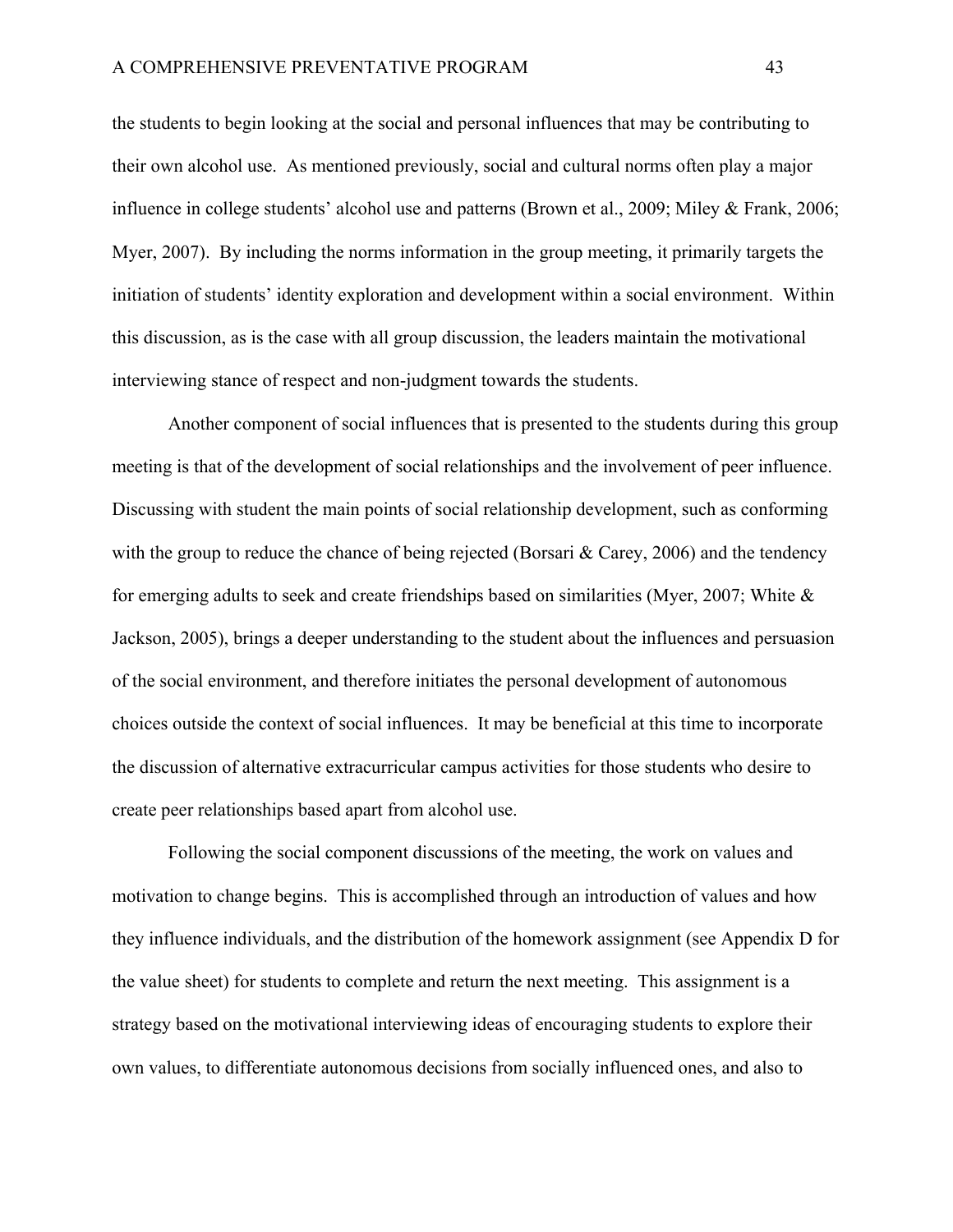the students to begin looking at the social and personal influences that may be contributing to their own alcohol use. As mentioned previously, social and cultural norms often play a major influence in college students' alcohol use and patterns (Brown et al., 2009; Miley & Frank, 2006; Myer, 2007). By including the norms information in the group meeting, it primarily targets the initiation of students' identity exploration and development within a social environment. Within this discussion, as is the case with all group discussion, the leaders maintain the motivational interviewing stance of respect and non-judgment towards the students.

Another component of social influences that is presented to the students during this group meeting is that of the development of social relationships and the involvement of peer influence. Discussing with student the main points of social relationship development, such as conforming with the group to reduce the chance of being rejected (Borsari & Carey, 2006) and the tendency for emerging adults to seek and create friendships based on similarities (Myer, 2007; White & Jackson, 2005), brings a deeper understanding to the student about the influences and persuasion of the social environment, and therefore initiates the personal development of autonomous choices outside the context of social influences. It may be beneficial at this time to incorporate the discussion of alternative extracurricular campus activities for those students who desire to create peer relationships based apart from alcohol use.

Following the social component discussions of the meeting, the work on values and motivation to change begins. This is accomplished through an introduction of values and how they influence individuals, and the distribution of the homework assignment (see Appendix D for the value sheet) for students to complete and return the next meeting. This assignment is a strategy based on the motivational interviewing ideas of encouraging students to explore their own values, to differentiate autonomous decisions from socially influenced ones, and also to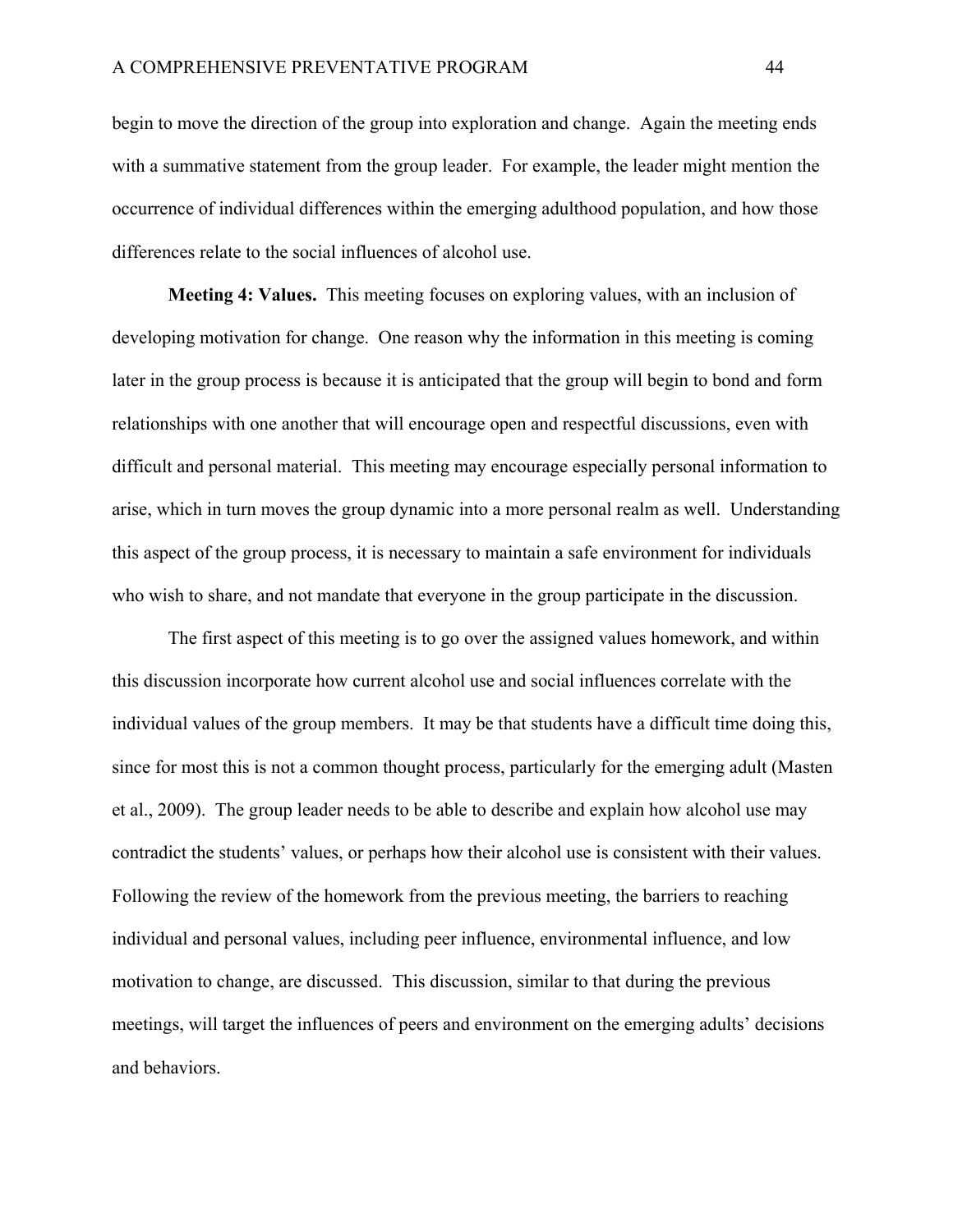begin to move the direction of the group into exploration and change. Again the meeting ends with a summative statement from the group leader. For example, the leader might mention the occurrence of individual differences within the emerging adulthood population, and how those differences relate to the social influences of alcohol use.

**Meeting 4: Values.** This meeting focuses on exploring values, with an inclusion of developing motivation for change. One reason why the information in this meeting is coming later in the group process is because it is anticipated that the group will begin to bond and form relationships with one another that will encourage open and respectful discussions, even with difficult and personal material. This meeting may encourage especially personal information to arise, which in turn moves the group dynamic into a more personal realm as well. Understanding this aspect of the group process, it is necessary to maintain a safe environment for individuals who wish to share, and not mandate that everyone in the group participate in the discussion.

The first aspect of this meeting is to go over the assigned values homework, and within this discussion incorporate how current alcohol use and social influences correlate with the individual values of the group members. It may be that students have a difficult time doing this, since for most this is not a common thought process, particularly for the emerging adult (Masten et al., 2009). The group leader needs to be able to describe and explain how alcohol use may contradict the students' values, or perhaps how their alcohol use is consistent with their values. Following the review of the homework from the previous meeting, the barriers to reaching individual and personal values, including peer influence, environmental influence, and low motivation to change, are discussed. This discussion, similar to that during the previous meetings, will target the influences of peers and environment on the emerging adults' decisions and behaviors.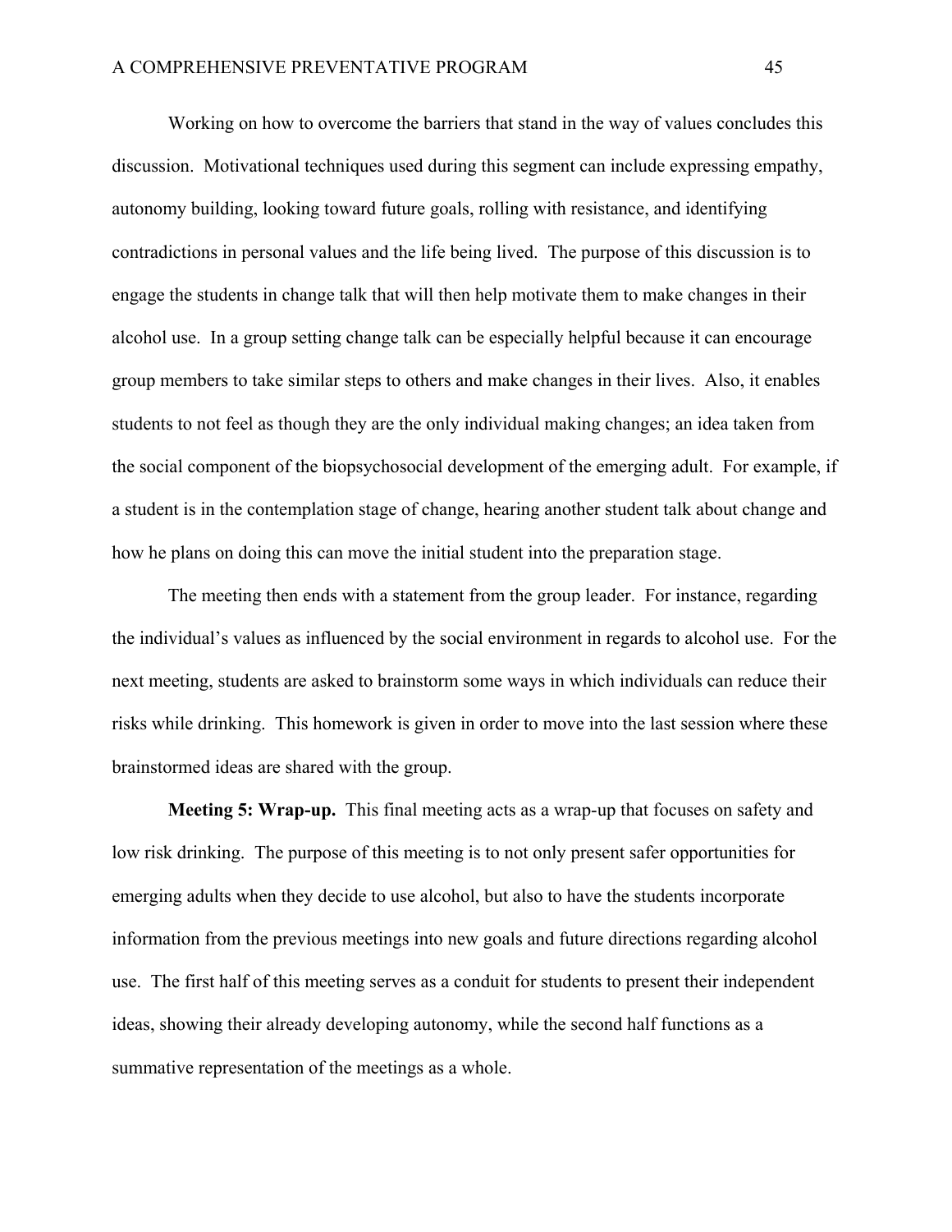Working on how to overcome the barriers that stand in the way of values concludes this discussion. Motivational techniques used during this segment can include expressing empathy, autonomy building, looking toward future goals, rolling with resistance, and identifying contradictions in personal values and the life being lived. The purpose of this discussion is to engage the students in change talk that will then help motivate them to make changes in their alcohol use. In a group setting change talk can be especially helpful because it can encourage group members to take similar steps to others and make changes in their lives. Also, it enables students to not feel as though they are the only individual making changes; an idea taken from the social component of the biopsychosocial development of the emerging adult. For example, if a student is in the contemplation stage of change, hearing another student talk about change and how he plans on doing this can move the initial student into the preparation stage.

The meeting then ends with a statement from the group leader. For instance, regarding the individual's values as influenced by the social environment in regards to alcohol use. For the next meeting, students are asked to brainstorm some ways in which individuals can reduce their risks while drinking. This homework is given in order to move into the last session where these brainstormed ideas are shared with the group.

**Meeting 5: Wrap-up.** This final meeting acts as a wrap-up that focuses on safety and low risk drinking. The purpose of this meeting is to not only present safer opportunities for emerging adults when they decide to use alcohol, but also to have the students incorporate information from the previous meetings into new goals and future directions regarding alcohol use. The first half of this meeting serves as a conduit for students to present their independent ideas, showing their already developing autonomy, while the second half functions as a summative representation of the meetings as a whole.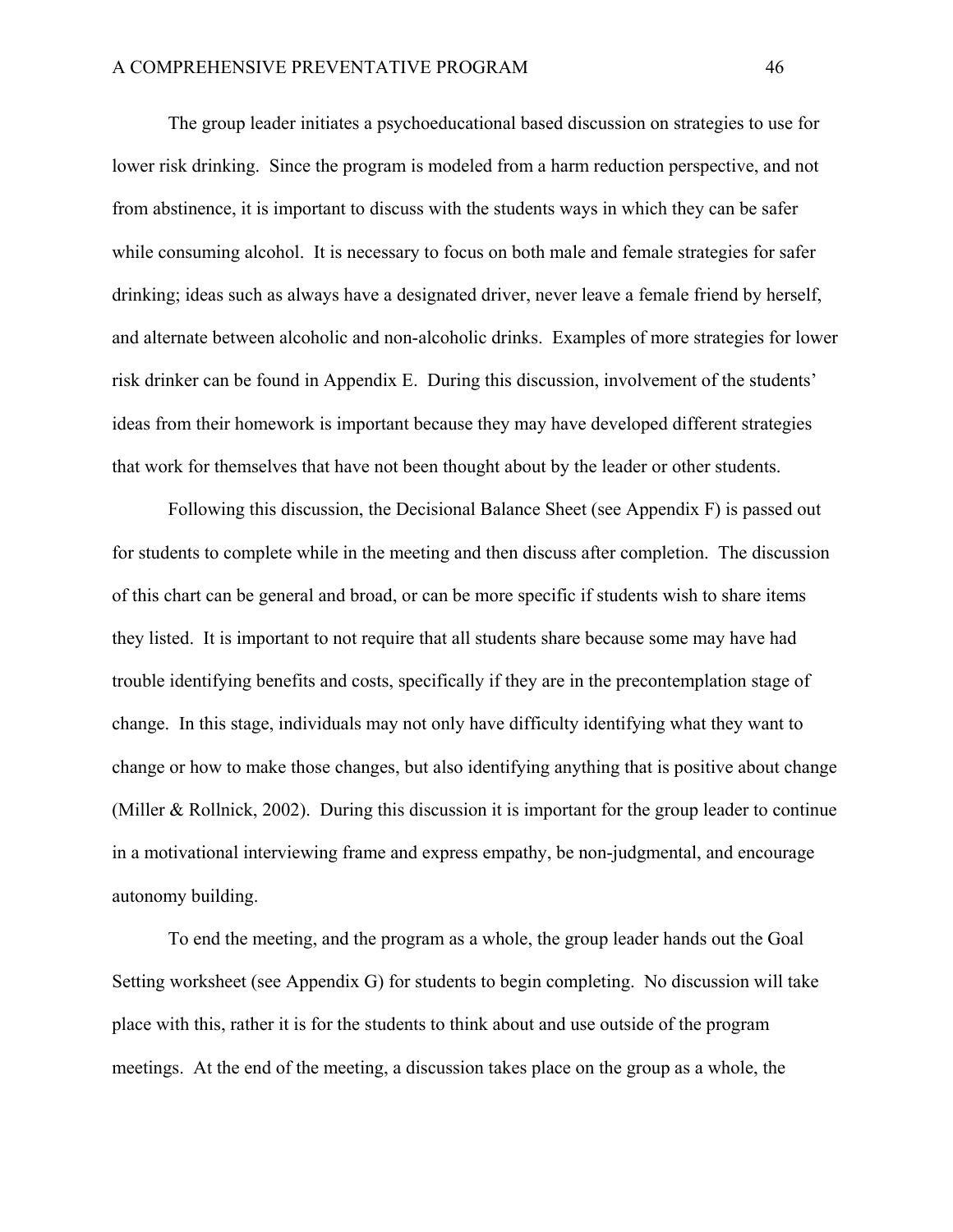The group leader initiates a psychoeducational based discussion on strategies to use for lower risk drinking. Since the program is modeled from a harm reduction perspective, and not from abstinence, it is important to discuss with the students ways in which they can be safer while consuming alcohol. It is necessary to focus on both male and female strategies for safer drinking; ideas such as always have a designated driver, never leave a female friend by herself, and alternate between alcoholic and non-alcoholic drinks. Examples of more strategies for lower risk drinker can be found in Appendix E. During this discussion, involvement of the students' ideas from their homework is important because they may have developed different strategies that work for themselves that have not been thought about by the leader or other students.

Following this discussion, the Decisional Balance Sheet (see Appendix F) is passed out for students to complete while in the meeting and then discuss after completion. The discussion of this chart can be general and broad, or can be more specific if students wish to share items they listed. It is important to not require that all students share because some may have had trouble identifying benefits and costs, specifically if they are in the precontemplation stage of change. In this stage, individuals may not only have difficulty identifying what they want to change or how to make those changes, but also identifying anything that is positive about change (Miller & Rollnick, 2002). During this discussion it is important for the group leader to continue in a motivational interviewing frame and express empathy, be non-judgmental, and encourage autonomy building.

To end the meeting, and the program as a whole, the group leader hands out the Goal Setting worksheet (see Appendix G) for students to begin completing. No discussion will take place with this, rather it is for the students to think about and use outside of the program meetings. At the end of the meeting, a discussion takes place on the group as a whole, the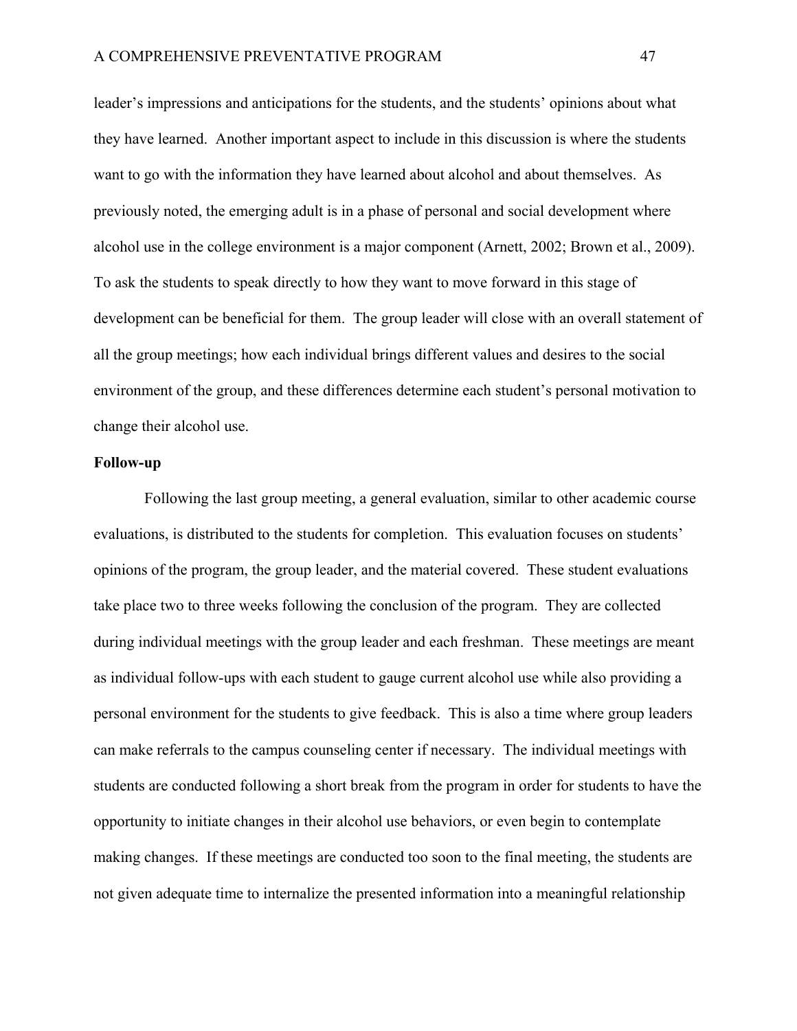leader's impressions and anticipations for the students, and the students' opinions about what they have learned. Another important aspect to include in this discussion is where the students want to go with the information they have learned about alcohol and about themselves. As previously noted, the emerging adult is in a phase of personal and social development where alcohol use in the college environment is a major component (Arnett, 2002; Brown et al., 2009). To ask the students to speak directly to how they want to move forward in this stage of development can be beneficial for them. The group leader will close with an overall statement of all the group meetings; how each individual brings different values and desires to the social environment of the group, and these differences determine each student's personal motivation to change their alcohol use.

**Follow-up**

Following the last group meeting, a general evaluation, similar to other academic course evaluations, is distributed to the students for completion. This evaluation focuses on students' opinions of the program, the group leader, and the material covered. These student evaluations take place two to three weeks following the conclusion of the program. They are collected during individual meetings with the group leader and each freshman. These meetings are meant as individual follow-ups with each student to gauge current alcohol use while also providing a personal environment for the students to give feedback. This is also a time where group leaders can make referrals to the campus counseling center if necessary. The individual meetings with students are conducted following a short break from the program in order for students to have the opportunity to initiate changes in their alcohol use behaviors, or even begin to contemplate making changes. If these meetings are conducted too soon to the final meeting, the students are not given adequate time to internalize the presented information into a meaningful relationship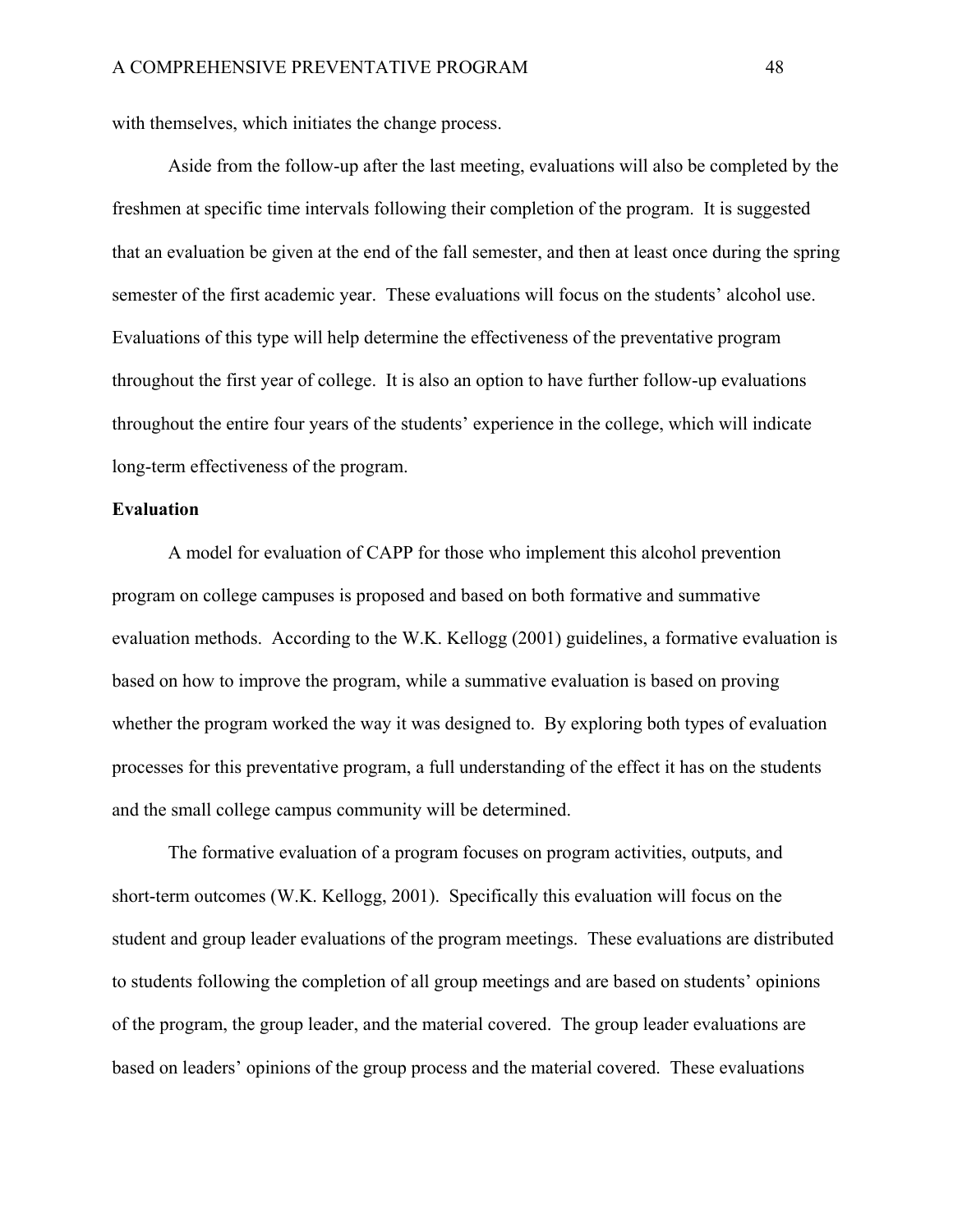with themselves, which initiates the change process.

Aside from the follow-up after the last meeting, evaluations will also be completed by the freshmen at specific time intervals following their completion of the program. It is suggested that an evaluation be given at the end of the fall semester, and then at least once during the spring semester of the first academic year. These evaluations will focus on the students' alcohol use. Evaluations of this type will help determine the effectiveness of the preventative program throughout the first year of college. It is also an option to have further follow-up evaluations throughout the entire four years of the students' experience in the college, which will indicate long-term effectiveness of the program.

**Evaluation**

A model for evaluation of CAPP for those who implement this alcohol prevention program on college campuses is proposed and based on both formative and summative evaluation methods. According to the W.K. Kellogg (2001) guidelines, a formative evaluation is based on how to improve the program, while a summative evaluation is based on proving whether the program worked the way it was designed to. By exploring both types of evaluation processes for this preventative program, a full understanding of the effect it has on the students and the small college campus community will be determined.

The formative evaluation of a program focuses on program activities, outputs, and short-term outcomes (W.K. Kellogg, 2001). Specifically this evaluation will focus on the student and group leader evaluations of the program meetings. These evaluations are distributed to students following the completion of all group meetings and are based on students' opinions of the program, the group leader, and the material covered. The group leader evaluations are based on leaders' opinions of the group process and the material covered. These evaluations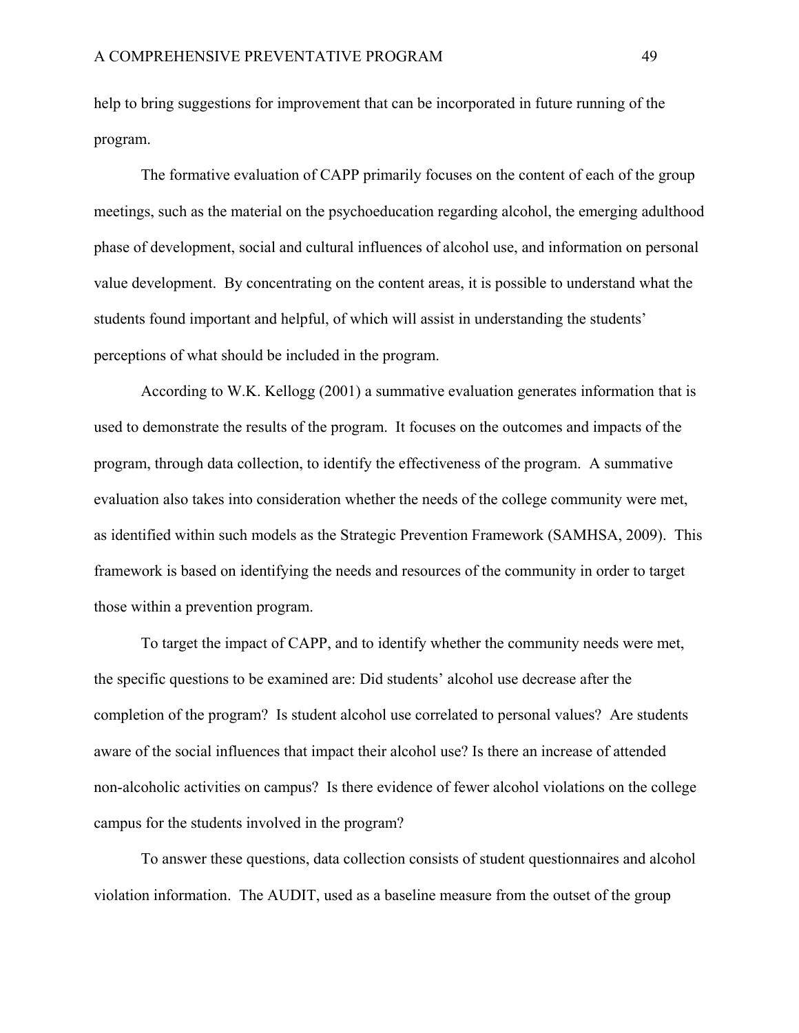help to bring suggestions for improvement that can be incorporated in future running of the program.

The formative evaluation of CAPP primarily focuses on the content of each of the group meetings, such as the material on the psychoeducation regarding alcohol, the emerging adulthood phase of development, social and cultural influences of alcohol use, and information on personal value development. By concentrating on the content areas, it is possible to understand what the students found important and helpful, of which will assist in understanding the students' perceptions of what should be included in the program.

According to W.K. Kellogg (2001) a summative evaluation generates information that is used to demonstrate the results of the program. It focuses on the outcomes and impacts of the program, through data collection, to identify the effectiveness of the program. A summative evaluation also takes into consideration whether the needs of the college community were met, as identified within such models as the Strategic Prevention Framework (SAMHSA, 2009). This framework is based on identifying the needs and resources of the community in order to target those within a prevention program.

To target the impact of CAPP, and to identify whether the community needs were met, the specific questions to be examined are: Did students' alcohol use decrease after the completion of the program? Is student alcohol use correlated to personal values? Are students aware of the social influences that impact their alcohol use? Is there an increase of attended non-alcoholic activities on campus? Is there evidence of fewer alcohol violations on the college campus for the students involved in the program?

To answer these questions, data collection consists of student questionnaires and alcohol violation information. The AUDIT, used as a baseline measure from the outset of the group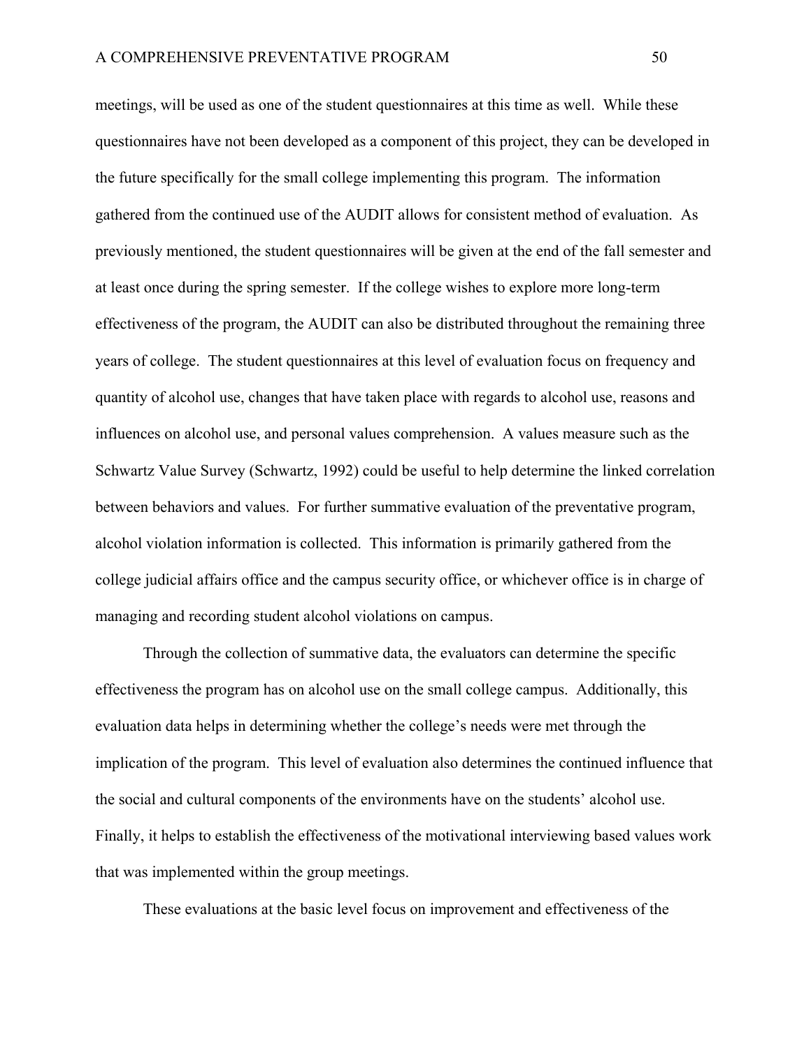meetings, will be used as one of the student questionnaires at this time as well. While these questionnaires have not been developed as a component of this project, they can be developed in the future specifically for the small college implementing this program. The information gathered from the continued use of the AUDIT allows for consistent method of evaluation. As previously mentioned, the student questionnaires will be given at the end of the fall semester and at least once during the spring semester. If the college wishes to explore more long-term effectiveness of the program, the AUDIT can also be distributed throughout the remaining three years of college. The student questionnaires at this level of evaluation focus on frequency and quantity of alcohol use, changes that have taken place with regards to alcohol use, reasons and influences on alcohol use, and personal values comprehension. A values measure such as the Schwartz Value Survey (Schwartz, 1992) could be useful to help determine the linked correlation between behaviors and values. For further summative evaluation of the preventative program, alcohol violation information is collected. This information is primarily gathered from the college judicial affairs office and the campus security office, or whichever office is in charge of managing and recording student alcohol violations on campus.

Through the collection of summative data, the evaluators can determine the specific effectiveness the program has on alcohol use on the small college campus. Additionally, this evaluation data helps in determining whether the college's needs were met through the implication of the program. This level of evaluation also determines the continued influence that the social and cultural components of the environments have on the students' alcohol use. Finally, it helps to establish the effectiveness of the motivational interviewing based values work that was implemented within the group meetings.

These evaluations at the basic level focus on improvement and effectiveness of the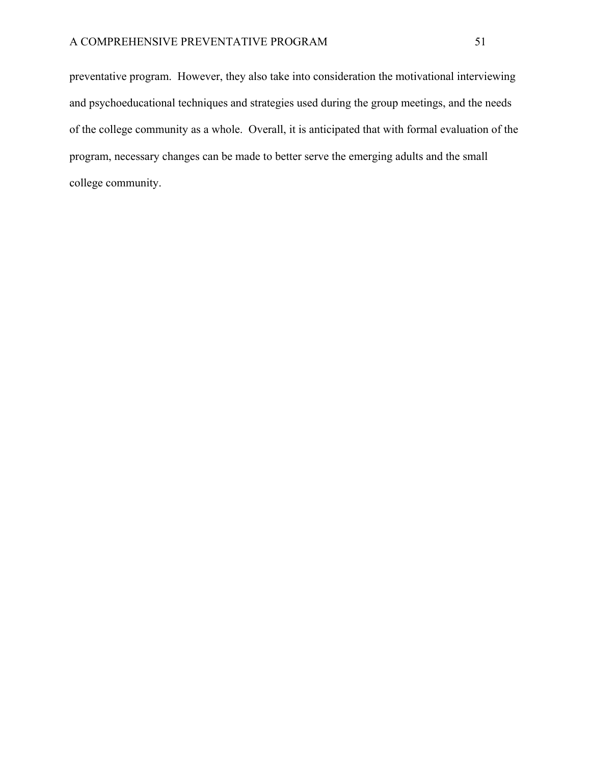preventative program. However, they also take into consideration the motivational interviewing and psychoeducational techniques and strategies used during the group meetings, and the needs of the college community as a whole. Overall, it is anticipated that with formal evaluation of the program, necessary changes can be made to better serve the emerging adults and the small college community.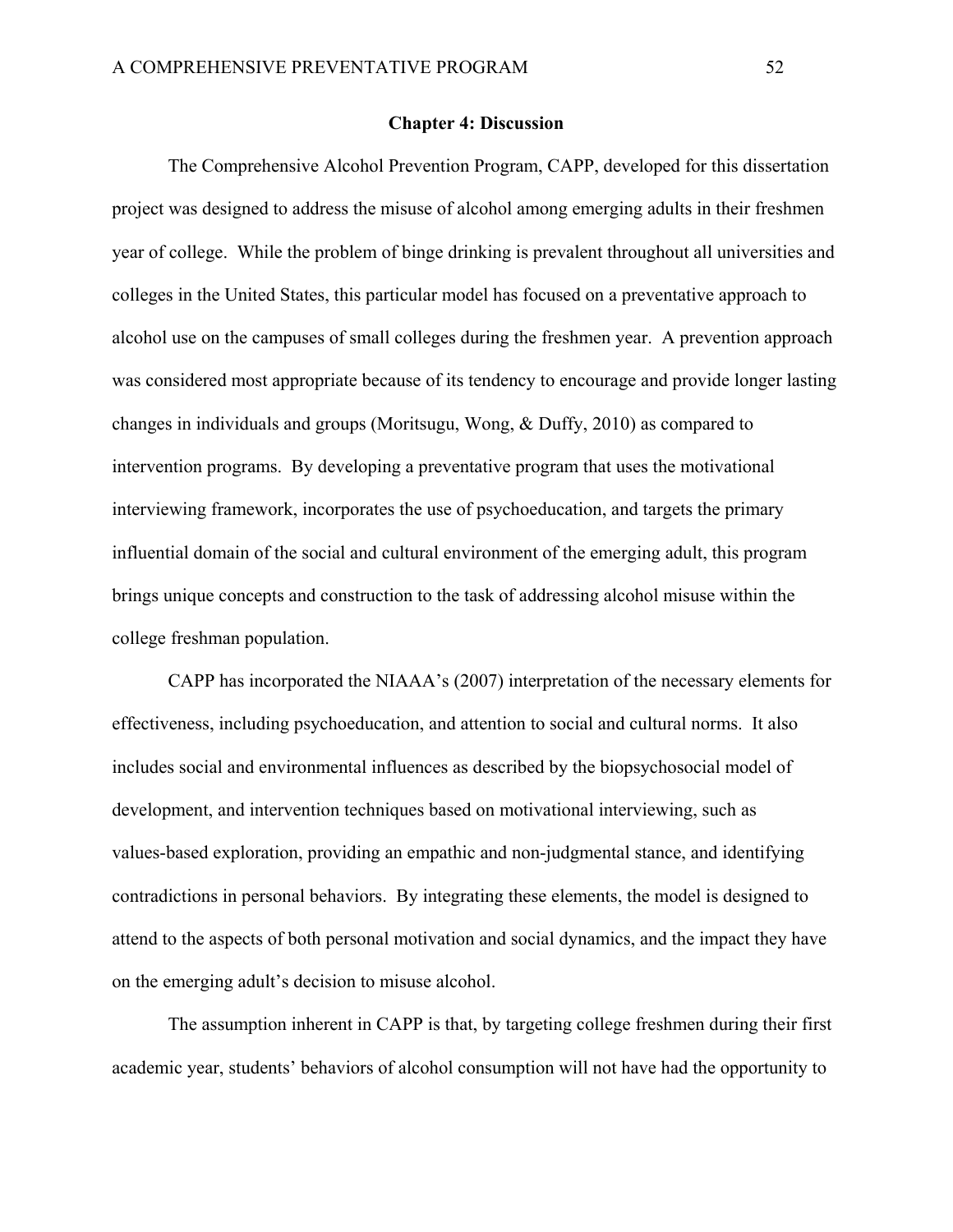## Chapter 4: Discussion

The Comprehensive Alcohol Prevention Program, CAPP, developed for this dissertation project was designed to address the misuse of alcohol among emerging adults in their freshmen year of college. While the problem of binge drinking is prevalent throughout all universities and colleges in the United States, this particular model has focused on a preventative approach to alcohol use on the campuses of small colleges during the freshmen year. A prevention approach was considered most appropriate because of its tendency to encourage and provide longer lasting changes in individuals and groups (Moritsugu, Wong, & Duffy, 2010) as compared to intervention programs. By developing a preventative program that uses the motivational interviewing framework, incorporates the use of psychoeducation, and targets the primary influential domain of the social and cultural environment of the emerging adult, this program brings unique concepts and construction to the task of addressing alcohol misuse within the college freshman population.

CAPP has incorporated the NIAAA's (2007) interpretation of the necessary elements for effectiveness, including psychoeducation, and attention to social and cultural norms. It also includes social and environmental influences as described by the biopsychosocial model of development, and intervention techniques based on motivational interviewing, such as values-based exploration, providing an empathic and non-judgmental stance, and identifying contradictions in personal behaviors. By integrating these elements, the model is designed to attend to the aspects of both personal motivation and social dynamics, and the impact they have on the emerging adult's decision to misuse alcohol.

The assumption inherent in CAPP is that, by targeting college freshmen during their first academic year, students' behaviors of alcohol consumption will not have had the opportunity to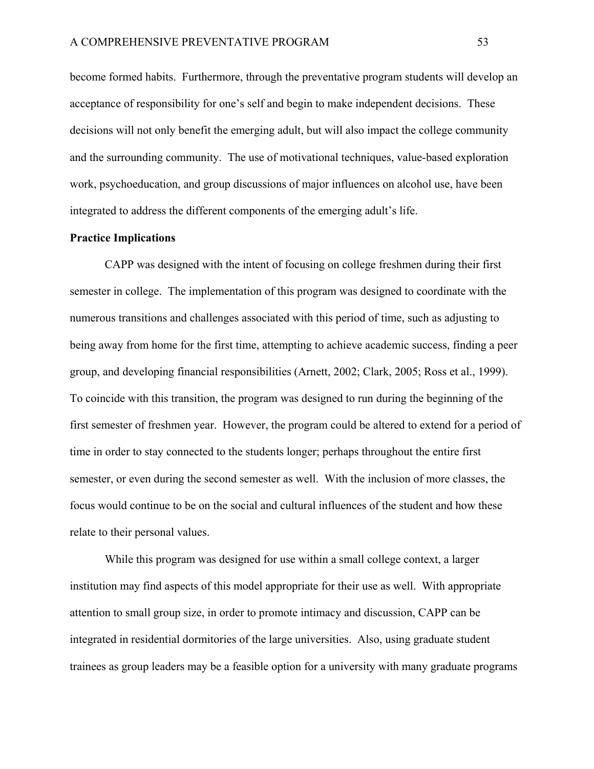become formed habits. Furthermore, through the preventative program students will develop an acceptance of responsibility for one's self and begin to make independent decisions. These decisions will not only benefit the emerging adult, but will also impact the college community and the surrounding community. The use of motivational techniques, value-based exploration work, psychoeducation, and group discussions of major influences on alcohol use, have been integrated to address the different components of the emerging adult's life.

**Practice Implications**

CAPP was designed with the intent of focusing on college freshmen during their first semester in college. The implementation of this program was designed to coordinate with the numerous transitions and challenges associated with this period of time, such as adjusting to being away from home for the first time, attempting to achieve academic success, finding a peer group, and developing financial responsibilities (Arnett, 2002; Clark, 2005; Ross et al., 1999). To coincide with this transition, the program was designed to run during the beginning of the first semester of freshmen year. However, the program could be altered to extend for a period of time in order to stay connected to the students longer; perhaps throughout the entire first semester, or even during the second semester as well. With the inclusion of more classes, the focus would continue to be on the social and cultural influences of the student and how these relate to their personal values.

While this program was designed for use within a small college context, a larger institution may find aspects of this model appropriate for their use as well. With appropriate attention to small group size, in order to promote intimacy and discussion, CAPP can be integrated in residential dormitories of the large universities. Also, using graduate student trainees as group leaders may be a feasible option for a university with many graduate programs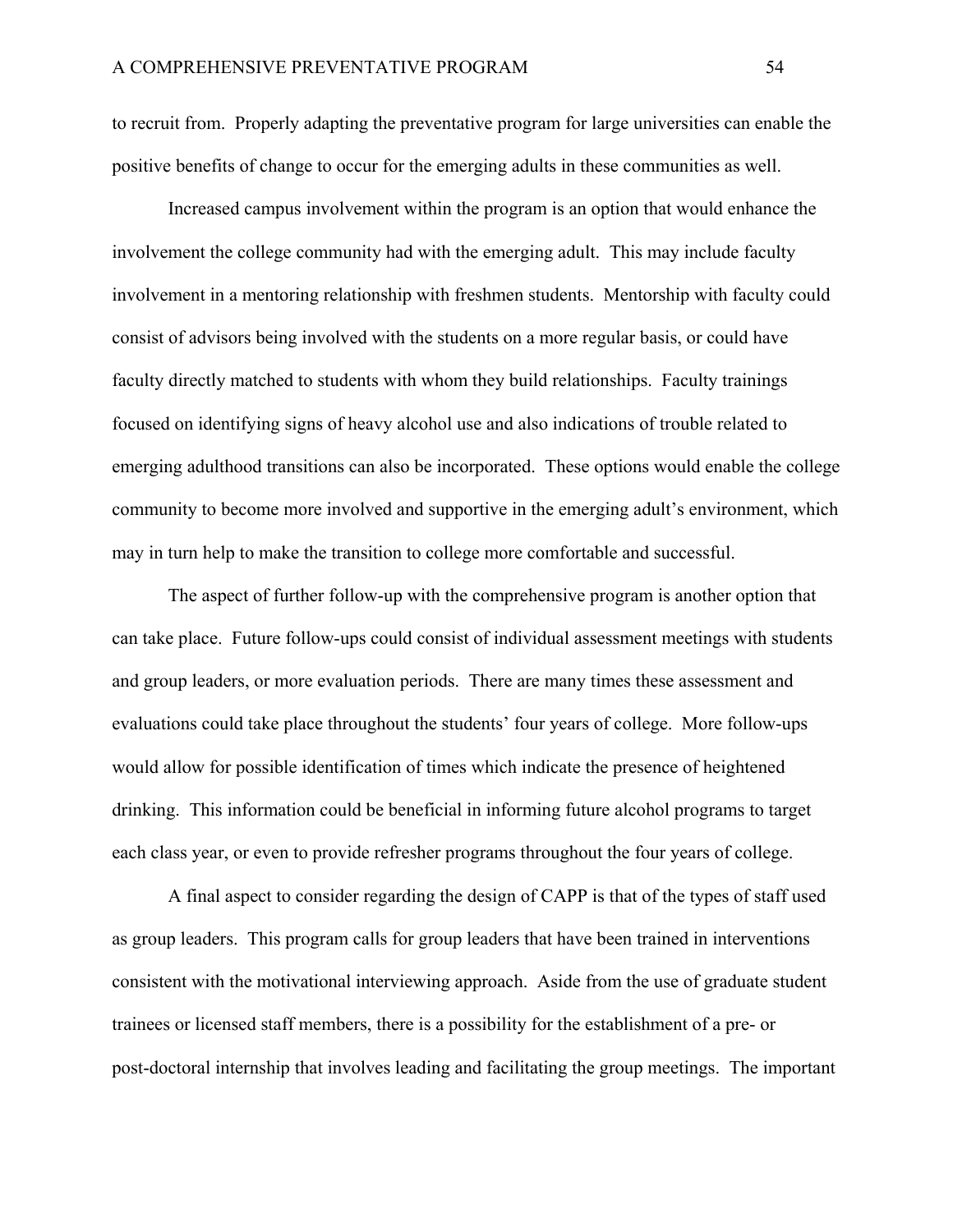to recruit from. Properly adapting the preventative program for large universities can enable the positive benefits of change to occur for the emerging adults in these communities as well.

Increased campus involvement within the program is an option that would enhance the involvement the college community had with the emerging adult. This may include faculty involvement in a mentoring relationship with freshmen students. Mentorship with faculty could consist of advisors being involved with the students on a more regular basis, or could have faculty directly matched to students with whom they build relationships. Faculty trainings focused on identifying signs of heavy alcohol use and also indications of trouble related to emerging adulthood transitions can also be incorporated. These options would enable the college community to become more involved and supportive in the emerging adult's environment, which may in turn help to make the transition to college more comfortable and successful.

The aspect of further follow-up with the comprehensive program is another option that can take place. Future follow-ups could consist of individual assessment meetings with students and group leaders, or more evaluation periods. There are many times these assessment and evaluations could take place throughout the students' four years of college. More follow-ups would allow for possible identification of times which indicate the presence of heightened drinking. This information could be beneficial in informing future alcohol programs to target each class year, or even to provide refresher programs throughout the four years of college.

A final aspect to consider regarding the design of CAPP is that of the types of staff used as group leaders. This program calls for group leaders that have been trained in interventions consistent with the motivational interviewing approach. Aside from the use of graduate student trainees or licensed staff members, there is a possibility for the establishment of a pre- or post-doctoral internship that involves leading and facilitating the group meetings. The important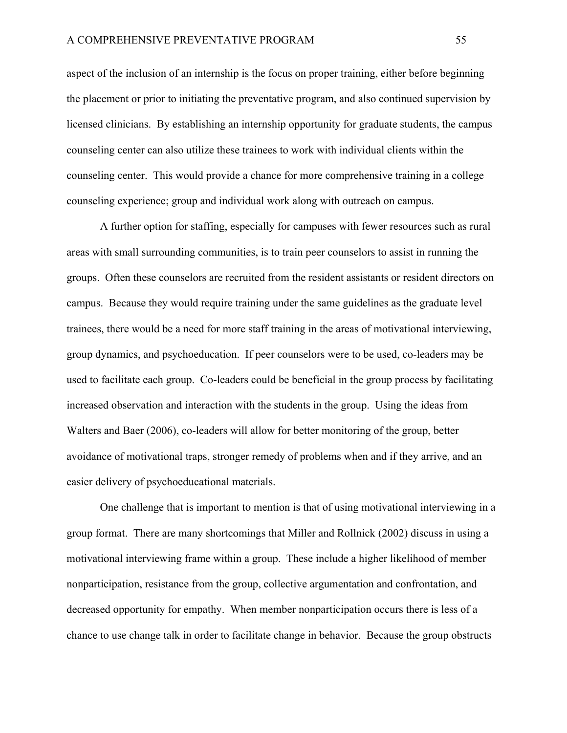aspect of the inclusion of an internship is the focus on proper training, either before beginning the placement or prior to initiating the preventative program, and also continued supervision by licensed clinicians. By establishing an internship opportunity for graduate students, the campus counseling center can also utilize these trainees to work with individual clients within the counseling center. This would provide a chance for more comprehensive training in a college counseling experience; group and individual work along with outreach on campus.

A further option for staffing, especially for campuses with fewer resources such as rural areas with small surrounding communities, is to train peer counselors to assist in running the groups. Often these counselors are recruited from the resident assistants or resident directors on campus. Because they would require training under the same guidelines as the graduate level trainees, there would be a need for more staff training in the areas of motivational interviewing, group dynamics, and psychoeducation. If peer counselors were to be used, co-leaders may be used to facilitate each group. Co-leaders could be beneficial in the group process by facilitating increased observation and interaction with the students in the group. Using the ideas from Walters and Baer (2006), co-leaders will allow for better monitoring of the group, better avoidance of motivational traps, stronger remedy of problems when and if they arrive, and an easier delivery of psychoeducational materials.

One challenge that is important to mention is that of using motivational interviewing in a group format. There are many shortcomings that Miller and Rollnick (2002) discuss in using a motivational interviewing frame within a group. These include a higher likelihood of member nonparticipation, resistance from the group, collective argumentation and confrontation, and decreased opportunity for empathy. When member nonparticipation occurs there is less of a chance to use change talk in order to facilitate change in behavior. Because the group obstructs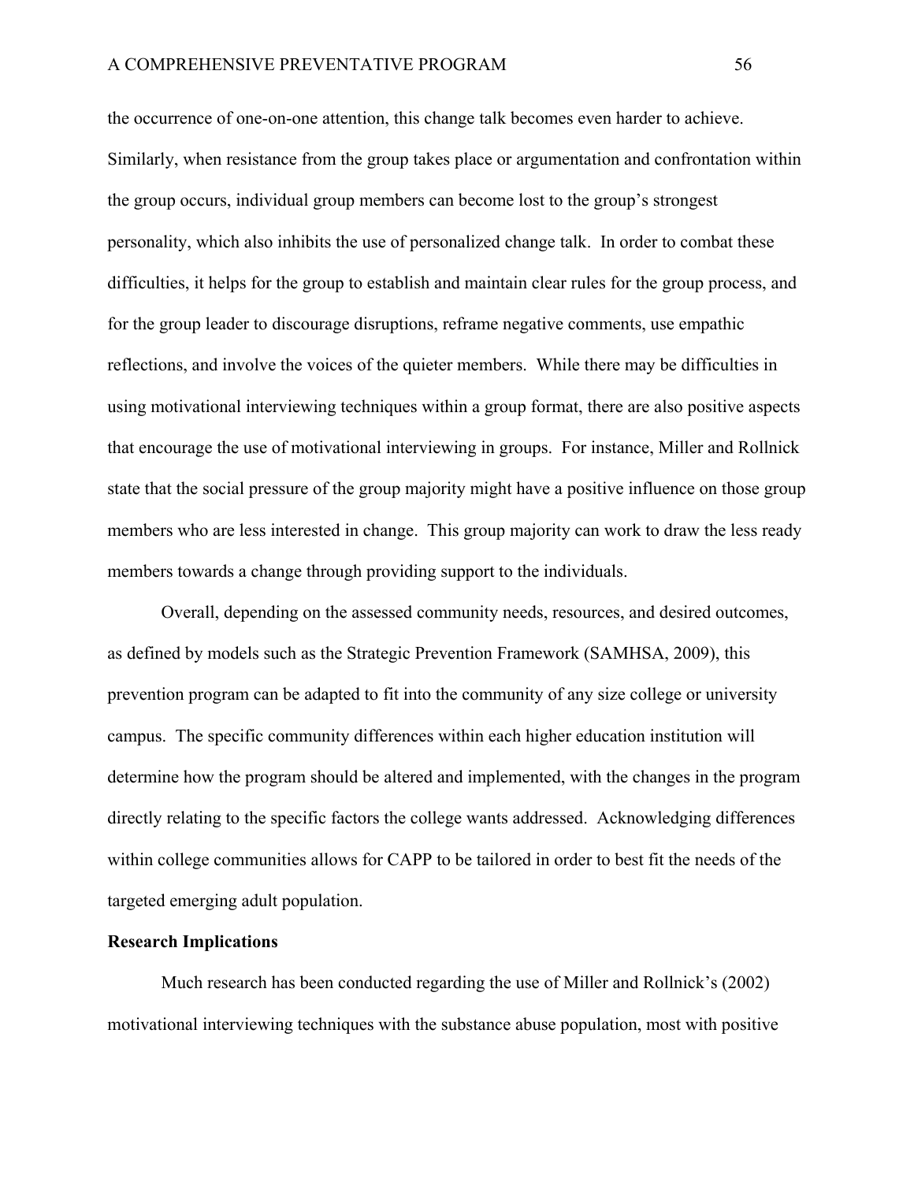the occurrence of one-on-one attention, this change talk becomes even harder to achieve. Similarly, when resistance from the group takes place or argumentation and confrontation within the group occurs, individual group members can become lost to the group's strongest personality, which also inhibits the use of personalized change talk. In order to combat these difficulties, it helps for the group to establish and maintain clear rules for the group process, and for the group leader to discourage disruptions, reframe negative comments, use empathic reflections, and involve the voices of the quieter members. While there may be difficulties in using motivational interviewing techniques within a group format, there are also positive aspects that encourage the use of motivational interviewing in groups. For instance, Miller and Rollnick state that the social pressure of the group majority might have a positive influence on those group members who are less interested in change. This group majority can work to draw the less ready members towards a change through providing support to the individuals.

Overall, depending on the assessed community needs, resources, and desired outcomes, as defined by models such as the Strategic Prevention Framework (SAMHSA, 2009), this prevention program can be adapted to fit into the community of any size college or university campus. The specific community differences within each higher education institution will determine how the program should be altered and implemented, with the changes in the program directly relating to the specific factors the college wants addressed. Acknowledging differences within college communities allows for CAPP to be tailored in order to best fit the needs of the targeted emerging adult population.

**Research Implications**

Much research has been conducted regarding the use of Miller and Rollnick's (2002) motivational interviewing techniques with the substance abuse population, most with positive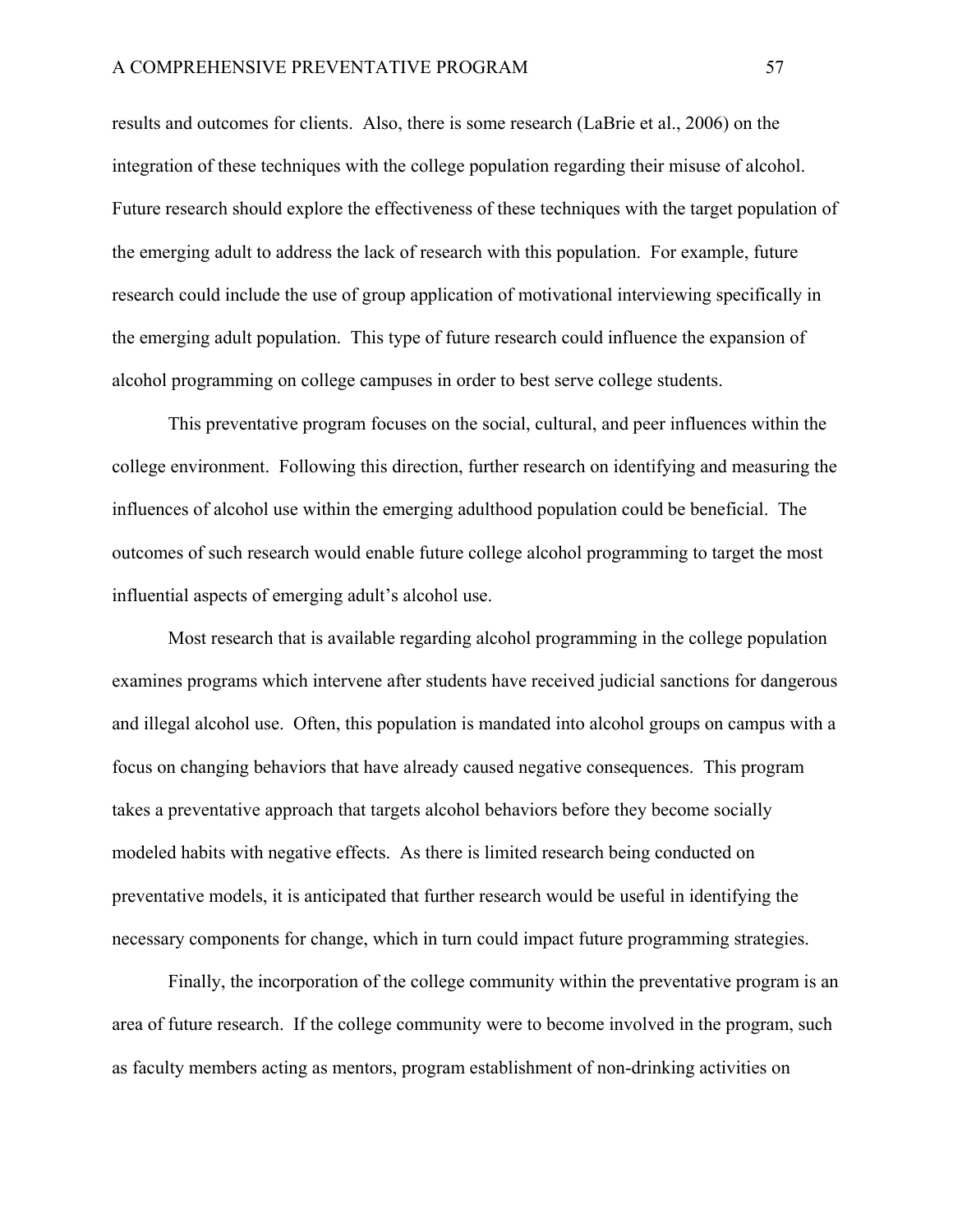results and outcomes for clients. Also, there is some research (LaBrie et al., 2006) on the integration of these techniques with the college population regarding their misuse of alcohol. Future research should explore the effectiveness of these techniques with the target population of the emerging adult to address the lack of research with this population. For example, future research could include the use of group application of motivational interviewing specifically in the emerging adult population. This type of future research could influence the expansion of alcohol programming on college campuses in order to best serve college students.

This preventative program focuses on the social, cultural, and peer influences within the college environment. Following this direction, further research on identifying and measuring the influences of alcohol use within the emerging adulthood population could be beneficial. The outcomes of such research would enable future college alcohol programming to target the most influential aspects of emerging adult's alcohol use.

Most research that is available regarding alcohol programming in the college population examines programs which intervene after students have received judicial sanctions for dangerous and illegal alcohol use. Often, this population is mandated into alcohol groups on campus with a focus on changing behaviors that have already caused negative consequences. This program takes a preventative approach that targets alcohol behaviors before they become socially modeled habits with negative effects. As there is limited research being conducted on preventative models, it is anticipated that further research would be useful in identifying the necessary components for change, which in turn could impact future programming strategies.

Finally, the incorporation of the college community within the preventative program is an area of future research. If the college community were to become involved in the program, such as faculty members acting as mentors, program establishment of non-drinking activities on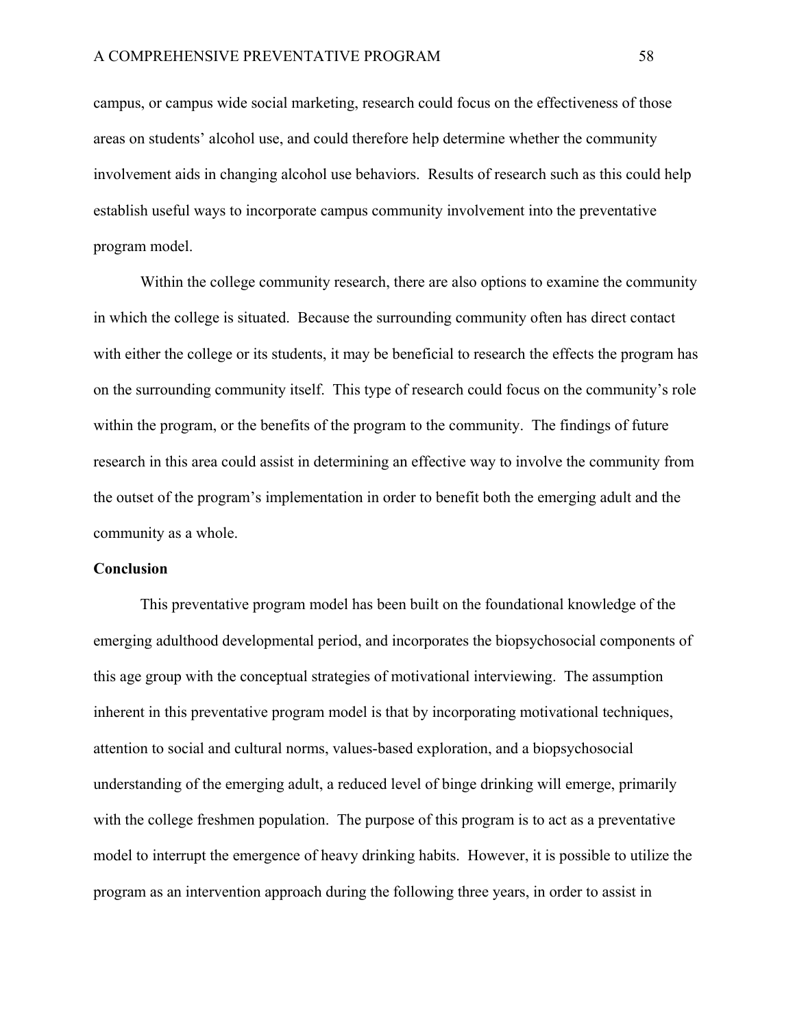campus, or campus wide social marketing, research could focus on the effectiveness of those areas on students' alcohol use, and could therefore help determine whether the community involvement aids in changing alcohol use behaviors. Results of research such as this could help establish useful ways to incorporate campus community involvement into the preventative program model.

Within the college community research, there are also options to examine the community in which the college is situated. Because the surrounding community often has direct contact with either the college or its students, it may be beneficial to research the effects the program has on the surrounding community itself. This type of research could focus on the community's role within the program, or the benefits of the program to the community. The findings of future research in this area could assist in determining an effective way to involve the community from the outset of the program's implementation in order to benefit both the emerging adult and the community as a whole.

## Conclusion

This preventative program model has been built on the foundational knowledge of the emerging adulthood developmental period, and incorporates the biopsychosocial components of this age group with the conceptual strategies of motivational interviewing. The assumption inherent in this preventative program model is that by incorporating motivational techniques, attention to social and cultural norms, values-based exploration, and a biopsychosocial understanding of the emerging adult, a reduced level of binge drinking will emerge, primarily with the college freshmen population. The purpose of this program is to act as a preventative model to interrupt the emergence of heavy drinking habits. However, it is possible to utilize the program as an intervention approach during the following three years, in order to assist in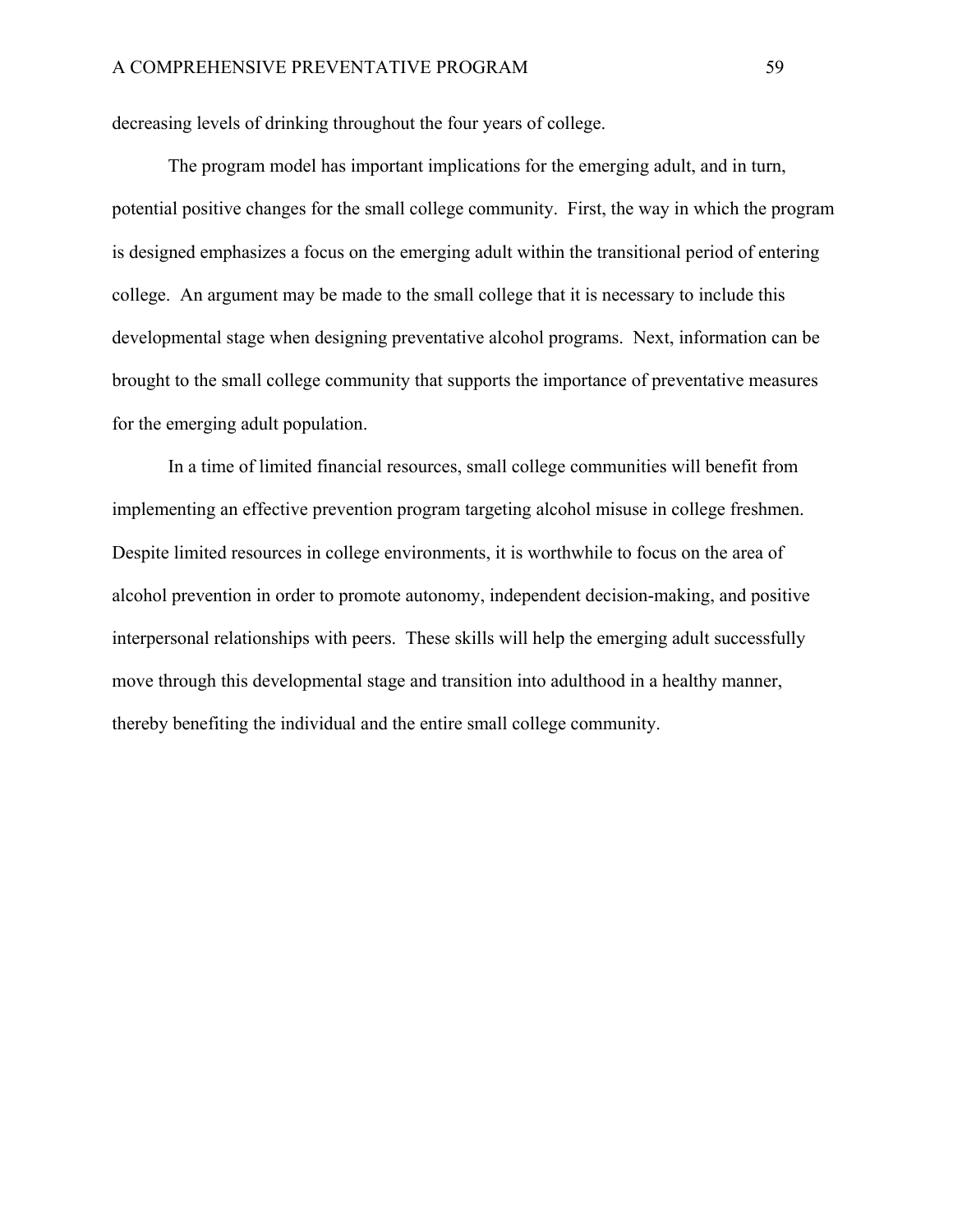decreasing levels of drinking throughout the four years of college.

The program model has important implications for the emerging adult, and in turn, potential positive changes for the small college community. First, the way in which the program is designed emphasizes a focus on the emerging adult within the transitional period of entering college. An argument may be made to the small college that it is necessary to include this developmental stage when designing preventative alcohol programs. Next, information can be brought to the small college community that supports the importance of preventative measures for the emerging adult population.

In a time of limited financial resources, small college communities will benefit from implementing an effective prevention program targeting alcohol misuse in college freshmen. Despite limited resources in college environments, it is worthwhile to focus on the area of alcohol prevention in order to promote autonomy, independent decision-making, and positive interpersonal relationships with peers. These skills will help the emerging adult successfully move through this developmental stage and transition into adulthood in a healthy manner, thereby benefiting the individual and the entire small college community.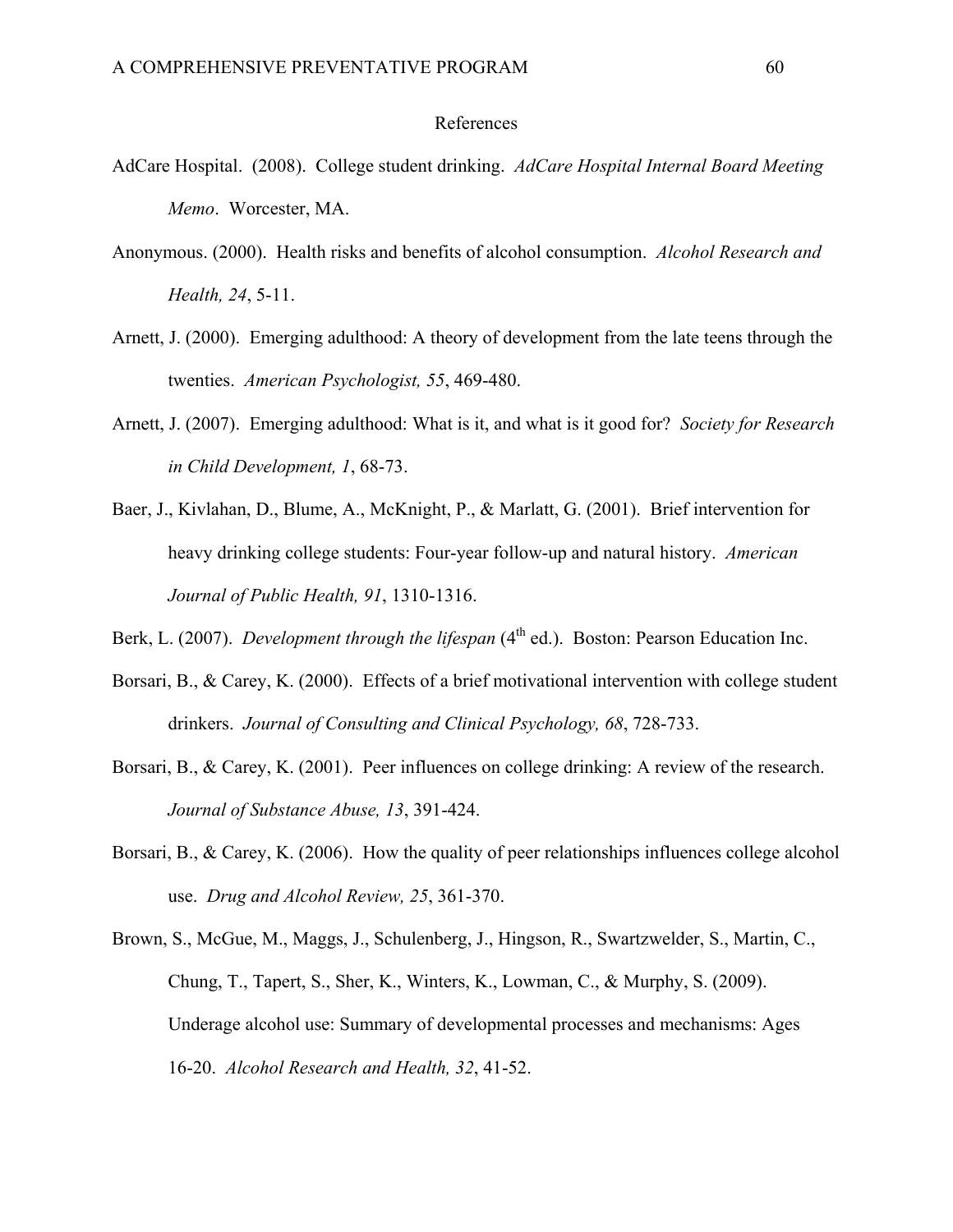# References

AdCare Hospital. (2008). College student drinking. *AdCare Hospital Internal Board Meeting Memo*. Worcester, MA.

Anonymous. (2000). Health risks and benefits of alcohol consumption. *Alcohol Research and Health, 24*, 5-11.

Arnett, J. (2000). Emerging adulthood: A theory of development from the late teens through the twenties. *American Psychologist, 55*, 469-480.

Arnett, J. (2007). Emerging adulthood: What is it, and what is it good for? *Society for Research in Child Development, 1*, 68-73.

Baer, J., Kivlahan, D., Blume, A., McKnight, P., & Marlatt, G. (2001). Brief intervention for heavy drinking college students: Four-year follow-up and natural history. *American Journal of Public Health, 91*, 1310-1316.

Berk, L. (2007). *Development through the lifespan* (4th ed.). Boston: Pearson Education Inc.

Borsari, B., & Carey, K. (2000). Effects of a brief motivational intervention with college student drinkers. *Journal of Consulting and Clinical Psychology, 68*, 728-733.

Borsari, B., & Carey, K. (2001). Peer influences on college drinking: A review of the research. *Journal of Substance Abuse, 13*, 391-424.

Borsari, B., & Carey, K. (2006). How the quality of peer relationships influences college alcohol use. *Drug and Alcohol Review, 25*, 361-370.

Brown, S., McGue, M., Maggs, J., Schulenberg, J., Hingson, R., Swartzwelder, S., Martin, C., Chung, T., Tapert, S., Sher, K., Winters, K., Lowman, C., & Murphy, S. (2009). Underage alcohol use: Summary of developmental processes and mechanisms: Ages 16-20. *Alcohol Research and Health, 32*, 41-52.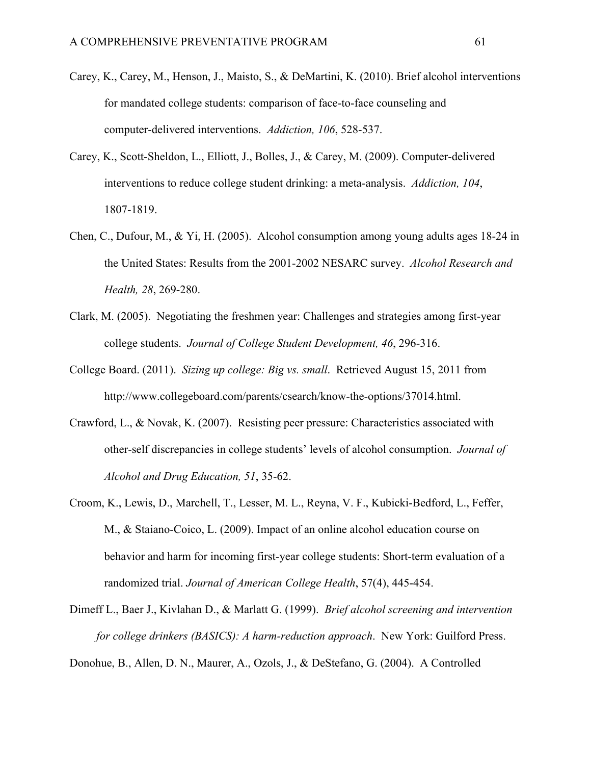Carey, K., Carey, M., Henson, J., Maisto, S., & DeMartini, K. (2010). Brief alcohol interventions for mandated college students: comparison of face-to-face counseling and computer-delivered interventions. *Addiction, 106*, 528-537.

Carey, K., Scott-Sheldon, L., Elliott, J., Bolles, J., & Carey, M. (2009). Computer-delivered interventions to reduce college student drinking: a meta-analysis. *Addiction, 104*, 1807-1819.

Chen, C., Dufour, M., & Yi, H. (2005). Alcohol consumption among young adults ages 18-24 in the United States: Results from the 2001-2002 NESARC survey. *Alcohol Research and Health, 28*, 269-280.

Clark, M. (2005). Negotiating the freshmen year: Challenges and strategies among first-year college students. *Journal of College Student Development, 46*, 296-316.

College Board. (2011). *Sizing up college: Big vs. small*. Retrieved August 15, 2011 from http://www.collegeboard.com/parents/csearch/know-the-options/37014.html.

Crawford, L., & Novak, K. (2007). Resisting peer pressure: Characteristics associated with other-self discrepancies in college students' levels of alcohol consumption. *Journal of Alcohol and Drug Education, 51*, 35-62.

Croom, K., Lewis, D., Marchell, T., Lesser, M. L., Reyna, V. F., Kubicki-Bedford, L., Feffer, M., & Staiano-Coico, L. (2009). Impact of an online alcohol education course on behavior and harm for incoming first-year college students: Short-term evaluation of a randomized trial. *Journal of American College Health*, 57(4), 445-454.

Dimeff L., Baer J., Kivlahan D., & Marlatt G. (1999). *Brief alcohol screening and intervention for college drinkers (BASICS): A harm-reduction approach*. New York: Guilford Press.

Donohue, B., Allen, D. N., Maurer, A., Ozols, J., & DeStefano, G. (2004). A Controlled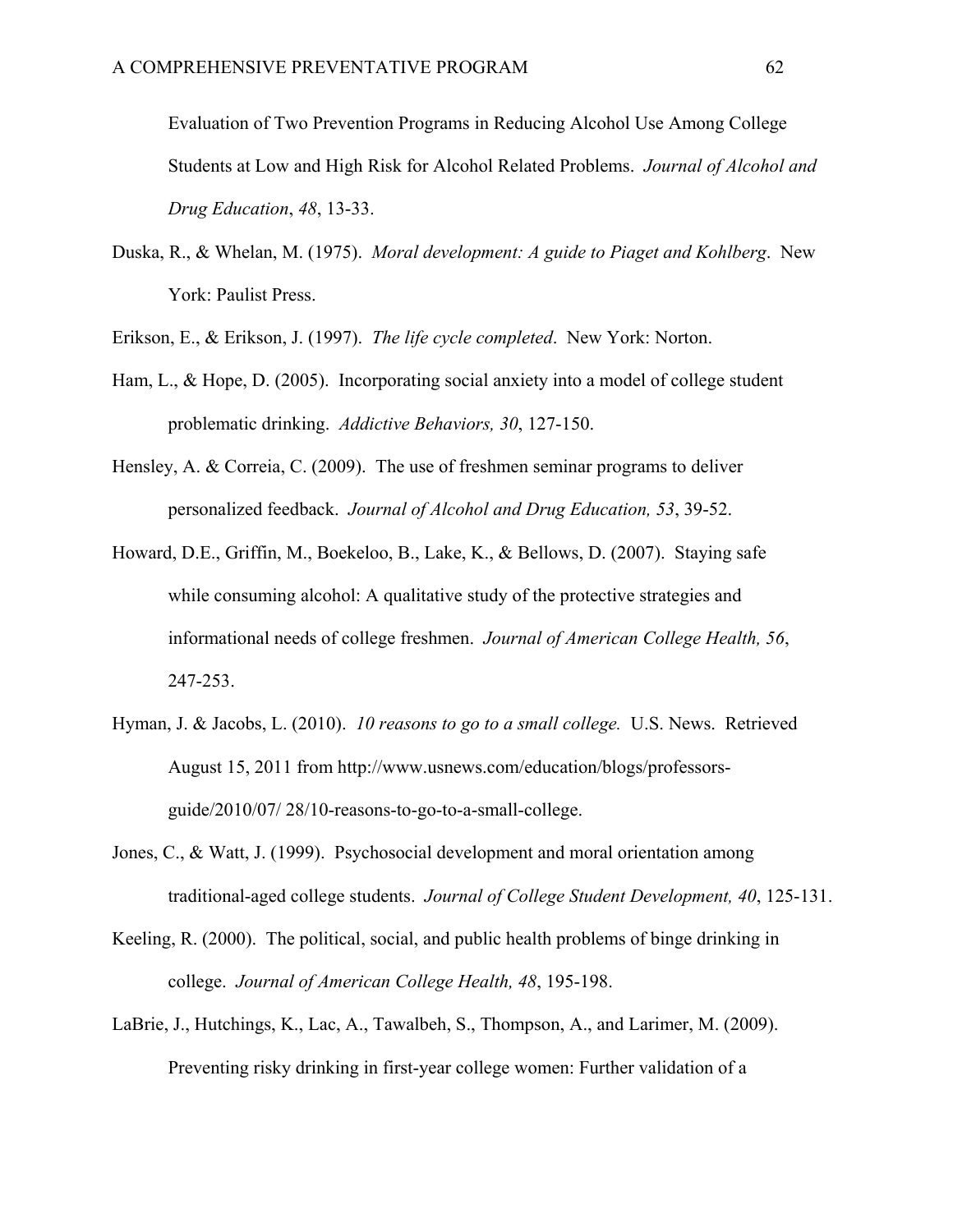Evaluation of Two Prevention Programs in Reducing Alcohol Use Among College Students at Low and High Risk for Alcohol Related Problems. *Journal of Alcohol and Drug Education*, *48*, 13-33.

Duska, R., & Whelan, M. (1975). *Moral development: A guide to Piaget and Kohlberg*. New York: Paulist Press.

Erikson, E., & Erikson, J. (1997). *The life cycle completed*. New York: Norton.

Ham, L., & Hope, D. (2005). Incorporating social anxiety into a model of college student problematic drinking. *Addictive Behaviors, 30*, 127-150.

Hensley, A. & Correia, C. (2009). The use of freshmen seminar programs to deliver personalized feedback. *Journal of Alcohol and Drug Education, 53*, 39-52.

Howard, D.E., Griffin, M., Boekeloo, B., Lake, K., & Bellows, D. (2007). Staying safe while consuming alcohol: A qualitative study of the protective strategies and informational needs of college freshmen. *Journal of American College Health, 56*, 247-253.

Hyman, J. & Jacobs, L. (2010). *10 reasons to go to a small college.* U.S. News. Retrieved August 15, 2011 from http://www.usnews.com/education/blogs/professors-guide/2010/07/ 28/10-reasons-to-go-to-a-small-college.

Jones, C., & Watt, J. (1999). Psychosocial development and moral orientation among traditional-aged college students. *Journal of College Student Development, 40*, 125-131.

Keeling, R. (2000). The political, social, and public health problems of binge drinking in college. *Journal of American College Health, 48*, 195-198.

LaBrie, J., Hutchings, K., Lac, A., Tawalbeh, S., Thompson, A., and Larimer, M. (2009). Preventing risky drinking in first-year college women: Further validation of a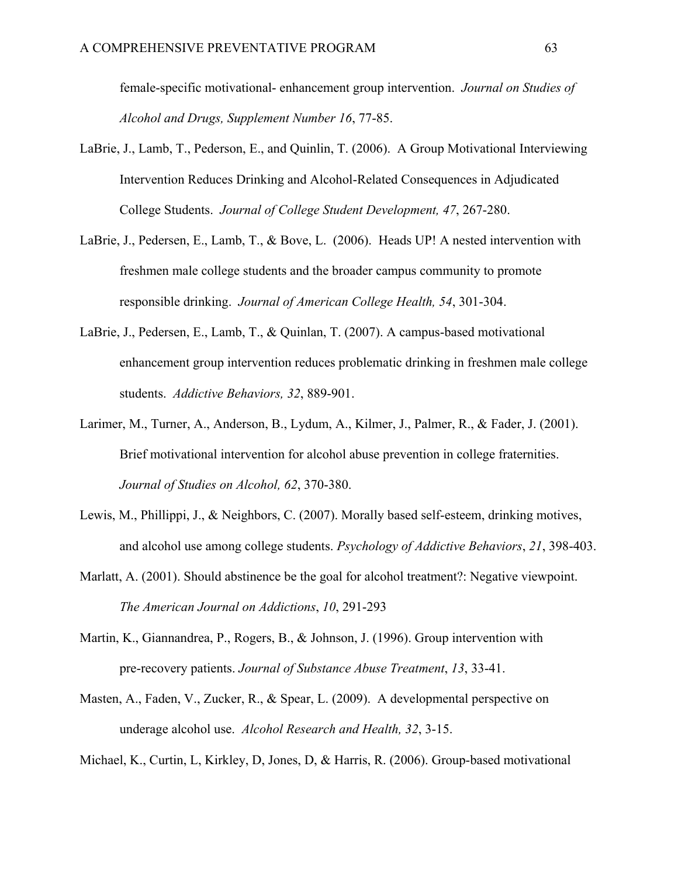female-specific motivational- enhancement group intervention. *Journal on Studies of Alcohol and Drugs, Supplement Number 16*, 77-85.

LaBrie, J., Lamb, T., Pederson, E., and Quinlin, T. (2006). A Group Motivational Interviewing Intervention Reduces Drinking and Alcohol-Related Consequences in Adjudicated College Students. *Journal of College Student Development, 47*, 267-280.

LaBrie, J., Pedersen, E., Lamb, T., & Bove, L. (2006). Heads UP! A nested intervention with freshmen male college students and the broader campus community to promote responsible drinking. *Journal of American College Health, 54*, 301-304.

LaBrie, J., Pedersen, E., Lamb, T., & Quinlan, T. (2007). A campus-based motivational enhancement group intervention reduces problematic drinking in freshmen male college students. *Addictive Behaviors, 32*, 889-901.

Larimer, M., Turner, A., Anderson, B., Lydum, A., Kilmer, J., Palmer, R., & Fader, J. (2001). Brief motivational intervention for alcohol abuse prevention in college fraternities. *Journal of Studies on Alcohol, 62*, 370-380.

Lewis, M., Phillippi, J., & Neighbors, C. (2007). Morally based self-esteem, drinking motives, and alcohol use among college students. *Psychology of Addictive Behaviors*, *21*, 398-403.

Marlatt, A. (2001). Should abstinence be the goal for alcohol treatment?: Negative viewpoint. *The American Journal on Addictions*, *10*, 291-293

Martin, K., Giannandrea, P., Rogers, B., & Johnson, J. (1996). Group intervention with pre-recovery patients. *Journal of Substance Abuse Treatment*, *13*, 33-41.

Masten, A., Faden, V., Zucker, R., & Spear, L. (2009). A developmental perspective on underage alcohol use. *Alcohol Research and Health, 32*, 3-15.

Michael, K., Curtin, L, Kirkley, D, Jones, D, & Harris, R. (2006). Group-based motivational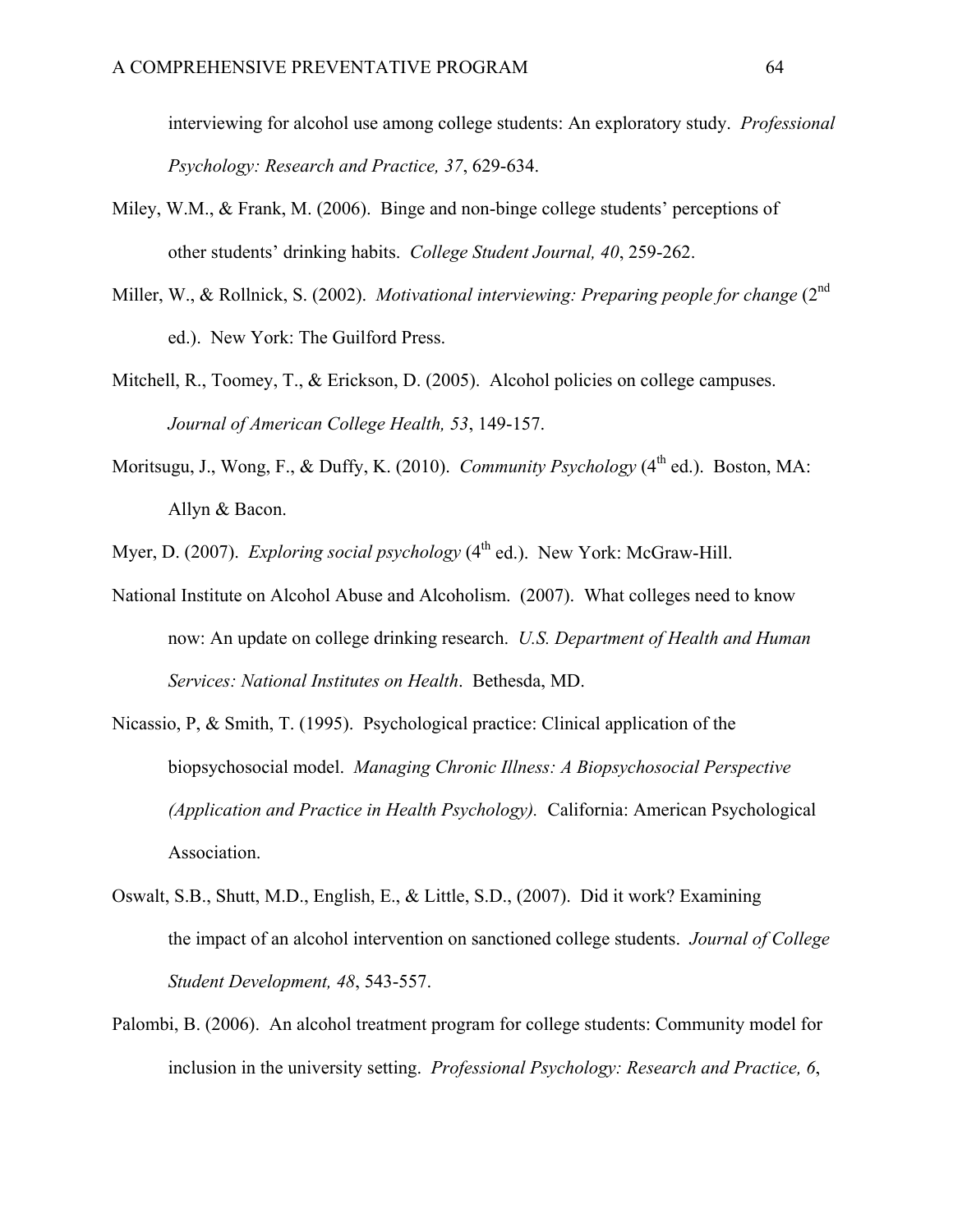interviewing for alcohol use among college students: An exploratory study. *Professional Psychology: Research and Practice, 37*, 629-634.

Miley, W.M., & Frank, M. (2006). Binge and non-binge college students' perceptions of other students' drinking habits. *College Student Journal, 40*, 259-262.

Miller, W., & Rollnick, S. (2002). *Motivational interviewing: Preparing people for change* (2nd ed.). New York: The Guilford Press.

Mitchell, R., Toomey, T., & Erickson, D. (2005). Alcohol policies on college campuses. *Journal of American College Health, 53*, 149-157.

Moritsugu, J., Wong, F., & Duffy, K. (2010). *Community Psychology* (4th ed.). Boston, MA: Allyn & Bacon.

Myer, D. (2007). *Exploring social psychology* (4th ed.). New York: McGraw-Hill.

National Institute on Alcohol Abuse and Alcoholism. (2007). What colleges need to know now: An update on college drinking research. *U.S. Department of Health and Human Services: National Institutes on Health*. Bethesda, MD.

Nicassio, P, & Smith, T. (1995). Psychological practice: Clinical application of the biopsychosocial model. *Managing Chronic Illness: A Biopsychosocial Perspective (Application and Practice in Health Psychology).* California: American Psychological Association.

Oswalt, S.B., Shutt, M.D., English, E., & Little, S.D., (2007). Did it work? Examining the impact of an alcohol intervention on sanctioned college students. *Journal of College Student Development, 48*, 543-557.

Palombi, B. (2006). An alcohol treatment program for college students: Community model for inclusion in the university setting. *Professional Psychology: Research and Practice, 6*,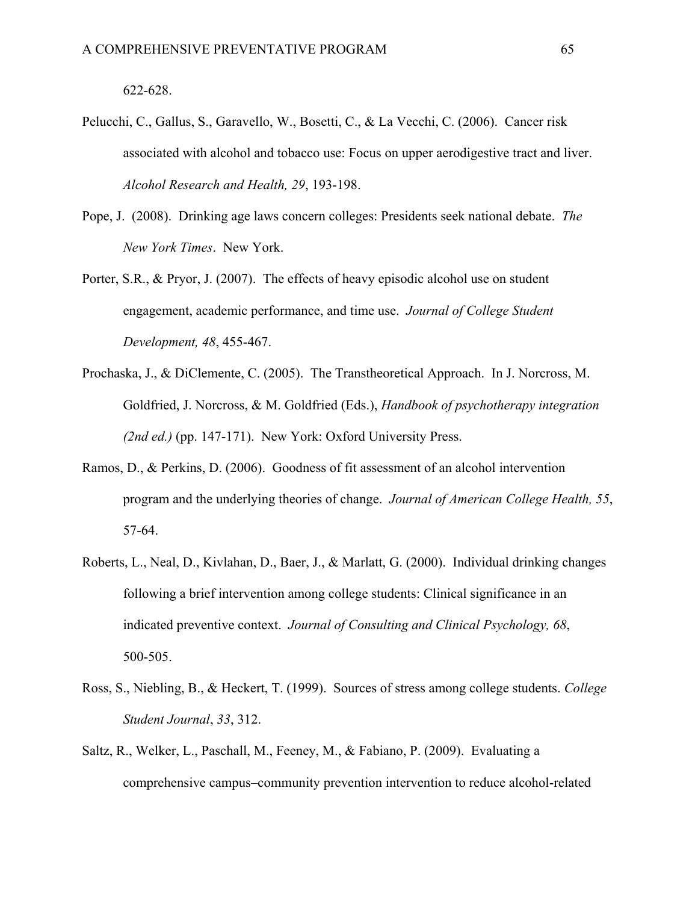622-628.

Pelucchi, C., Gallus, S., Garavello, W., Bosetti, C., & La Vecchi, C. (2006). Cancer risk associated with alcohol and tobacco use: Focus on upper aerodigestive tract and liver. *Alcohol Research and Health, 29*, 193-198.

Pope, J. (2008). Drinking age laws concern colleges: Presidents seek national debate. *The New York Times*. New York.

Porter, S.R., & Pryor, J. (2007). The effects of heavy episodic alcohol use on student engagement, academic performance, and time use. *Journal of College Student Development, 48*, 455-467.

Prochaska, J., & DiClemente, C. (2005). The Transtheoretical Approach. In J. Norcross, M. Goldfried, J. Norcross, & M. Goldfried (Eds.), *Handbook of psychotherapy integration (2nd ed.)* (pp. 147-171). New York: Oxford University Press.

Ramos, D., & Perkins, D. (2006). Goodness of fit assessment of an alcohol intervention program and the underlying theories of change. *Journal of American College Health, 55*, 57-64.

Roberts, L., Neal, D., Kivlahan, D., Baer, J., & Marlatt, G. (2000). Individual drinking changes following a brief intervention among college students: Clinical significance in an indicated preventive context. *Journal of Consulting and Clinical Psychology, 68*, 500-505.

Ross, S., Niebling, B., & Heckert, T. (1999). Sources of stress among college students. *College Student Journal*, *33*, 312.

Saltz, R., Welker, L., Paschall, M., Feeney, M., & Fabiano, P. (2009). Evaluating a comprehensive campus–community prevention intervention to reduce alcohol-related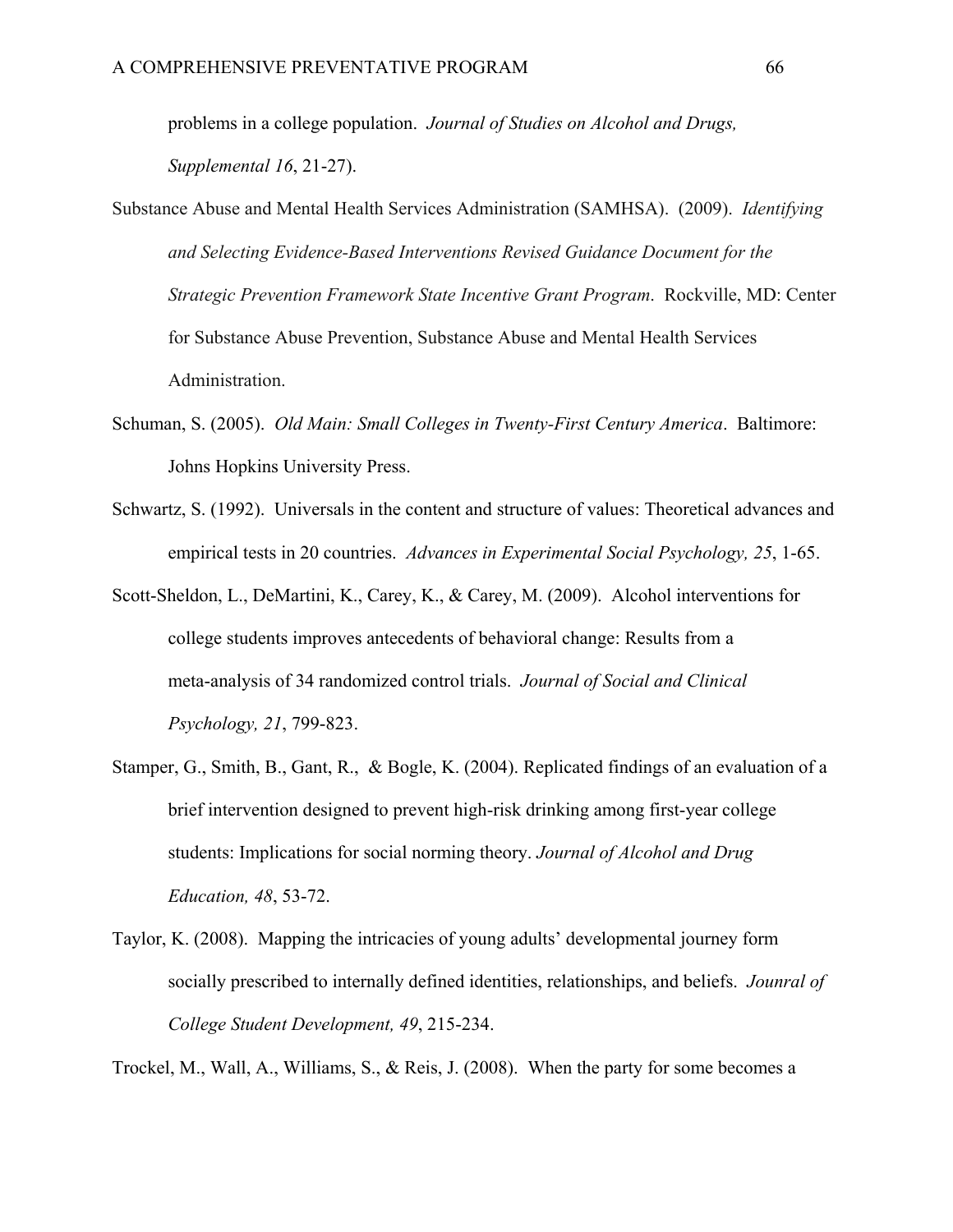problems in a college population. *Journal of Studies on Alcohol and Drugs, Supplemental 16*, 21-27).

Substance Abuse and Mental Health Services Administration (SAMHSA). (2009). *Identifying and Selecting Evidence-Based Interventions Revised Guidance Document for the Strategic Prevention Framework State Incentive Grant Program*. Rockville, MD: Center for Substance Abuse Prevention, Substance Abuse and Mental Health Services Administration.

Schuman, S. (2005). *Old Main: Small Colleges in Twenty-First Century America*. Baltimore: Johns Hopkins University Press.

Schwartz, S. (1992). Universals in the content and structure of values: Theoretical advances and empirical tests in 20 countries. *Advances in Experimental Social Psychology, 25*, 1-65.

Scott-Sheldon, L., DeMartini, K., Carey, K., & Carey, M. (2009). Alcohol interventions for college students improves antecedents of behavioral change: Results from a meta-analysis of 34 randomized control trials. *Journal of Social and Clinical Psychology, 21*, 799-823.

Stamper, G., Smith, B., Gant, R., & Bogle, K. (2004). Replicated findings of an evaluation of a brief intervention designed to prevent high-risk drinking among first-year college students: Implications for social norming theory. *Journal of Alcohol and Drug Education, 48*, 53-72.

Taylor, K. (2008). Mapping the intricacies of young adults' developmental journey form socially prescribed to internally defined identities, relationships, and beliefs. *Jounral of College Student Development, 49*, 215-234.

Trockel, M., Wall, A., Williams, S., & Reis, J. (2008). When the party for some becomes a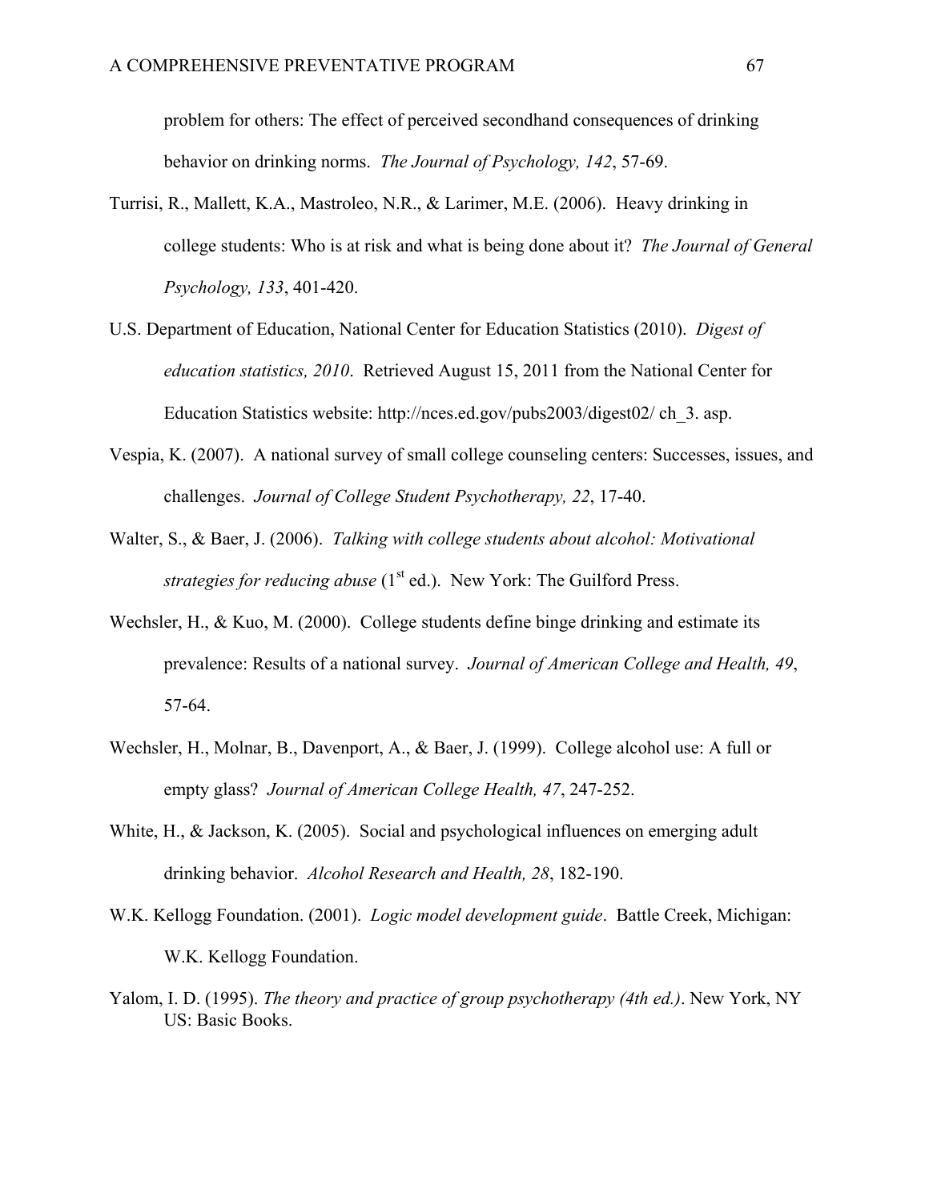problem for others: The effect of perceived secondhand consequences of drinking behavior on drinking norms. *The Journal of Psychology, 142*, 57-69.

Turrisi, R., Mallett, K.A., Mastroleo, N.R., & Larimer, M.E. (2006). Heavy drinking in college students: Who is at risk and what is being done about it? *The Journal of General Psychology, 133*, 401-420.

U.S. Department of Education, National Center for Education Statistics (2010). *Digest of education statistics, 2010*. Retrieved August 15, 2011 from the National Center for Education Statistics website: http://nces.ed.gov/pubs2003/digest02/ ch_3. asp.

Vespia, K. (2007). A national survey of small college counseling centers: Successes, issues, and challenges. *Journal of College Student Psychotherapy, 22*, 17-40.

Walter, S., & Baer, J. (2006). *Talking with college students about alcohol: Motivational strategies for reducing abuse* (1st ed.). New York: The Guilford Press.

Wechsler, H., & Kuo, M. (2000). College students define binge drinking and estimate its prevalence: Results of a national survey. *Journal of American College and Health, 49*, 57-64.

Wechsler, H., Molnar, B., Davenport, A., & Baer, J. (1999). College alcohol use: A full or empty glass? *Journal of American College Health, 47*, 247-252.

White, H., & Jackson, K. (2005). Social and psychological influences on emerging adult drinking behavior. *Alcohol Research and Health, 28*, 182-190.

W.K. Kellogg Foundation. (2001). *Logic model development guide*. Battle Creek, Michigan: W.K. Kellogg Foundation.

Yalom, I. D. (1995). *The theory and practice of group psychotherapy (4th ed.)*. New York, NY US: Basic Books.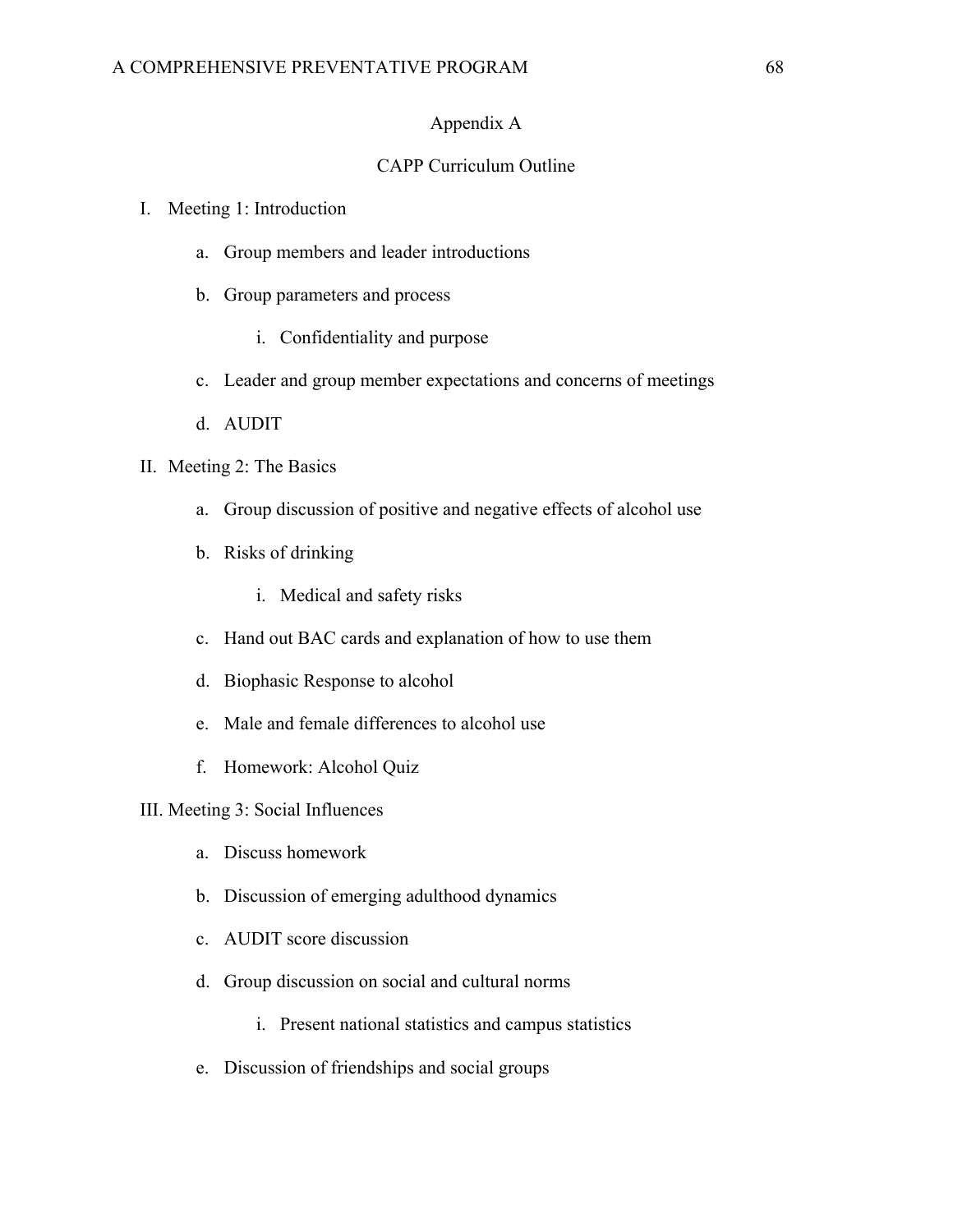## Appendix A

## CAPP Curriculum Outline

I. Meeting 1: Introduction

   a. Group members and leader introductions

   b. Group parameters and process

      i. Confidentiality and purpose

   c. Leader and group member expectations and concerns of meetings

   d. AUDIT

II. Meeting 2: The Basics

   a. Group discussion of positive and negative effects of alcohol use

   b. Risks of drinking

      i. Medical and safety risks

   c. Hand out BAC cards and explanation of how to use them

   d. Biophasic Response to alcohol

   e. Male and female differences to alcohol use

   f. Homework: Alcohol Quiz

III. Meeting 3: Social Influences

   a. Discuss homework

   b. Discussion of emerging adulthood dynamics

   c. AUDIT score discussion

   d. Group discussion on social and cultural norms

      i. Present national statistics and campus statistics

   e. Discussion of friendships and social groups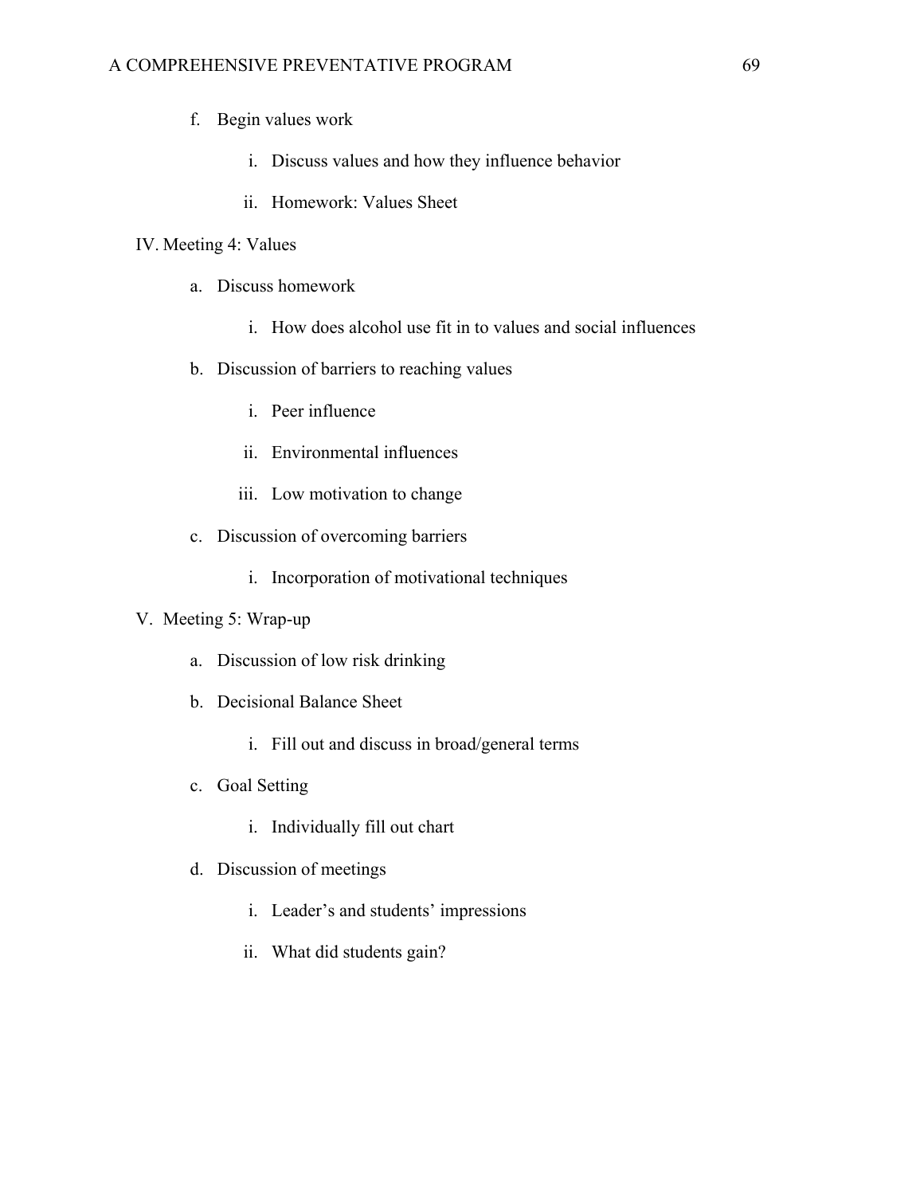f. Begin values work
    i. Discuss values and how they influence behavior
    ii. Homework: Values Sheet

IV. Meeting 4: Values
  a. Discuss homework
    i. How does alcohol use fit in to values and social influences
  b. Discussion of barriers to reaching values
    i. Peer influence
    ii. Environmental influences
    iii. Low motivation to change
  c. Discussion of overcoming barriers
    i. Incorporation of motivational techniques

V. Meeting 5: Wrap-up
  a. Discussion of low risk drinking
  b. Decisional Balance Sheet
    i. Fill out and discuss in broad/general terms
  c. Goal Setting
    i. Individually fill out chart
  d. Discussion of meetings
    i. Leader's and students' impressions
    ii. What did students gain?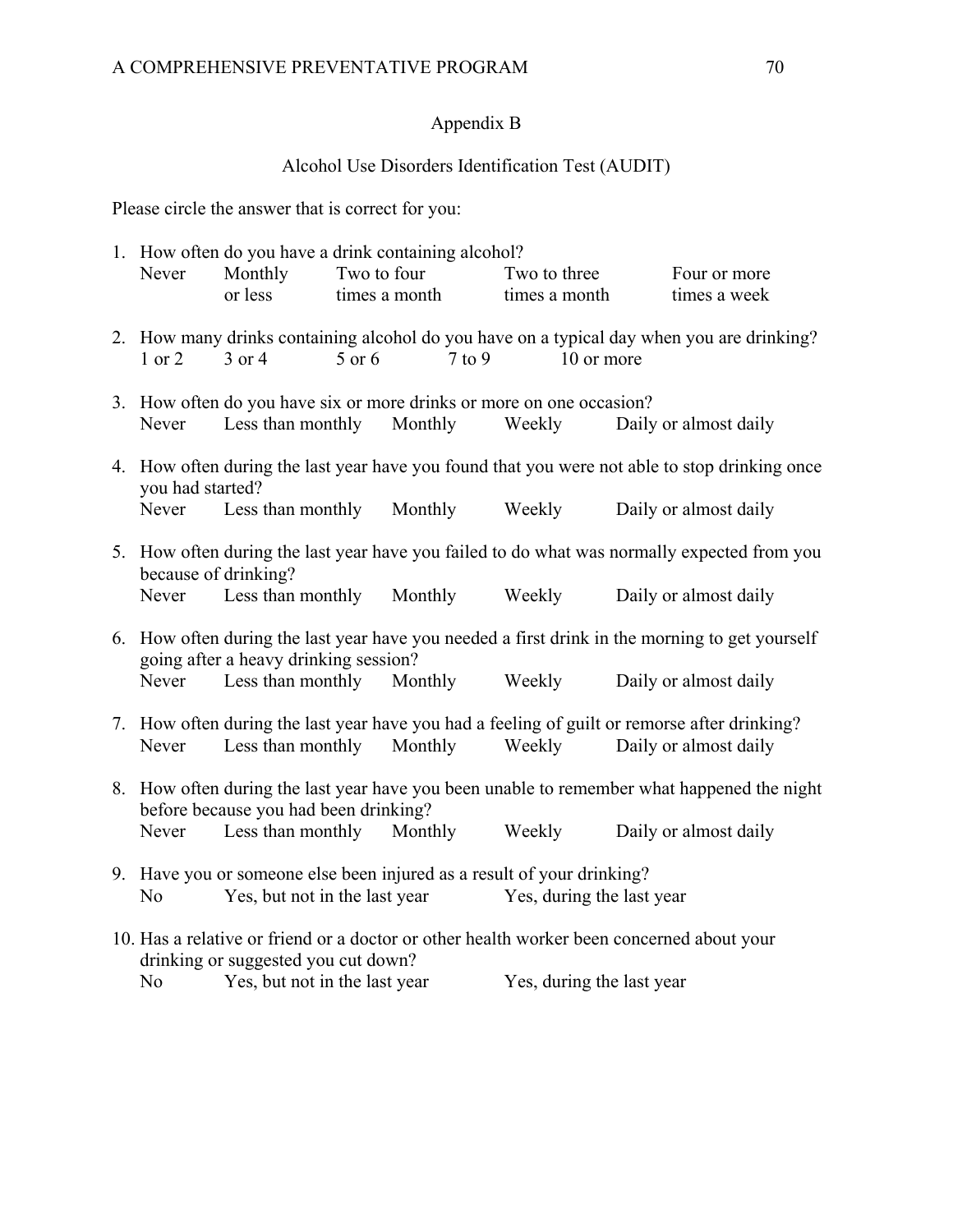## Appendix B

### Alcohol Use Disorders Identification Test (AUDIT)

Please circle the answer that is correct for you:

1. How often do you have a drink containing alcohol?
   Never | Monthly or less | Two to four times a month | Two to three times a month | Four or more times a week

2. How many drinks containing alcohol do you have on a typical day when you are drinking?
   1 or 2 | 3 or 4 | 5 or 6 | 7 to 9 | 10 or more

3. How often do you have six or more drinks or more on one occasion?
   Never | Less than monthly | Monthly | Weekly | Daily or almost daily

4. How often during the last year have you found that you were not able to stop drinking once you had started?
   Never | Less than monthly | Monthly | Weekly | Daily or almost daily

5. How often during the last year have you failed to do what was normally expected from you because of drinking?
   Never | Less than monthly | Monthly | Weekly | Daily or almost daily

6. How often during the last year have you needed a first drink in the morning to get yourself going after a heavy drinking session?
   Never | Less than monthly | Monthly | Weekly | Daily or almost daily

7. How often during the last year have you had a feeling of guilt or remorse after drinking?
   Never | Less than monthly | Monthly | Weekly | Daily or almost daily

8. How often during the last year have you been unable to remember what happened the night before because you had been drinking?
   Never | Less than monthly | Monthly | Weekly | Daily or almost daily

9. Have you or someone else been injured as a result of your drinking?
   No | Yes, but not in the last year | Yes, during the last year

10. Has a relative or friend or a doctor or other health worker been concerned about your drinking or suggested you cut down?
    No | Yes, but not in the last year | Yes, during the last year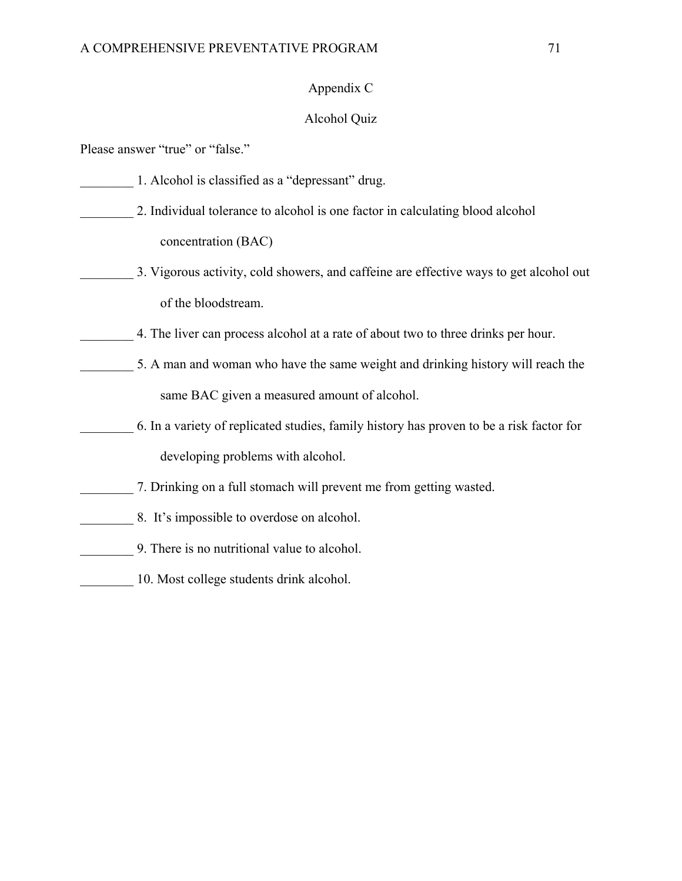## Appendix C

## Alcohol Quiz

Please answer “true” or “false.”

________ 1. Alcohol is classified as a “depressant” drug.

________ 2. Individual tolerance to alcohol is one factor in calculating blood alcohol concentration (BAC)

________ 3. Vigorous activity, cold showers, and caffeine are effective ways to get alcohol out of the bloodstream.

________ 4. The liver can process alcohol at a rate of about two to three drinks per hour.

________ 5. A man and woman who have the same weight and drinking history will reach the same BAC given a measured amount of alcohol.

________ 6. In a variety of replicated studies, family history has proven to be a risk factor for developing problems with alcohol.

________ 7. Drinking on a full stomach will prevent me from getting wasted.

________ 8. It’s impossible to overdose on alcohol.

________ 9. There is no nutritional value to alcohol.

________ 10. Most college students drink alcohol.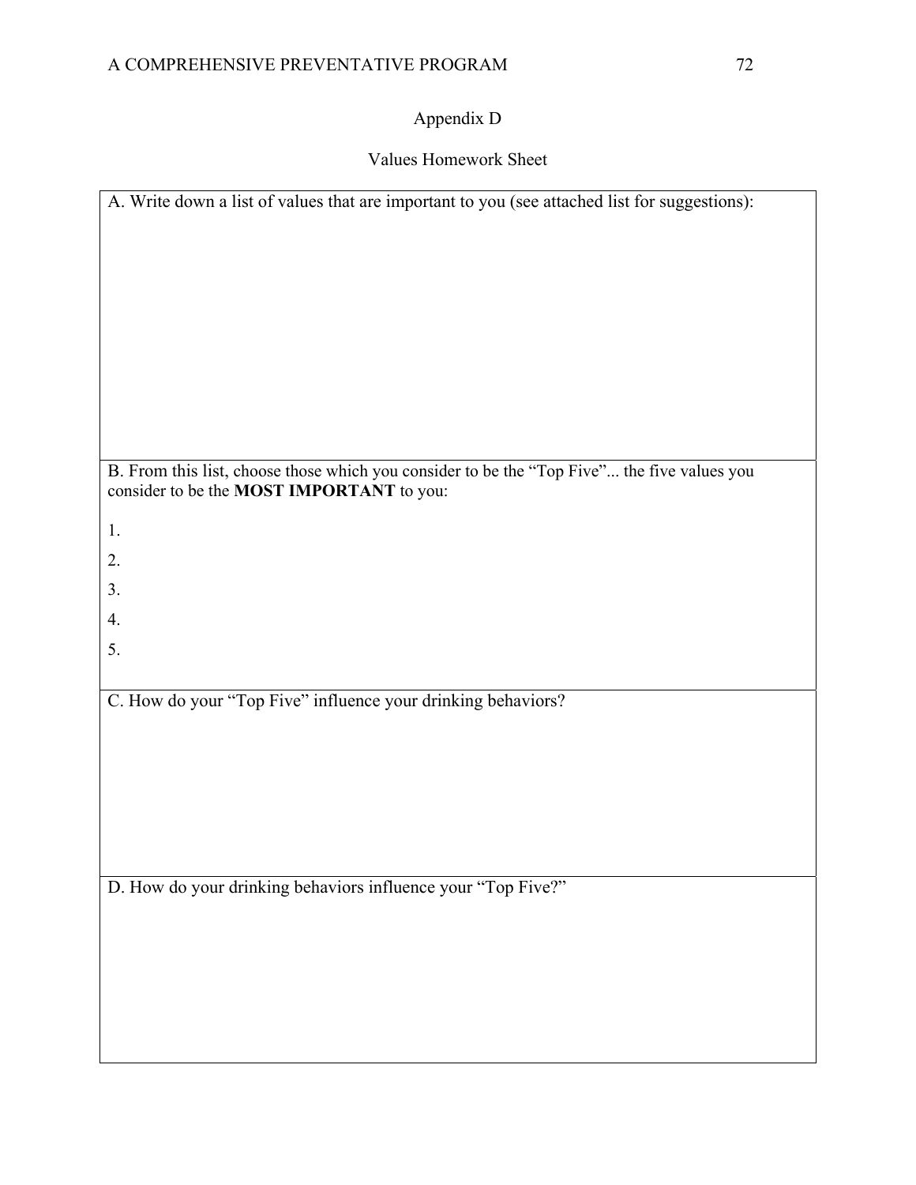## Appendix D

### Values Homework Sheet

A. Write down a list of values that are important to you (see attached list for suggestions):

B. From this list, choose those which you consider to be the "Top Five"... the five values you consider to be the **MOST IMPORTANT** to you:

1.
2.
3.
4.
5.

C. How do your "Top Five" influence your drinking behaviors?

D. How do your drinking behaviors influence your "Top Five?"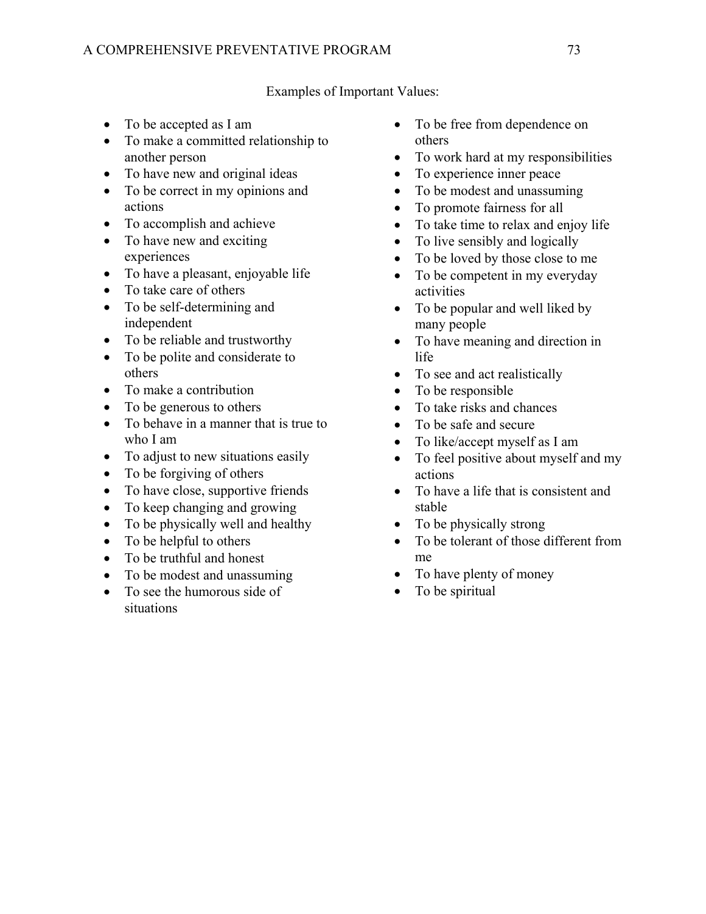Examples of Important Values:

- To be accepted as I am
- To make a committed relationship to another person
- To have new and original ideas
- To be correct in my opinions and actions
- To accomplish and achieve
- To have new and exciting experiences
- To have a pleasant, enjoyable life
- To take care of others
- To be self-determining and independent
- To be reliable and trustworthy
- To be polite and considerate to others
- To make a contribution
- To be generous to others
- To behave in a manner that is true to who I am
- To adjust to new situations easily
- To be forgiving of others
- To have close, supportive friends
- To keep changing and growing
- To be physically well and healthy
- To be helpful to others
- To be truthful and honest
- To be modest and unassuming
- To see the humorous side of situations
- To be free from dependence on others
- To work hard at my responsibilities
- To experience inner peace
- To be modest and unassuming
- To promote fairness for all
- To take time to relax and enjoy life
- To live sensibly and logically
- To be loved by those close to me
- To be competent in my everyday activities
- To be popular and well liked by many people
- To have meaning and direction in life
- To see and act realistically
- To be responsible
- To take risks and chances
- To be safe and secure
- To like/accept myself as I am
- To feel positive about myself and my actions
- To have a life that is consistent and stable
- To be physically strong
- To be tolerant of those different from me
- To have plenty of money
- To be spiritual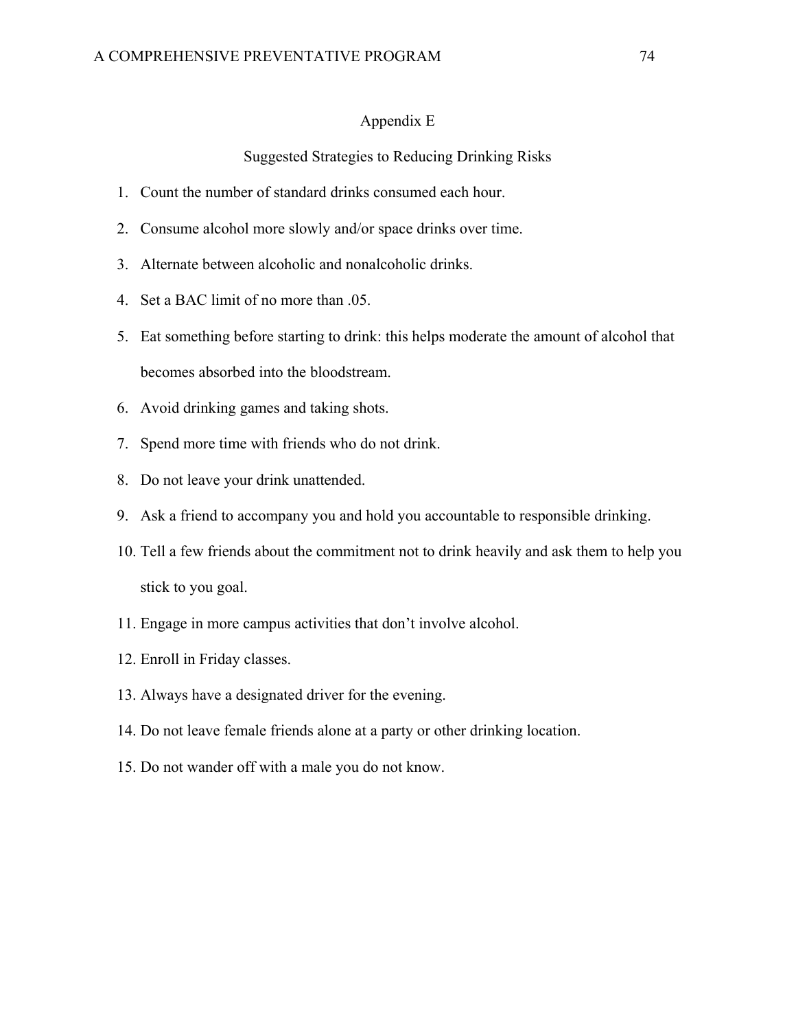# Appendix E

## Suggested Strategies to Reducing Drinking Risks

1. Count the number of standard drinks consumed each hour.
2. Consume alcohol more slowly and/or space drinks over time.
3. Alternate between alcoholic and nonalcoholic drinks.
4. Set a BAC limit of no more than .05.
5. Eat something before starting to drink: this helps moderate the amount of alcohol that becomes absorbed into the bloodstream.
6. Avoid drinking games and taking shots.
7. Spend more time with friends who do not drink.
8. Do not leave your drink unattended.
9. Ask a friend to accompany you and hold you accountable to responsible drinking.
10. Tell a few friends about the commitment not to drink heavily and ask them to help you stick to you goal.
11. Engage in more campus activities that don't involve alcohol.
12. Enroll in Friday classes.
13. Always have a designated driver for the evening.
14. Do not leave female friends alone at a party or other drinking location.
15. Do not wander off with a male you do not know.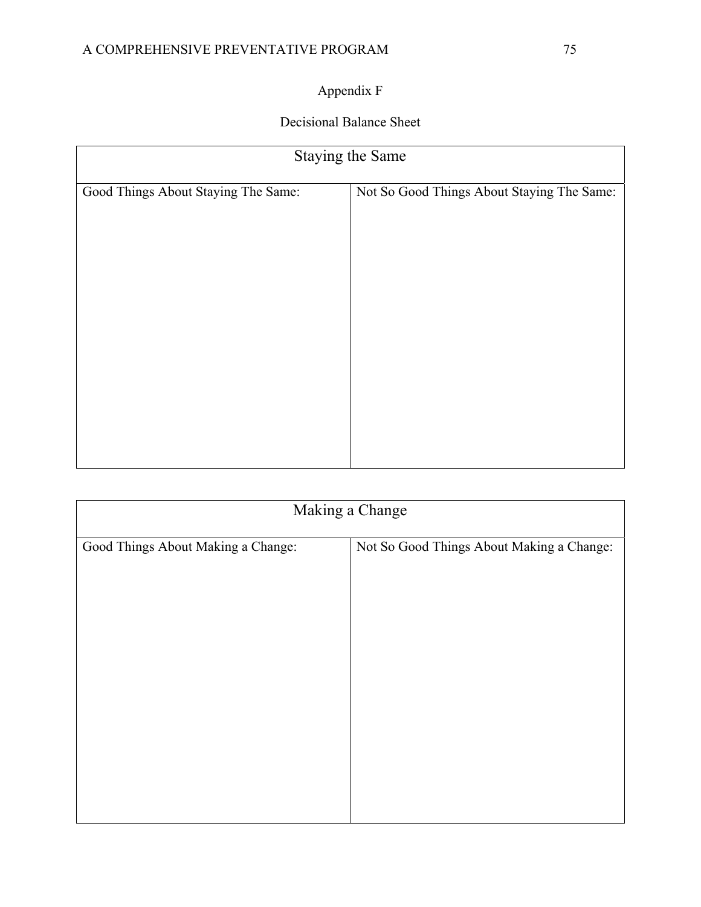Appendix F

Decisional Balance Sheet

| Staying the Same | |
|---|---|
| Good Things About Staying The Same: | Not So Good Things About Staying The Same: |

| Making a Change | |
|---|---|
| Good Things About Making a Change: | Not So Good Things About Making a Change: |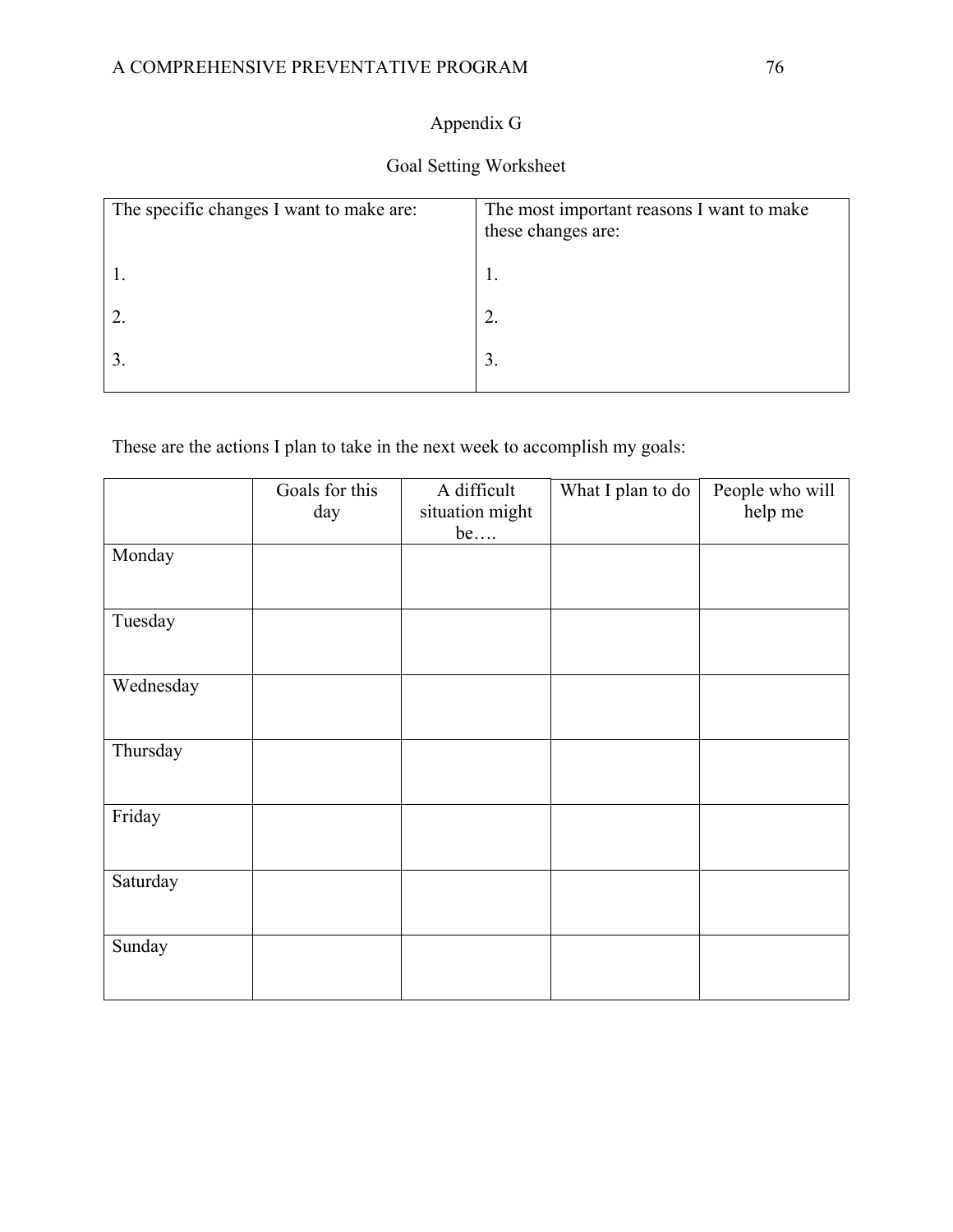# Appendix G

## Goal Setting Worksheet

| The specific changes I want to make are: | The most important reasons I want to make these changes are: |
|---|---|
| 1. | 1. |
| 2. | 2. |
| 3. | 3. |

These are the actions I plan to take in the next week to accomplish my goals:

| | Goals for this day | A difficult situation might be…. | What I plan to do | People who will help me |
|---|---|---|---|---|
| Monday | | | | |
| Tuesday | | | | |
| Wednesday | | | | |
| Thursday | | | | |
| Friday | | | | |
| Saturday | | | | |
| Sunday | | | | |